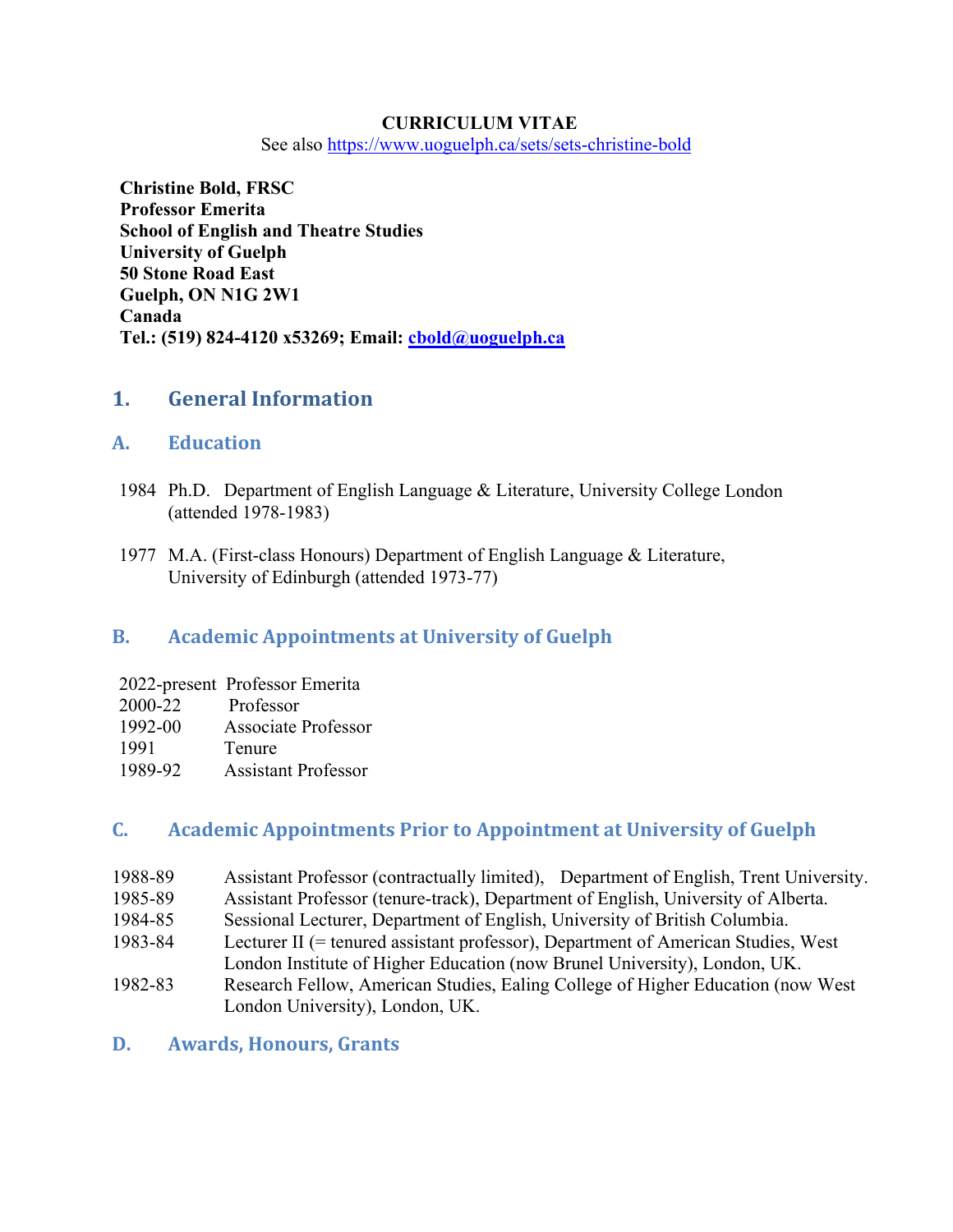**CURRICULUM VITAE**

See also https://www.uoguelph.ca/sets/sets-christine-bold

**Christine Bold, FRSC**
**Professor Emerita**
**School of English and Theatre Studies**
**University of Guelph**
**50 Stone Road East**
**Guelph, ON N1G 2W1**
**Canada**
**Tel.: (519) 824-4120 x53269; Email: cbold@uoguelph.ca**

# 1. General Information

## A. Education

1984 Ph.D. Department of English Language & Literature, University College London (attended 1978-1983)

1977 M.A. (First-class Honours) Department of English Language & Literature, University of Edinburgh (attended 1973-77)

## B. Academic Appointments at University of Guelph

| | |
|---|---|
| 2022-present | Professor Emerita |
| 2000-22 | Professor |
| 1992-00 | Associate Professor |
| 1991 | Tenure |
| 1989-92 | Assistant Professor |

## C. Academic Appointments Prior to Appointment at University of Guelph

| | |
|---|---|
| 1988-89 | Assistant Professor (contractually limited), Department of English, Trent University. |
| 1985-89 | Assistant Professor (tenure-track), Department of English, University of Alberta. |
| 1984-85 | Sessional Lecturer, Department of English, University of British Columbia. |
| 1983-84 | Lecturer II (= tenured assistant professor), Department of American Studies, West London Institute of Higher Education (now Brunel University), London, UK. |
| 1982-83 | Research Fellow, American Studies, Ealing College of Higher Education (now West London University), London, UK. |

## D. Awards, Honours, Grants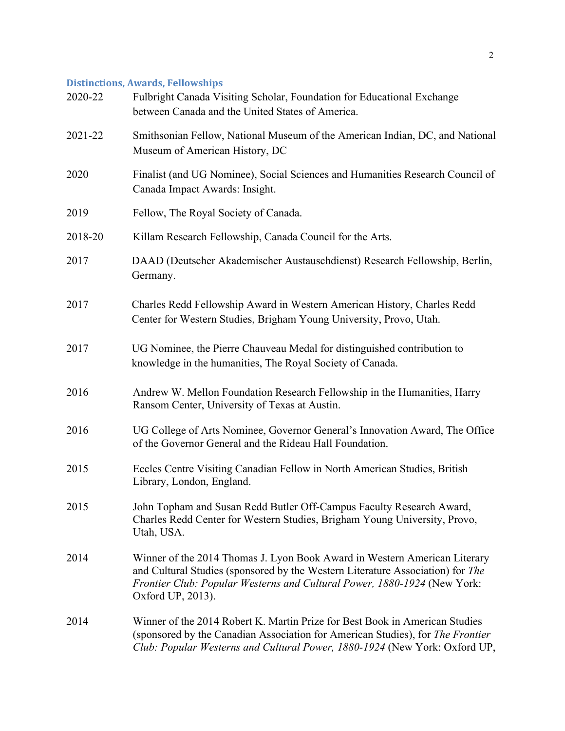## Distinctions, Awards, Fellowships

2020-22 Fulbright Canada Visiting Scholar, Foundation for Educational Exchange between Canada and the United States of America.

2021-22 Smithsonian Fellow, National Museum of the American Indian, DC, and National Museum of American History, DC

2020 Finalist (and UG Nominee), Social Sciences and Humanities Research Council of Canada Impact Awards: Insight.

2019 Fellow, The Royal Society of Canada.

2018-20 Killam Research Fellowship, Canada Council for the Arts.

2017 DAAD (Deutscher Akademischer Austauschdienst) Research Fellowship, Berlin, Germany.

2017 Charles Redd Fellowship Award in Western American History, Charles Redd Center for Western Studies, Brigham Young University, Provo, Utah.

2017 UG Nominee, the Pierre Chauveau Medal for distinguished contribution to knowledge in the humanities, The Royal Society of Canada.

2016 Andrew W. Mellon Foundation Research Fellowship in the Humanities, Harry Ransom Center, University of Texas at Austin.

2016 UG College of Arts Nominee, Governor General's Innovation Award, The Office of the Governor General and the Rideau Hall Foundation.

2015 Eccles Centre Visiting Canadian Fellow in North American Studies, British Library, London, England.

2015 John Topham and Susan Redd Butler Off-Campus Faculty Research Award, Charles Redd Center for Western Studies, Brigham Young University, Provo, Utah, USA.

2014 Winner of the 2014 Thomas J. Lyon Book Award in Western American Literary and Cultural Studies (sponsored by the Western Literature Association) for *The Frontier Club: Popular Westerns and Cultural Power, 1880-1924* (New York: Oxford UP, 2013).

2014 Winner of the 2014 Robert K. Martin Prize for Best Book in American Studies (sponsored by the Canadian Association for American Studies), for *The Frontier Club: Popular Westerns and Cultural Power, 1880-1924* (New York: Oxford UP,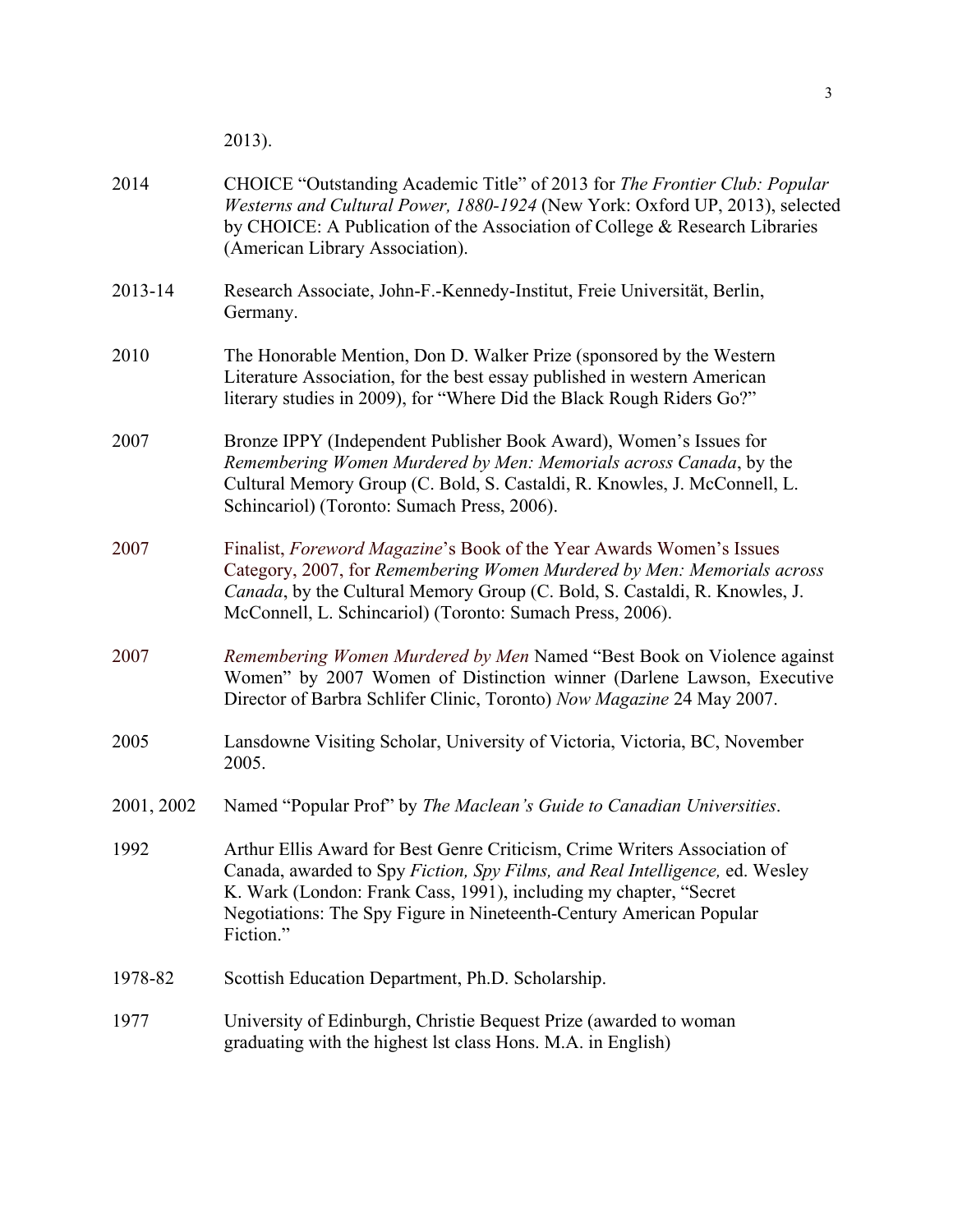2013).

2014 CHOICE “Outstanding Academic Title” of 2013 for *The Frontier Club: Popular Westerns and Cultural Power, 1880-1924* (New York: Oxford UP, 2013), selected by CHOICE: A Publication of the Association of College & Research Libraries (American Library Association).

2013-14 Research Associate, John-F.-Kennedy-Institut, Freie Universität, Berlin, Germany.

2010 The Honorable Mention, Don D. Walker Prize (sponsored by the Western Literature Association, for the best essay published in western American literary studies in 2009), for “Where Did the Black Rough Riders Go?”

2007 Bronze IPPY (Independent Publisher Book Award), Women’s Issues for *Remembering Women Murdered by Men: Memorials across Canada*, by the Cultural Memory Group (C. Bold, S. Castaldi, R. Knowles, J. McConnell, L. Schincariol) (Toronto: Sumach Press, 2006).

2007 Finalist, *Foreword Magazine*’s Book of the Year Awards Women’s Issues Category, 2007, for *Remembering Women Murdered by Men: Memorials across Canada*, by the Cultural Memory Group (C. Bold, S. Castaldi, R. Knowles, J. McConnell, L. Schincariol) (Toronto: Sumach Press, 2006).

2007 *Remembering Women Murdered by Men* Named “Best Book on Violence against Women” by 2007 Women of Distinction winner (Darlene Lawson, Executive Director of Barbra Schlifer Clinic, Toronto) *Now Magazine* 24 May 2007.

2005 Lansdowne Visiting Scholar, University of Victoria, Victoria, BC, November 2005.

2001, 2002 Named “Popular Prof” by *The Maclean’s Guide to Canadian Universities*.

1992 Arthur Ellis Award for Best Genre Criticism, Crime Writers Association of Canada, awarded to Spy *Fiction, Spy Films, and Real Intelligence,* ed. Wesley K. Wark (London: Frank Cass, 1991), including my chapter, “Secret Negotiations: The Spy Figure in Nineteenth-Century American Popular Fiction.”

1978-82 Scottish Education Department, Ph.D. Scholarship.

1977 University of Edinburgh, Christie Bequest Prize (awarded to woman graduating with the highest lst class Hons. M.A. in English)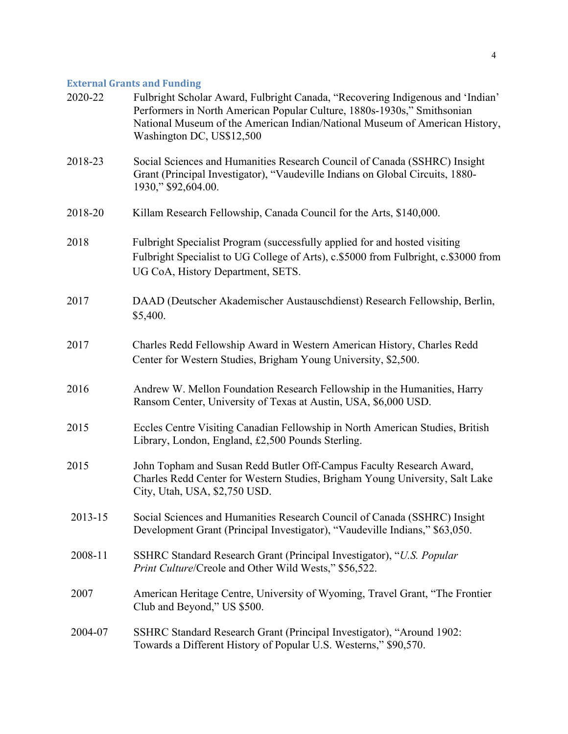## External Grants and Funding

2020-22 Fulbright Scholar Award, Fulbright Canada, "Recovering Indigenous and 'Indian' Performers in North American Popular Culture, 1880s-1930s," Smithsonian National Museum of the American Indian/National Museum of American History, Washington DC, US$12,500

2018-23 Social Sciences and Humanities Research Council of Canada (SSHRC) Insight Grant (Principal Investigator), "Vaudeville Indians on Global Circuits, 1880-1930," $92,604.00.

2018-20 Killam Research Fellowship, Canada Council for the Arts, $140,000.

2018 Fulbright Specialist Program (successfully applied for and hosted visiting Fulbright Specialist to UG College of Arts), c.$5000 from Fulbright, c.$3000 from UG CoA, History Department, SETS.

2017 DAAD (Deutscher Akademischer Austauschdienst) Research Fellowship, Berlin, $5,400.

2017 Charles Redd Fellowship Award in Western American History, Charles Redd Center for Western Studies, Brigham Young University, $2,500.

2016 Andrew W. Mellon Foundation Research Fellowship in the Humanities, Harry Ransom Center, University of Texas at Austin, USA, $6,000 USD.

2015 Eccles Centre Visiting Canadian Fellowship in North American Studies, British Library, London, England, £2,500 Pounds Sterling.

2015 John Topham and Susan Redd Butler Off-Campus Faculty Research Award, Charles Redd Center for Western Studies, Brigham Young University, Salt Lake City, Utah, USA, $2,750 USD.

2013-15 Social Sciences and Humanities Research Council of Canada (SSHRC) Insight Development Grant (Principal Investigator), "Vaudeville Indians," $63,050.

2008-11 SSHRC Standard Research Grant (Principal Investigator), "*U.S. Popular Print Culture*/Creole and Other Wild Wests," $56,522.

2007 American Heritage Centre, University of Wyoming, Travel Grant, "The Frontier Club and Beyond," US $500.

2004-07 SSHRC Standard Research Grant (Principal Investigator), "Around 1902: Towards a Different History of Popular U.S. Westerns," $90,570.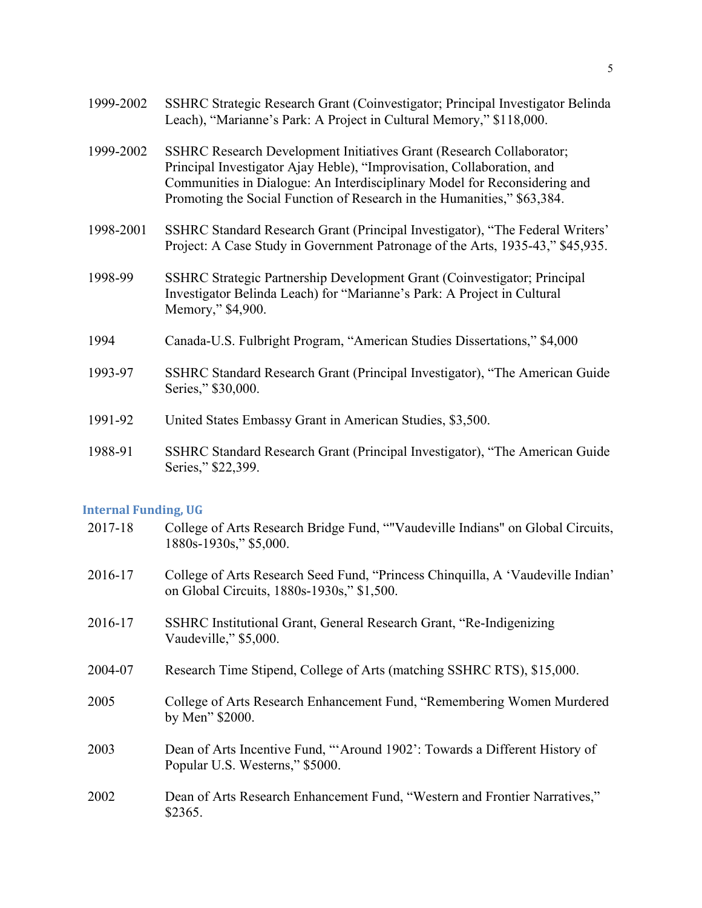1999-2002 SSHRC Strategic Research Grant (Coinvestigator; Principal Investigator Belinda Leach), "Marianne's Park: A Project in Cultural Memory," $118,000.

1999-2002 SSHRC Research Development Initiatives Grant (Research Collaborator; Principal Investigator Ajay Heble), "Improvisation, Collaboration, and Communities in Dialogue: An Interdisciplinary Model for Reconsidering and Promoting the Social Function of Research in the Humanities," $63,384.

1998-2001 SSHRC Standard Research Grant (Principal Investigator), "The Federal Writers' Project: A Case Study in Government Patronage of the Arts, 1935-43," $45,935.

1998-99 SSHRC Strategic Partnership Development Grant (Coinvestigator; Principal Investigator Belinda Leach) for "Marianne's Park: A Project in Cultural Memory," $4,900.

1994 Canada-U.S. Fulbright Program, "American Studies Dissertations," $4,000

1993-97 SSHRC Standard Research Grant (Principal Investigator), "The American Guide Series," $30,000.

1991-92 United States Embassy Grant in American Studies, $3,500.

1988-91 SSHRC Standard Research Grant (Principal Investigator), "The American Guide Series," $22,399.

### Internal Funding, UG

2017-18 College of Arts Research Bridge Fund, ""Vaudeville Indians" on Global Circuits, 1880s-1930s," $5,000.

2016-17 College of Arts Research Seed Fund, "Princess Chinquilla, A 'Vaudeville Indian' on Global Circuits, 1880s-1930s," $1,500.

2016-17 SSHRC Institutional Grant, General Research Grant, "Re-Indigenizing Vaudeville," $5,000.

2004-07 Research Time Stipend, College of Arts (matching SSHRC RTS), $15,000.

2005 College of Arts Research Enhancement Fund, "Remembering Women Murdered by Men" $2000.

2003 Dean of Arts Incentive Fund, "'Around 1902': Towards a Different History of Popular U.S. Westerns," $5000.

2002 Dean of Arts Research Enhancement Fund, "Western and Frontier Narratives," $2365.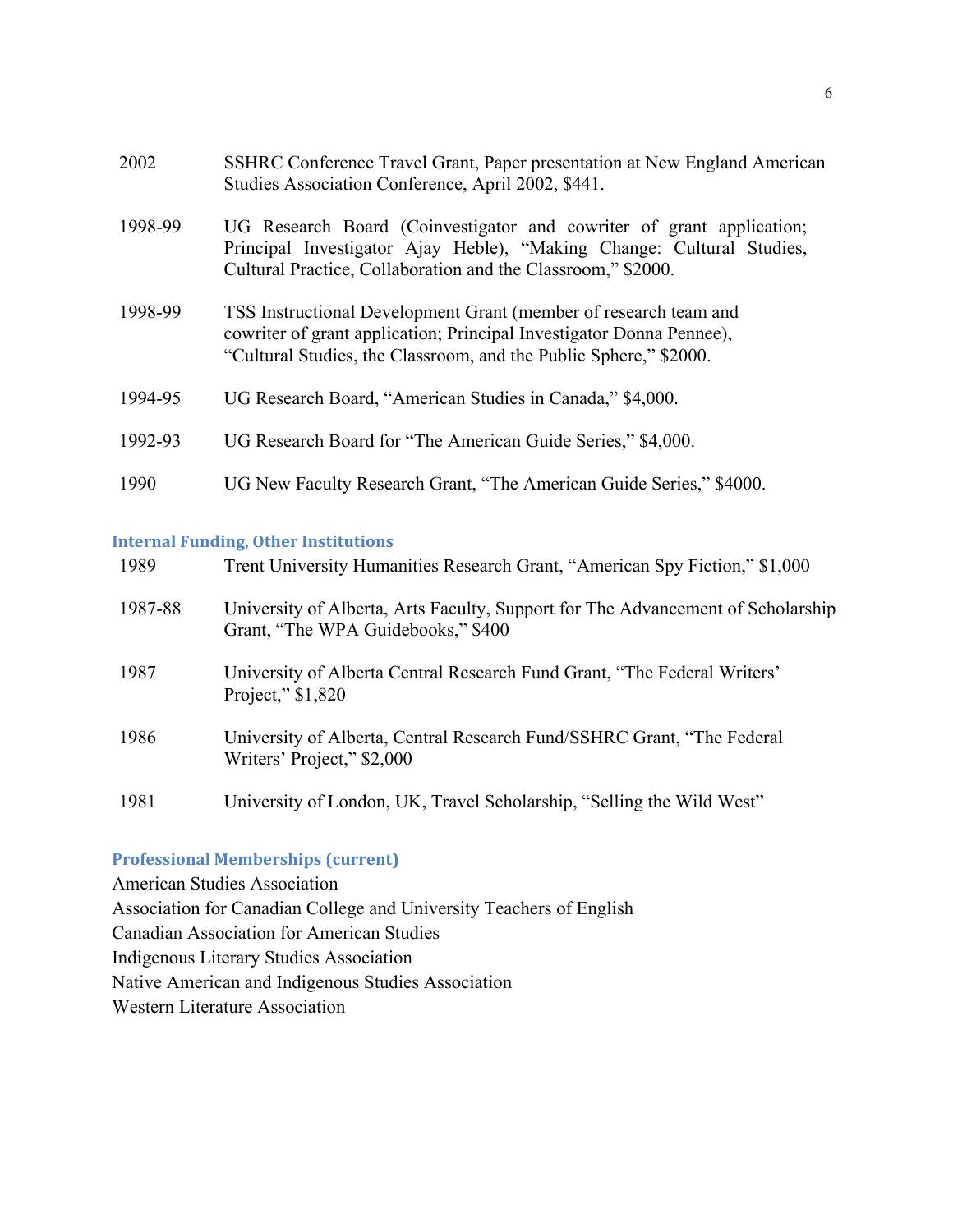2002 SSHRC Conference Travel Grant, Paper presentation at New England American Studies Association Conference, April 2002, $441.

1998-99 UG Research Board (Coinvestigator and cowriter of grant application; Principal Investigator Ajay Heble), "Making Change: Cultural Studies, Cultural Practice, Collaboration and the Classroom," $2000.

1998-99 TSS Instructional Development Grant (member of research team and cowriter of grant application; Principal Investigator Donna Pennee), "Cultural Studies, the Classroom, and the Public Sphere," $2000.

1994-95 UG Research Board, "American Studies in Canada," $4,000.

1992-93 UG Research Board for "The American Guide Series," $4,000.

1990 UG New Faculty Research Grant, "The American Guide Series," $4000.

### Internal Funding, Other Institutions

1989 Trent University Humanities Research Grant, "American Spy Fiction," $1,000

1987-88 University of Alberta, Arts Faculty, Support for The Advancement of Scholarship Grant, "The WPA Guidebooks," $400

1987 University of Alberta Central Research Fund Grant, "The Federal Writers' Project," $1,820

1986 University of Alberta, Central Research Fund/SSHRC Grant, "The Federal Writers' Project," $2,000

1981 University of London, UK, Travel Scholarship, "Selling the Wild West"

### Professional Memberships (current)

American Studies Association
Association for Canadian College and University Teachers of English
Canadian Association for American Studies
Indigenous Literary Studies Association
Native American and Indigenous Studies Association
Western Literature Association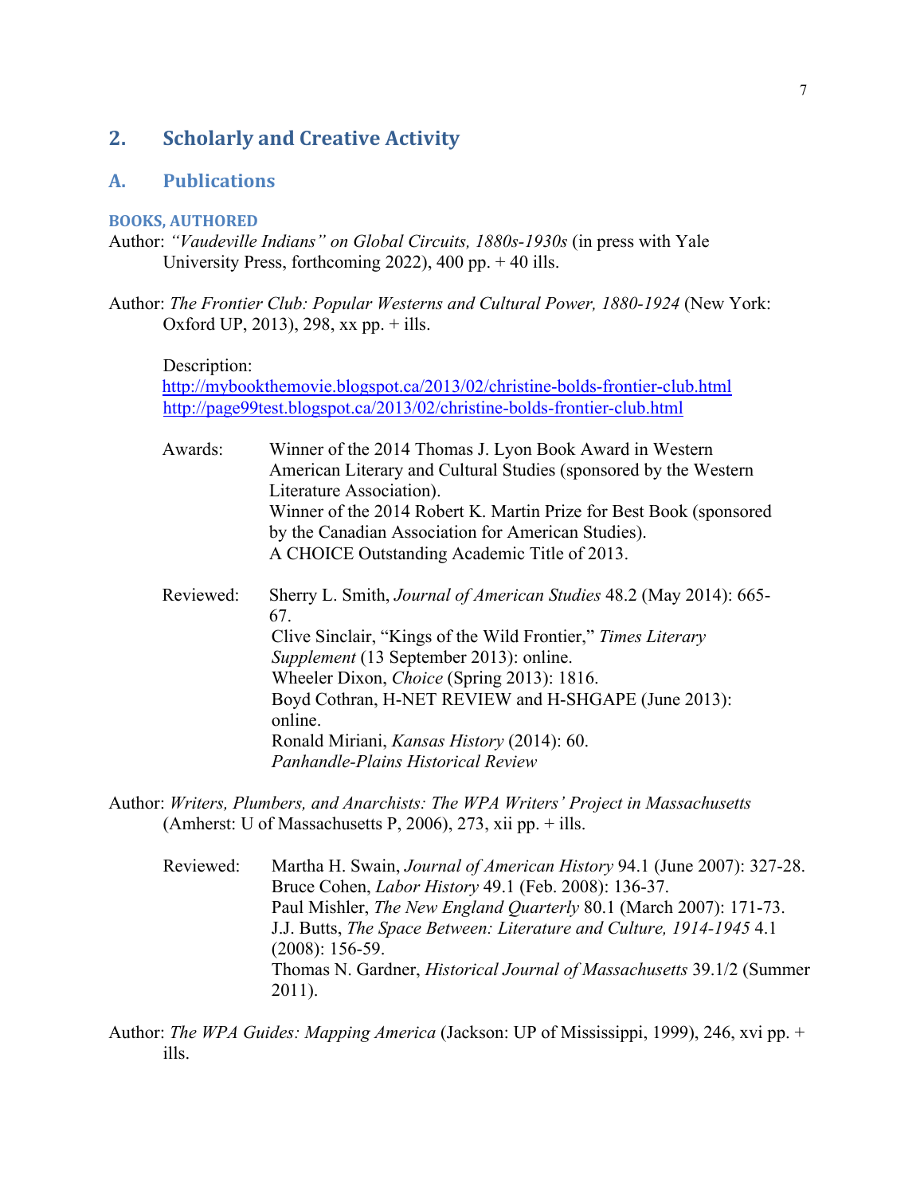## 2. Scholarly and Creative Activity

## A. Publications

#### BOOKS, AUTHORED

Author: *"Vaudeville Indians" on Global Circuits, 1880s-1930s* (in press with Yale University Press, forthcoming 2022), 400 pp. + 40 ills.

Author: *The Frontier Club: Popular Westerns and Cultural Power, 1880-1924* (New York: Oxford UP, 2013), 298, xx pp. + ills.

Description:
http://mybookthemovie.blogspot.ca/2013/02/christine-bolds-frontier-club.html
http://page99test.blogspot.ca/2013/02/christine-bolds-frontier-club.html

Awards:
Winner of the 2014 Thomas J. Lyon Book Award in Western American Literary and Cultural Studies (sponsored by the Western Literature Association).
Winner of the 2014 Robert K. Martin Prize for Best Book (sponsored by the Canadian Association for American Studies).
A CHOICE Outstanding Academic Title of 2013.

Reviewed:
Sherry L. Smith, *Journal of American Studies* 48.2 (May 2014): 665-67.
Clive Sinclair, "Kings of the Wild Frontier," *Times Literary Supplement* (13 September 2013): online.
Wheeler Dixon, *Choice* (Spring 2013): 1816.
Boyd Cothran, H-NET REVIEW and H-SHGAPE (June 2013): online.
Ronald Miriani, *Kansas History* (2014): 60.
*Panhandle-Plains Historical Review*

Author: *Writers, Plumbers, and Anarchists: The WPA Writers' Project in Massachusetts* (Amherst: U of Massachusetts P, 2006), 273, xii pp. + ills.

Reviewed:
Martha H. Swain, *Journal of American History* 94.1 (June 2007): 327-28.
Bruce Cohen, *Labor History* 49.1 (Feb. 2008): 136-37.
Paul Mishler, *The New England Quarterly* 80.1 (March 2007): 171-73.
J.J. Butts, *The Space Between: Literature and Culture, 1914-1945* 4.1 (2008): 156-59.
Thomas N. Gardner, *Historical Journal of Massachusetts* 39.1/2 (Summer 2011).

Author: *The WPA Guides: Mapping America* (Jackson: UP of Mississippi, 1999), 246, xvi pp. + ills.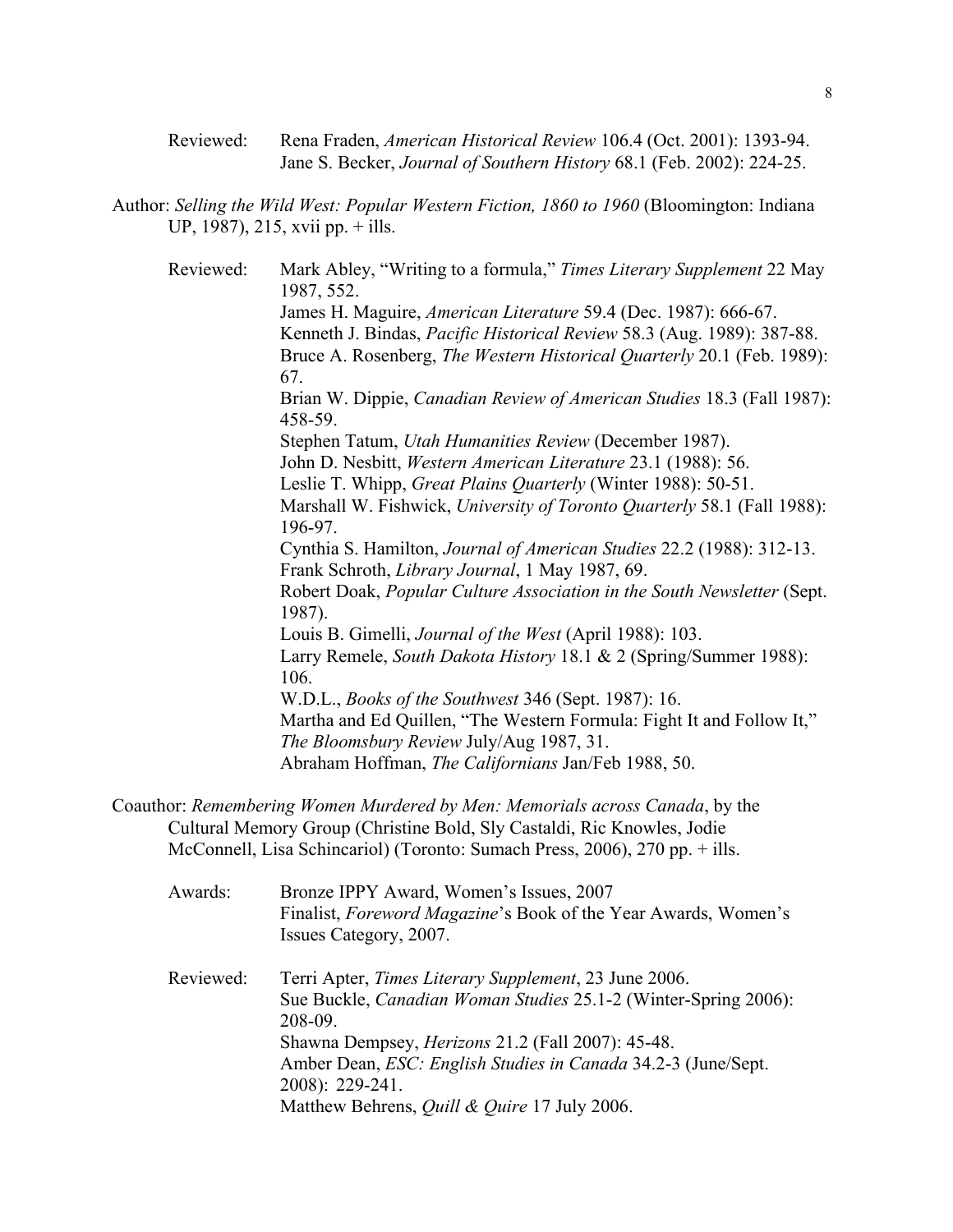Reviewed: Rena Fraden, *American Historical Review* 106.4 (Oct. 2001): 1393-94.
Jane S. Becker, *Journal of Southern History* 68.1 (Feb. 2002): 224-25.

Author: *Selling the Wild West: Popular Western Fiction, 1860 to 1960* (Bloomington: Indiana UP, 1987), 215, xvii pp. + ills.

Reviewed: Mark Abley, "Writing to a formula," *Times Literary Supplement* 22 May 1987, 552.
James H. Maguire, *American Literature* 59.4 (Dec. 1987): 666-67.
Kenneth J. Bindas, *Pacific Historical Review* 58.3 (Aug. 1989): 387-88.
Bruce A. Rosenberg, *The Western Historical Quarterly* 20.1 (Feb. 1989): 67.
Brian W. Dippie, *Canadian Review of American Studies* 18.3 (Fall 1987): 458-59.
Stephen Tatum, *Utah Humanities Review* (December 1987).
John D. Nesbitt, *Western American Literature* 23.1 (1988): 56.
Leslie T. Whipp, *Great Plains Quarterly* (Winter 1988): 50-51.
Marshall W. Fishwick, *University of Toronto Quarterly* 58.1 (Fall 1988): 196-97.
Cynthia S. Hamilton, *Journal of American Studies* 22.2 (1988): 312-13.
Frank Schroth, *Library Journal*, 1 May 1987, 69.
Robert Doak, *Popular Culture Association in the South Newsletter* (Sept. 1987).
Louis B. Gimelli, *Journal of the West* (April 1988): 103.
Larry Remele, *South Dakota History* 18.1 & 2 (Spring/Summer 1988): 106.
W.D.L., *Books of the Southwest* 346 (Sept. 1987): 16.
Martha and Ed Quillen, "The Western Formula: Fight It and Follow It," *The Bloomsbury Review* July/Aug 1987, 31.
Abraham Hoffman, *The Californians* Jan/Feb 1988, 50.

Coauthor: *Remembering Women Murdered by Men: Memorials across Canada*, by the Cultural Memory Group (Christine Bold, Sly Castaldi, Ric Knowles, Jodie McConnell, Lisa Schincariol) (Toronto: Sumach Press, 2006), 270 pp. + ills.

Awards: Bronze IPPY Award, Women's Issues, 2007
Finalist, *Foreword Magazine*'s Book of the Year Awards, Women's Issues Category, 2007.

Reviewed: Terri Apter, *Times Literary Supplement*, 23 June 2006.
Sue Buckle, *Canadian Woman Studies* 25.1-2 (Winter-Spring 2006): 208-09.
Shawna Dempsey, *Herizons* 21.2 (Fall 2007): 45-48.
Amber Dean, *ESC: English Studies in Canada* 34.2-3 (June/Sept. 2008): 229-241.
Matthew Behrens, *Quill & Quire* 17 July 2006.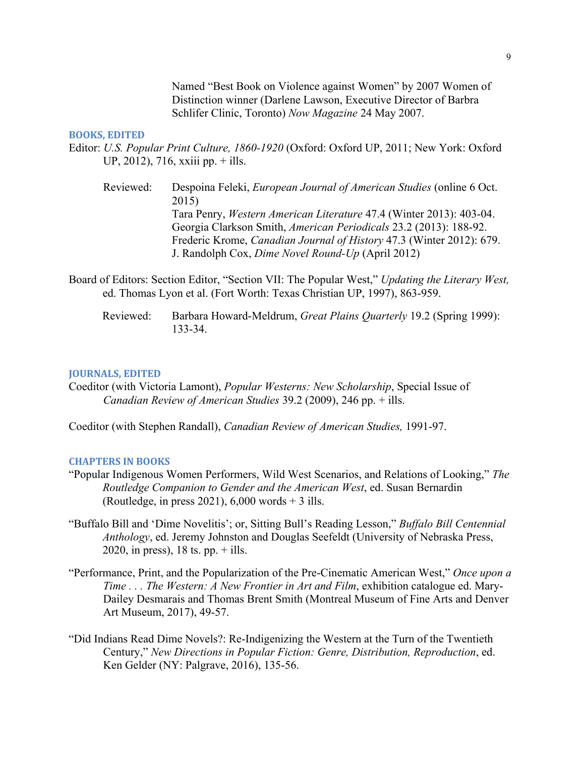Named "Best Book on Violence against Women" by 2007 Women of Distinction winner (Darlene Lawson, Executive Director of Barbra Schlifer Clinic, Toronto) *Now Magazine* 24 May 2007.

## BOOKS, EDITED

Editor: *U.S. Popular Print Culture, 1860-1920* (Oxford: Oxford UP, 2011; New York: Oxford UP, 2012), 716, xxiii pp. + ills.

Reviewed:
- Despoina Feleki, *European Journal of American Studies* (online 6 Oct. 2015)
- Tara Penry, *Western American Literature* 47.4 (Winter 2013): 403-04.
- Georgia Clarkson Smith, *American Periodicals* 23.2 (2013): 188-92.
- Frederic Krome, *Canadian Journal of History* 47.3 (Winter 2012): 679.
- J. Randolph Cox, *Dime Novel Round-Up* (April 2012)

Board of Editors: Section Editor, "Section VII: The Popular West," *Updating the Literary West,* ed. Thomas Lyon et al. (Fort Worth: Texas Christian UP, 1997), 863-959.

Reviewed:
- Barbara Howard-Meldrum, *Great Plains Quarterly* 19.2 (Spring 1999): 133-34.

## JOURNALS, EDITED

Coeditor (with Victoria Lamont), *Popular Westerns: New Scholarship*, Special Issue of *Canadian Review of American Studies* 39.2 (2009), 246 pp. + ills.

Coeditor (with Stephen Randall), *Canadian Review of American Studies,* 1991-97.

## CHAPTERS IN BOOKS

"Popular Indigenous Women Performers, Wild West Scenarios, and Relations of Looking," *The Routledge Companion to Gender and the American West*, ed. Susan Bernardin (Routledge, in press 2021), 6,000 words + 3 ills.

"Buffalo Bill and 'Dime Novelitis'; or, Sitting Bull's Reading Lesson," *Buffalo Bill Centennial Anthology*, ed. Jeremy Johnston and Douglas Seefeldt (University of Nebraska Press, 2020, in press), 18 ts. pp. + ills.

"Performance, Print, and the Popularization of the Pre-Cinematic American West," *Once upon a Time . . . The Western: A New Frontier in Art and Film*, exhibition catalogue ed. Mary-Dailey Desmarais and Thomas Brent Smith (Montreal Museum of Fine Arts and Denver Art Museum, 2017), 49-57.

"Did Indians Read Dime Novels?: Re-Indigenizing the Western at the Turn of the Twentieth Century," *New Directions in Popular Fiction: Genre, Distribution, Reproduction*, ed. Ken Gelder (NY: Palgrave, 2016), 135-56.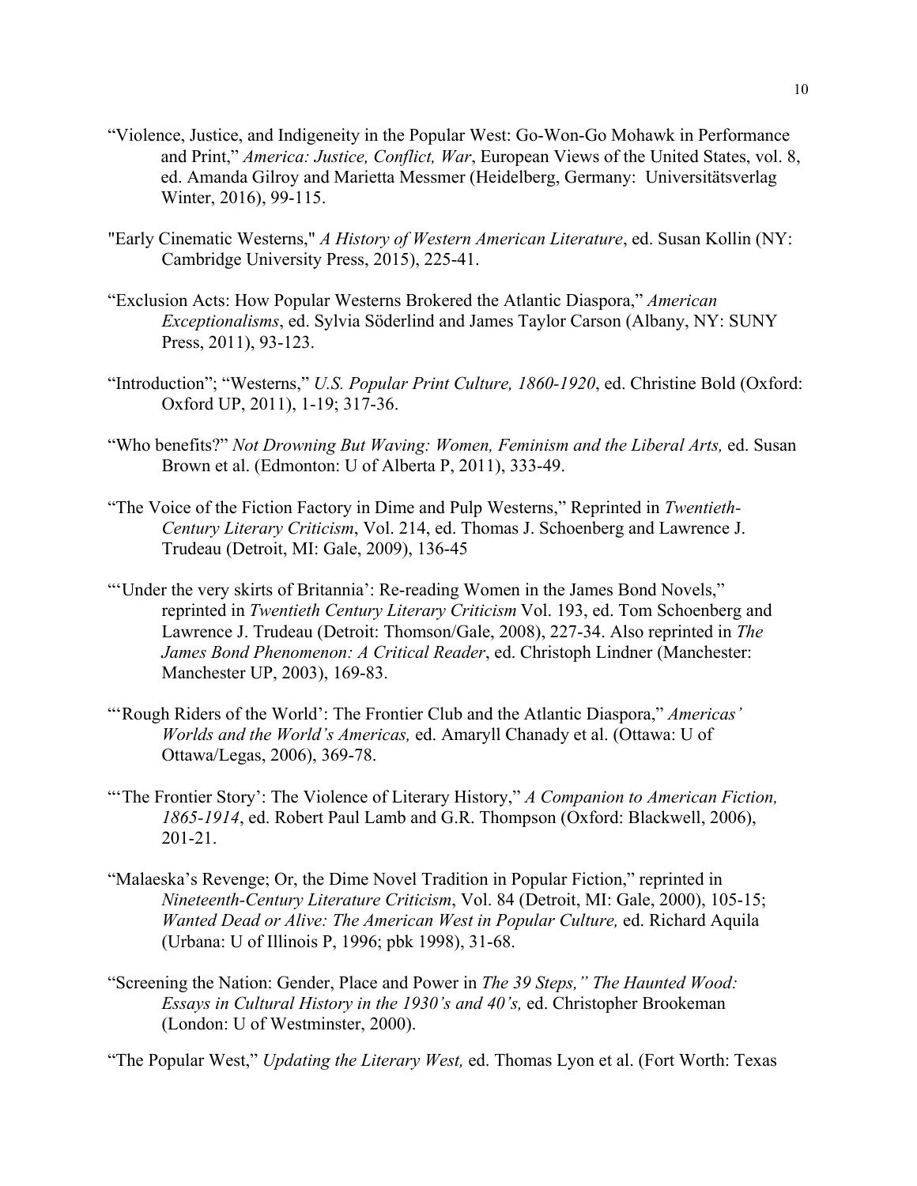"Violence, Justice, and Indigeneity in the Popular West: Go-Won-Go Mohawk in Performance and Print," *America: Justice, Conflict, War*, European Views of the United States, vol. 8, ed. Amanda Gilroy and Marietta Messmer (Heidelberg, Germany: Universitätsverlag Winter, 2016), 99-115.

"Early Cinematic Westerns," *A History of Western American Literature*, ed. Susan Kollin (NY: Cambridge University Press, 2015), 225-41.

"Exclusion Acts: How Popular Westerns Brokered the Atlantic Diaspora," *American Exceptionalisms*, ed. Sylvia Söderlind and James Taylor Carson (Albany, NY: SUNY Press, 2011), 93-123.

"Introduction"; "Westerns," *U.S. Popular Print Culture, 1860-1920*, ed. Christine Bold (Oxford: Oxford UP, 2011), 1-19; 317-36.

"Who benefits?" *Not Drowning But Waving: Women, Feminism and the Liberal Arts,* ed. Susan Brown et al. (Edmonton: U of Alberta P, 2011), 333-49.

"The Voice of the Fiction Factory in Dime and Pulp Westerns," Reprinted in *Twentieth-Century Literary Criticism*, Vol. 214, ed. Thomas J. Schoenberg and Lawrence J. Trudeau (Detroit, MI: Gale, 2009), 136-45

"'Under the very skirts of Britannia': Re-reading Women in the James Bond Novels," reprinted in *Twentieth Century Literary Criticism* Vol. 193, ed. Tom Schoenberg and Lawrence J. Trudeau (Detroit: Thomson/Gale, 2008), 227-34. Also reprinted in *The James Bond Phenomenon: A Critical Reader*, ed. Christoph Lindner (Manchester: Manchester UP, 2003), 169-83.

"'Rough Riders of the World': The Frontier Club and the Atlantic Diaspora," *Americas' Worlds and the World's Americas,* ed. Amaryll Chanady et al. (Ottawa: U of Ottawa/Legas, 2006), 369-78.

"'The Frontier Story': The Violence of Literary History," *A Companion to American Fiction, 1865-1914*, ed. Robert Paul Lamb and G.R. Thompson (Oxford: Blackwell, 2006), 201-21.

"Malaeska's Revenge; Or, the Dime Novel Tradition in Popular Fiction," reprinted in *Nineteenth-Century Literature Criticism*, Vol. 84 (Detroit, MI: Gale, 2000), 105-15; *Wanted Dead or Alive: The American West in Popular Culture,* ed. Richard Aquila (Urbana: U of Illinois P, 1996; pbk 1998), 31-68.

"Screening the Nation: Gender, Place and Power in *The 39 Steps," The Haunted Wood: Essays in Cultural History in the 1930's and 40's,* ed. Christopher Brookeman (London: U of Westminster, 2000).

"The Popular West," *Updating the Literary West,* ed. Thomas Lyon et al. (Fort Worth: Texas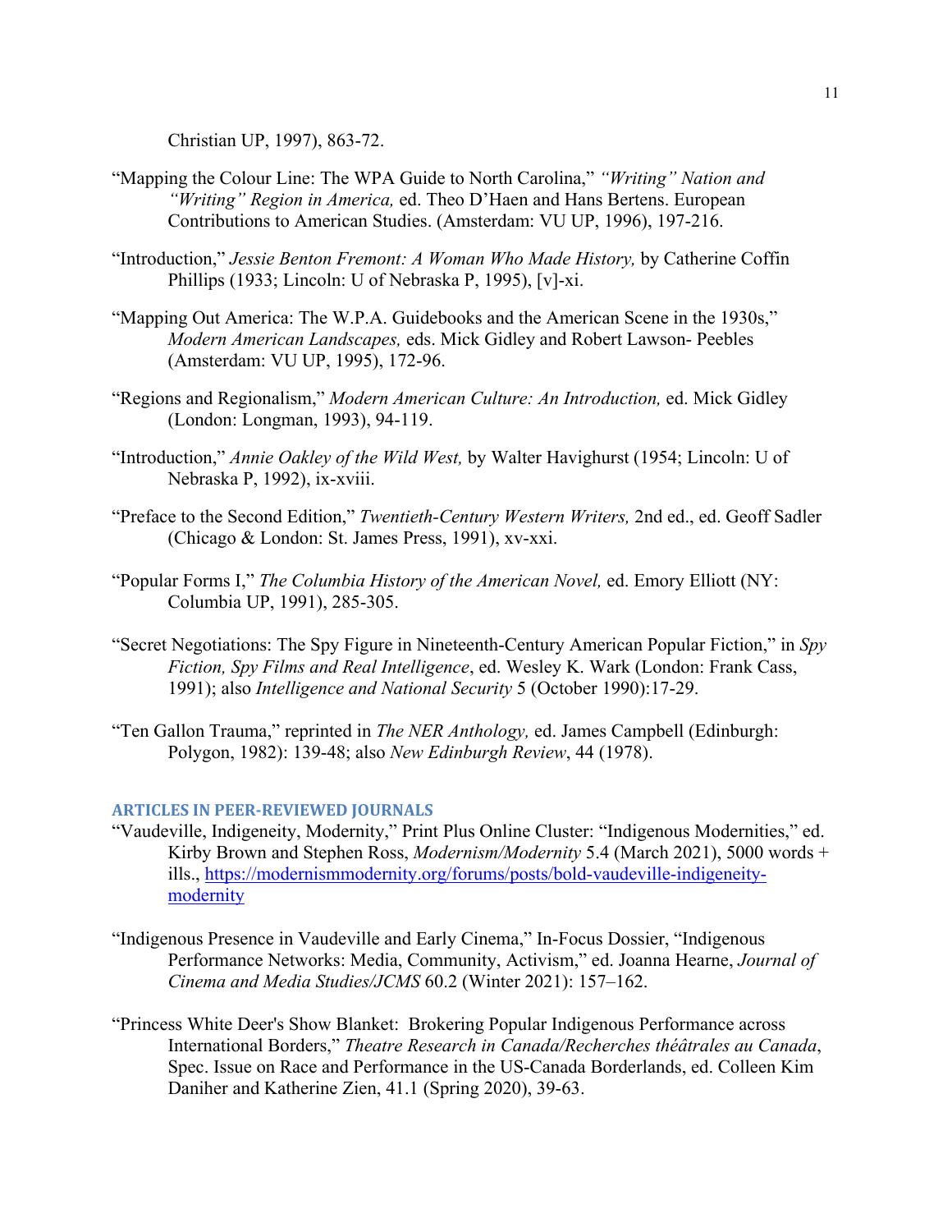Christian UP, 1997), 863-72.

"Mapping the Colour Line: The WPA Guide to North Carolina," *"Writing" Nation and "Writing" Region in America,* ed. Theo D'Haen and Hans Bertens. European Contributions to American Studies. (Amsterdam: VU UP, 1996), 197-216.

"Introduction," *Jessie Benton Fremont: A Woman Who Made History,* by Catherine Coffin Phillips (1933; Lincoln: U of Nebraska P, 1995), [v]-xi.

"Mapping Out America: The W.P.A. Guidebooks and the American Scene in the 1930s," *Modern American Landscapes,* eds. Mick Gidley and Robert Lawson- Peebles (Amsterdam: VU UP, 1995), 172-96.

"Regions and Regionalism," *Modern American Culture: An Introduction,* ed. Mick Gidley (London: Longman, 1993), 94-119.

"Introduction," *Annie Oakley of the Wild West,* by Walter Havighurst (1954; Lincoln: U of Nebraska P, 1992), ix-xviii.

"Preface to the Second Edition," *Twentieth-Century Western Writers,* 2nd ed., ed. Geoff Sadler (Chicago & London: St. James Press, 1991), xv-xxi.

"Popular Forms I," *The Columbia History of the American Novel,* ed. Emory Elliott (NY: Columbia UP, 1991), 285-305.

"Secret Negotiations: The Spy Figure in Nineteenth-Century American Popular Fiction," in *Spy Fiction, Spy Films and Real Intelligence*, ed. Wesley K. Wark (London: Frank Cass, 1991); also *Intelligence and National Security* 5 (October 1990):17-29.

"Ten Gallon Trauma," reprinted in *The NER Anthology,* ed. James Campbell (Edinburgh: Polygon, 1982): 139-48; also *New Edinburgh Review*, 44 (1978).

## ARTICLES IN PEER-REVIEWED JOURNALS

"Vaudeville, Indigeneity, Modernity," Print Plus Online Cluster: "Indigenous Modernities," ed. Kirby Brown and Stephen Ross, *Modernism/Modernity* 5.4 (March 2021), 5000 words + ills., https://modernismmodernity.org/forums/posts/bold-vaudeville-indigeneity-modernity

"Indigenous Presence in Vaudeville and Early Cinema," In-Focus Dossier, "Indigenous Performance Networks: Media, Community, Activism," ed. Joanna Hearne, *Journal of Cinema and Media Studies/JCMS* 60.2 (Winter 2021): 157–162.

"Princess White Deer's Show Blanket: Brokering Popular Indigenous Performance across International Borders," *Theatre Research in Canada/Recherches théâtrales au Canada*, Spec. Issue on Race and Performance in the US-Canada Borderlands, ed. Colleen Kim Daniher and Katherine Zien, 41.1 (Spring 2020), 39-63.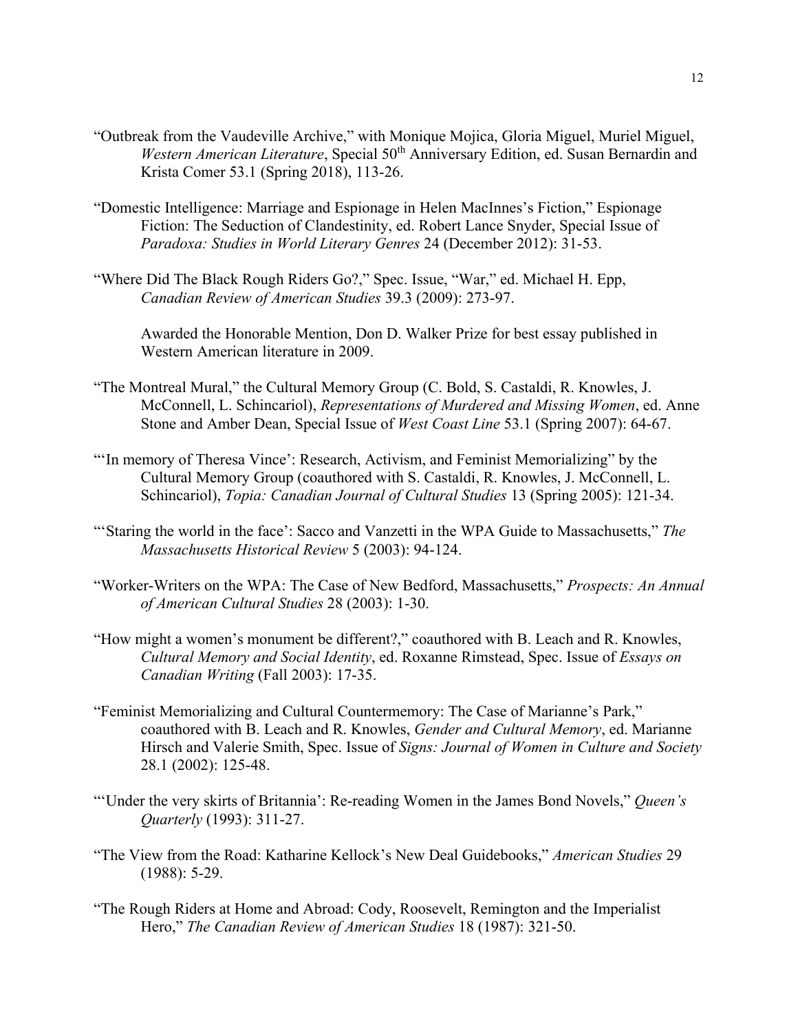"Outbreak from the Vaudeville Archive," with Monique Mojica, Gloria Miguel, Muriel Miguel, *Western American Literature*, Special 50th Anniversary Edition, ed. Susan Bernardin and Krista Comer 53.1 (Spring 2018), 113-26.

"Domestic Intelligence: Marriage and Espionage in Helen MacInnes's Fiction," Espionage Fiction: The Seduction of Clandestinity, ed. Robert Lance Snyder, Special Issue of *Paradoxa: Studies in World Literary Genres* 24 (December 2012): 31-53.

"Where Did The Black Rough Riders Go?," Spec. Issue, "War," ed. Michael H. Epp, *Canadian Review of American Studies* 39.3 (2009): 273-97.

Awarded the Honorable Mention, Don D. Walker Prize for best essay published in Western American literature in 2009.

"The Montreal Mural," the Cultural Memory Group (C. Bold, S. Castaldi, R. Knowles, J. McConnell, L. Schincariol), *Representations of Murdered and Missing Women*, ed. Anne Stone and Amber Dean, Special Issue of *West Coast Line* 53.1 (Spring 2007): 64-67.

"'In memory of Theresa Vince': Research, Activism, and Feminist Memorializing" by the Cultural Memory Group (coauthored with S. Castaldi, R. Knowles, J. McConnell, L. Schincariol), *Topia: Canadian Journal of Cultural Studies* 13 (Spring 2005): 121-34.

"'Staring the world in the face': Sacco and Vanzetti in the WPA Guide to Massachusetts," *The Massachusetts Historical Review* 5 (2003): 94-124.

"Worker-Writers on the WPA: The Case of New Bedford, Massachusetts," *Prospects: An Annual of American Cultural Studies* 28 (2003): 1-30.

"How might a women's monument be different?," coauthored with B. Leach and R. Knowles, *Cultural Memory and Social Identity*, ed. Roxanne Rimstead, Spec. Issue of *Essays on Canadian Writing* (Fall 2003): 17-35.

"Feminist Memorializing and Cultural Countermemory: The Case of Marianne's Park," coauthored with B. Leach and R. Knowles, *Gender and Cultural Memory*, ed. Marianne Hirsch and Valerie Smith, Spec. Issue of *Signs: Journal of Women in Culture and Society* 28.1 (2002): 125-48.

"'Under the very skirts of Britannia': Re-reading Women in the James Bond Novels," *Queen's Quarterly* (1993): 311-27.

"The View from the Road: Katharine Kellock's New Deal Guidebooks," *American Studies* 29 (1988): 5-29.

"The Rough Riders at Home and Abroad: Cody, Roosevelt, Remington and the Imperialist Hero," *The Canadian Review of American Studies* 18 (1987): 321-50.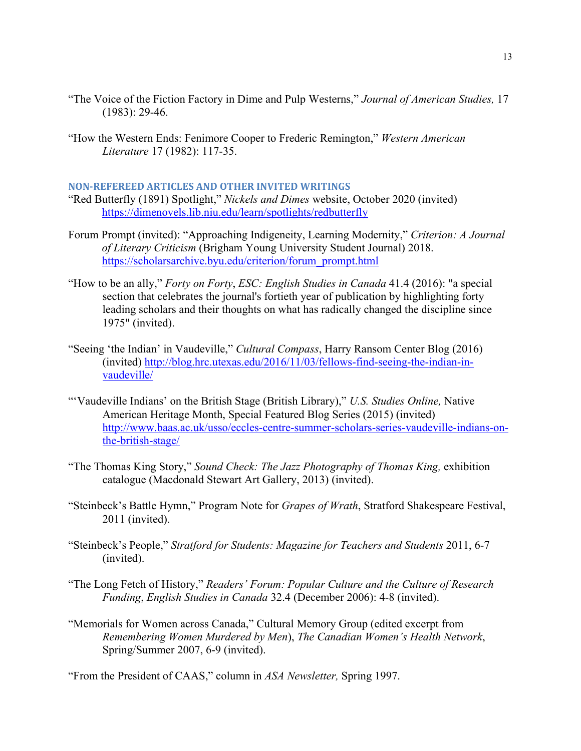"The Voice of the Fiction Factory in Dime and Pulp Westerns," *Journal of American Studies,* 17 (1983): 29-46.

"How the Western Ends: Fenimore Cooper to Frederic Remington," *Western American Literature* 17 (1982): 117-35.

## NON-REFEREED ARTICLES AND OTHER INVITED WRITINGS

"Red Butterfly (1891) Spotlight," *Nickels and Dimes* website, October 2020 (invited) https://dimenovels.lib.niu.edu/learn/spotlights/redbutterfly

Forum Prompt (invited): "Approaching Indigeneity, Learning Modernity," *Criterion: A Journal of Literary Criticism* (Brigham Young University Student Journal) 2018. https://scholarsarchive.byu.edu/criterion/forum_prompt.html

"How to be an ally," *Forty on Forty*, *ESC: English Studies in Canada* 41.4 (2016): "a special section that celebrates the journal's fortieth year of publication by highlighting forty leading scholars and their thoughts on what has radically changed the discipline since 1975" (invited).

"Seeing 'the Indian' in Vaudeville," *Cultural Compass*, Harry Ransom Center Blog (2016) (invited) http://blog.hrc.utexas.edu/2016/11/03/fellows-find-seeing-the-indian-in-vaudeville/

"'Vaudeville Indians' on the British Stage (British Library)," *U.S. Studies Online,* Native American Heritage Month, Special Featured Blog Series (2015) (invited) http://www.baas.ac.uk/usso/eccles-centre-summer-scholars-series-vaudeville-indians-on-the-british-stage/

"The Thomas King Story," *Sound Check: The Jazz Photography of Thomas King,* exhibition catalogue (Macdonald Stewart Art Gallery, 2013) (invited).

"Steinbeck's Battle Hymn," Program Note for *Grapes of Wrath*, Stratford Shakespeare Festival, 2011 (invited).

"Steinbeck's People," *Stratford for Students: Magazine for Teachers and Students* 2011, 6-7 (invited).

"The Long Fetch of History," *Readers' Forum: Popular Culture and the Culture of Research Funding*, *English Studies in Canada* 32.4 (December 2006): 4-8 (invited).

"Memorials for Women across Canada," Cultural Memory Group (edited excerpt from *Remembering Women Murdered by Men*), *The Canadian Women's Health Network*, Spring/Summer 2007, 6-9 (invited).

"From the President of CAAS," column in *ASA Newsletter,* Spring 1997.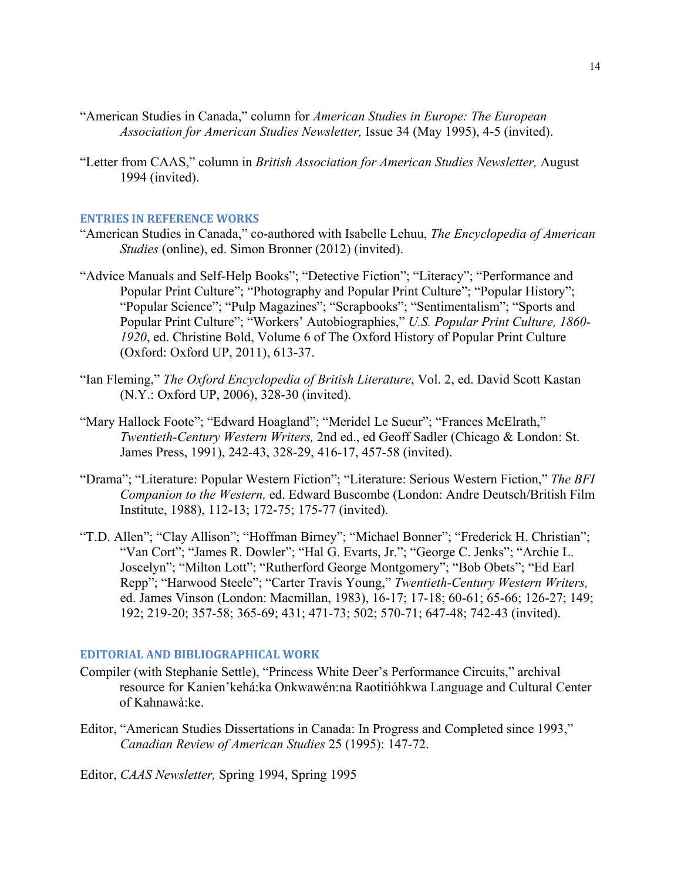"American Studies in Canada," column for *American Studies in Europe: The European Association for American Studies Newsletter,* Issue 34 (May 1995), 4-5 (invited).

"Letter from CAAS," column in *British Association for American Studies Newsletter,* August 1994 (invited).

## ENTRIES IN REFERENCE WORKS

"American Studies in Canada," co-authored with Isabelle Lehuu, *The Encyclopedia of American Studies* (online), ed. Simon Bronner (2012) (invited).

"Advice Manuals and Self-Help Books"; "Detective Fiction"; "Literacy"; "Performance and Popular Print Culture"; "Photography and Popular Print Culture"; "Popular History"; "Popular Science"; "Pulp Magazines"; "Scrapbooks"; "Sentimentalism"; "Sports and Popular Print Culture"; "Workers' Autobiographies," *U.S. Popular Print Culture, 1860-1920*, ed. Christine Bold, Volume 6 of The Oxford History of Popular Print Culture (Oxford: Oxford UP, 2011), 613-37.

"Ian Fleming," *The Oxford Encyclopedia of British Literature*, Vol. 2, ed. David Scott Kastan (N.Y.: Oxford UP, 2006), 328-30 (invited).

"Mary Hallock Foote"; "Edward Hoagland"; "Meridel Le Sueur"; "Frances McElrath," *Twentieth-Century Western Writers,* 2nd ed., ed Geoff Sadler (Chicago & London: St. James Press, 1991), 242-43, 328-29, 416-17, 457-58 (invited).

"Drama"; "Literature: Popular Western Fiction"; "Literature: Serious Western Fiction," *The BFI Companion to the Western,* ed. Edward Buscombe (London: Andre Deutsch/British Film Institute, 1988), 112-13; 172-75; 175-77 (invited).

"T.D. Allen"; "Clay Allison"; "Hoffman Birney"; "Michael Bonner"; "Frederick H. Christian"; "Van Cort"; "James R. Dowler"; "Hal G. Evarts, Jr."; "George C. Jenks"; "Archie L. Joscelyn"; "Milton Lott"; "Rutherford George Montgomery"; "Bob Obets"; "Ed Earl Repp"; "Harwood Steele"; "Carter Travis Young," *Twentieth-Century Western Writers,* ed. James Vinson (London: Macmillan, 1983), 16-17; 17-18; 60-61; 65-66; 126-27; 149; 192; 219-20; 357-58; 365-69; 431; 471-73; 502; 570-71; 647-48; 742-43 (invited).

## EDITORIAL AND BIBLIOGRAPHICAL WORK

Compiler (with Stephanie Settle), "Princess White Deer's Performance Circuits," archival resource for Kanien'kehá:ka Onkwawén:na Raotitióhkwa Language and Cultural Center of Kahnawà:ke.

Editor, "American Studies Dissertations in Canada: In Progress and Completed since 1993," *Canadian Review of American Studies* 25 (1995): 147-72.

Editor, *CAAS Newsletter,* Spring 1994, Spring 1995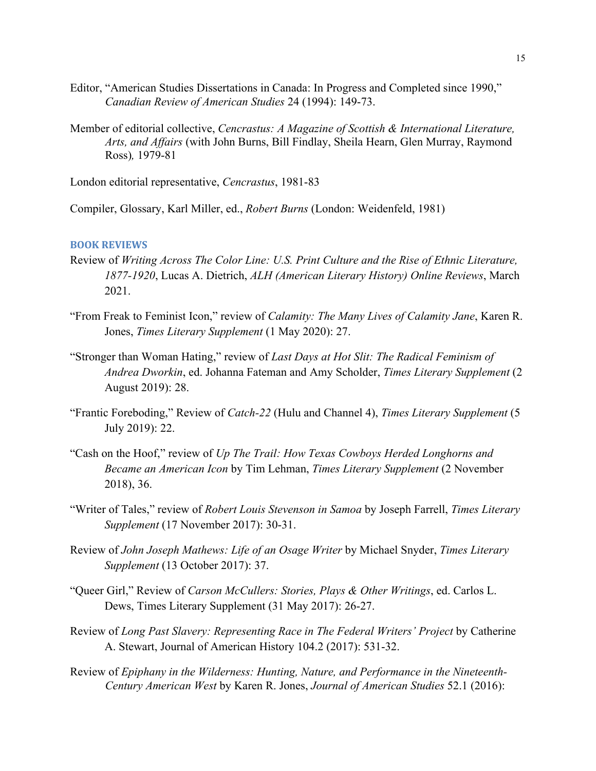Editor, "American Studies Dissertations in Canada: In Progress and Completed since 1990," *Canadian Review of American Studies* 24 (1994): 149-73.

Member of editorial collective, *Cencrastus: A Magazine of Scottish & International Literature, Arts, and Affairs* (with John Burns, Bill Findlay, Sheila Hearn, Glen Murray, Raymond Ross), 1979-81

London editorial representative, *Cencrastus*, 1981-83

Compiler, Glossary, Karl Miller, ed., *Robert Burns* (London: Weidenfeld, 1981)

## BOOK REVIEWS

Review of *Writing Across The Color Line: U.S. Print Culture and the Rise of Ethnic Literature, 1877-1920*, Lucas A. Dietrich, *ALH (American Literary History) Online Reviews*, March 2021.

"From Freak to Feminist Icon," review of *Calamity: The Many Lives of Calamity Jane*, Karen R. Jones, *Times Literary Supplement* (1 May 2020): 27.

"Stronger than Woman Hating," review of *Last Days at Hot Slit: The Radical Feminism of Andrea Dworkin*, ed. Johanna Fateman and Amy Scholder, *Times Literary Supplement* (2 August 2019): 28.

"Frantic Foreboding," Review of *Catch-22* (Hulu and Channel 4), *Times Literary Supplement* (5 July 2019): 22.

"Cash on the Hoof," review of *Up The Trail: How Texas Cowboys Herded Longhorns and Became an American Icon* by Tim Lehman, *Times Literary Supplement* (2 November 2018), 36.

"Writer of Tales," review of *Robert Louis Stevenson in Samoa* by Joseph Farrell, *Times Literary Supplement* (17 November 2017): 30-31.

Review of *John Joseph Mathews: Life of an Osage Writer* by Michael Snyder, *Times Literary Supplement* (13 October 2017): 37.

"Queer Girl," Review of *Carson McCullers: Stories, Plays & Other Writings*, ed. Carlos L. Dews, Times Literary Supplement (31 May 2017): 26-27.

Review of *Long Past Slavery: Representing Race in The Federal Writers' Project* by Catherine A. Stewart, Journal of American History 104.2 (2017): 531-32.

Review of *Epiphany in the Wilderness: Hunting, Nature, and Performance in the Nineteenth-Century American West* by Karen R. Jones, *Journal of American Studies* 52.1 (2016):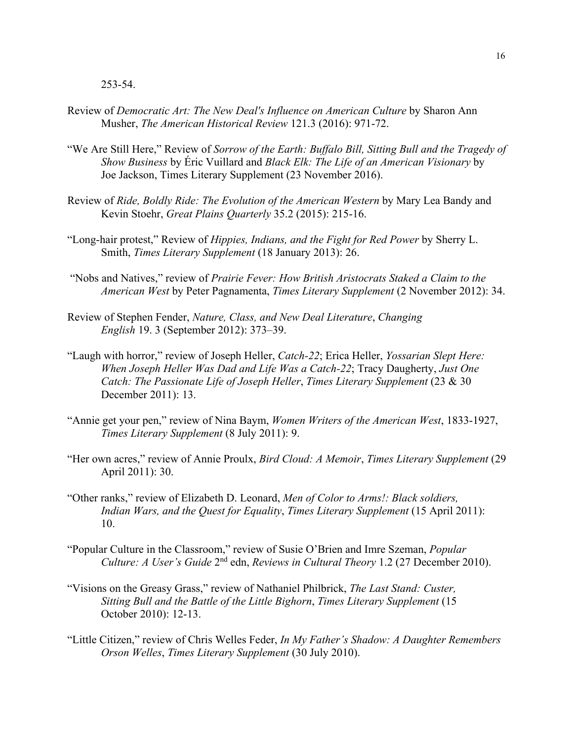253-54.

Review of *Democratic Art: The New Deal's Influence on American Culture* by Sharon Ann Musher, *The American Historical Review* 121.3 (2016): 971-72.

"We Are Still Here," Review of *Sorrow of the Earth: Buffalo Bill, Sitting Bull and the Tragedy of Show Business* by Éric Vuillard and *Black Elk: The Life of an American Visionary* by Joe Jackson, Times Literary Supplement (23 November 2016).

Review of *Ride, Boldly Ride: The Evolution of the American Western* by Mary Lea Bandy and Kevin Stoehr, *Great Plains Quarterly* 35.2 (2015): 215-16.

"Long-hair protest," Review of *Hippies, Indians, and the Fight for Red Power* by Sherry L. Smith, *Times Literary Supplement* (18 January 2013): 26.

"Nobs and Natives," review of *Prairie Fever: How British Aristocrats Staked a Claim to the American West* by Peter Pagnamenta, *Times Literary Supplement* (2 November 2012): 34.

Review of Stephen Fender, *Nature, Class, and New Deal Literature*, *Changing English* 19. 3 (September 2012): 373–39.

"Laugh with horror," review of Joseph Heller, *Catch-22*; Erica Heller, *Yossarian Slept Here: When Joseph Heller Was Dad and Life Was a Catch-22*; Tracy Daugherty, *Just One Catch: The Passionate Life of Joseph Heller*, *Times Literary Supplement* (23 & 30 December 2011): 13.

"Annie get your pen," review of Nina Baym, *Women Writers of the American West*, 1833-1927, *Times Literary Supplement* (8 July 2011): 9.

"Her own acres," review of Annie Proulx, *Bird Cloud: A Memoir*, *Times Literary Supplement* (29 April 2011): 30.

"Other ranks," review of Elizabeth D. Leonard, *Men of Color to Arms!: Black soldiers, Indian Wars, and the Quest for Equality*, *Times Literary Supplement* (15 April 2011): 10.

"Popular Culture in the Classroom," review of Susie O'Brien and Imre Szeman, *Popular Culture: A User's Guide* 2nd edn, *Reviews in Cultural Theory* 1.2 (27 December 2010).

"Visions on the Greasy Grass," review of Nathaniel Philbrick, *The Last Stand: Custer, Sitting Bull and the Battle of the Little Bighorn*, *Times Literary Supplement* (15 October 2010): 12-13.

"Little Citizen," review of Chris Welles Feder, *In My Father's Shadow: A Daughter Remembers Orson Welles*, *Times Literary Supplement* (30 July 2010).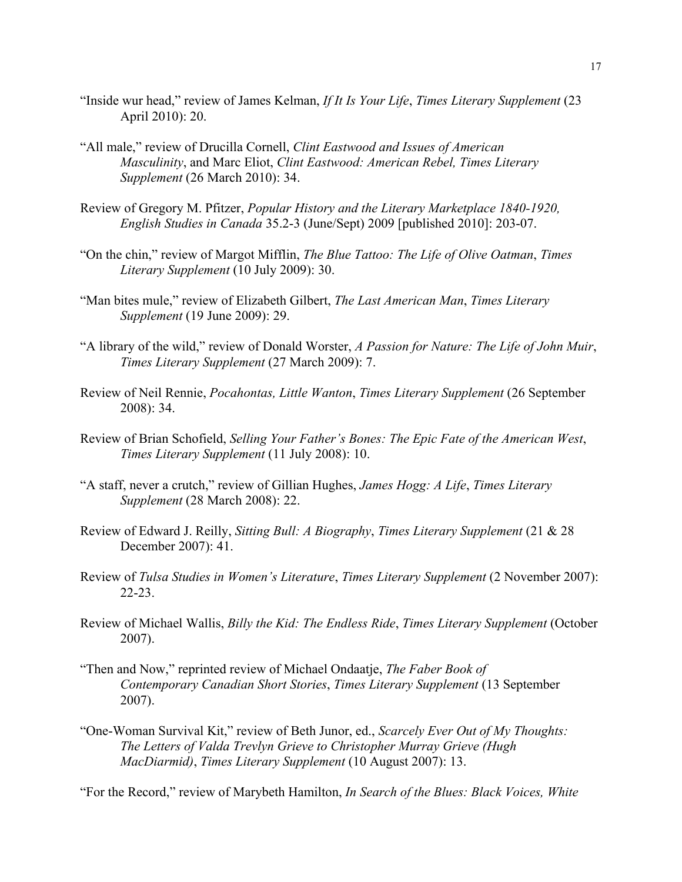"Inside wur head," review of James Kelman, *If It Is Your Life*, *Times Literary Supplement* (23 April 2010): 20.

"All male," review of Drucilla Cornell, *Clint Eastwood and Issues of American Masculinity*, and Marc Eliot, *Clint Eastwood: American Rebel, Times Literary Supplement* (26 March 2010): 34.

Review of Gregory M. Pfitzer, *Popular History and the Literary Marketplace 1840-1920, English Studies in Canada* 35.2-3 (June/Sept) 2009 [published 2010]: 203-07.

"On the chin," review of Margot Mifflin, *The Blue Tattoo: The Life of Olive Oatman*, *Times Literary Supplement* (10 July 2009): 30.

"Man bites mule," review of Elizabeth Gilbert, *The Last American Man*, *Times Literary Supplement* (19 June 2009): 29.

"A library of the wild," review of Donald Worster, *A Passion for Nature: The Life of John Muir*, *Times Literary Supplement* (27 March 2009): 7.

Review of Neil Rennie, *Pocahontas, Little Wanton*, *Times Literary Supplement* (26 September 2008): 34.

Review of Brian Schofield, *Selling Your Father's Bones: The Epic Fate of the American West*, *Times Literary Supplement* (11 July 2008): 10.

"A staff, never a crutch," review of Gillian Hughes, *James Hogg: A Life*, *Times Literary Supplement* (28 March 2008): 22.

Review of Edward J. Reilly, *Sitting Bull: A Biography*, *Times Literary Supplement* (21 & 28 December 2007): 41.

Review of *Tulsa Studies in Women's Literature*, *Times Literary Supplement* (2 November 2007): 22-23.

Review of Michael Wallis, *Billy the Kid: The Endless Ride*, *Times Literary Supplement* (October 2007).

"Then and Now," reprinted review of Michael Ondaatje, *The Faber Book of Contemporary Canadian Short Stories*, *Times Literary Supplement* (13 September 2007).

"One-Woman Survival Kit," review of Beth Junor, ed., *Scarcely Ever Out of My Thoughts: The Letters of Valda Trevlyn Grieve to Christopher Murray Grieve (Hugh MacDiarmid)*, *Times Literary Supplement* (10 August 2007): 13.

"For the Record," review of Marybeth Hamilton, *In Search of the Blues: Black Voices, White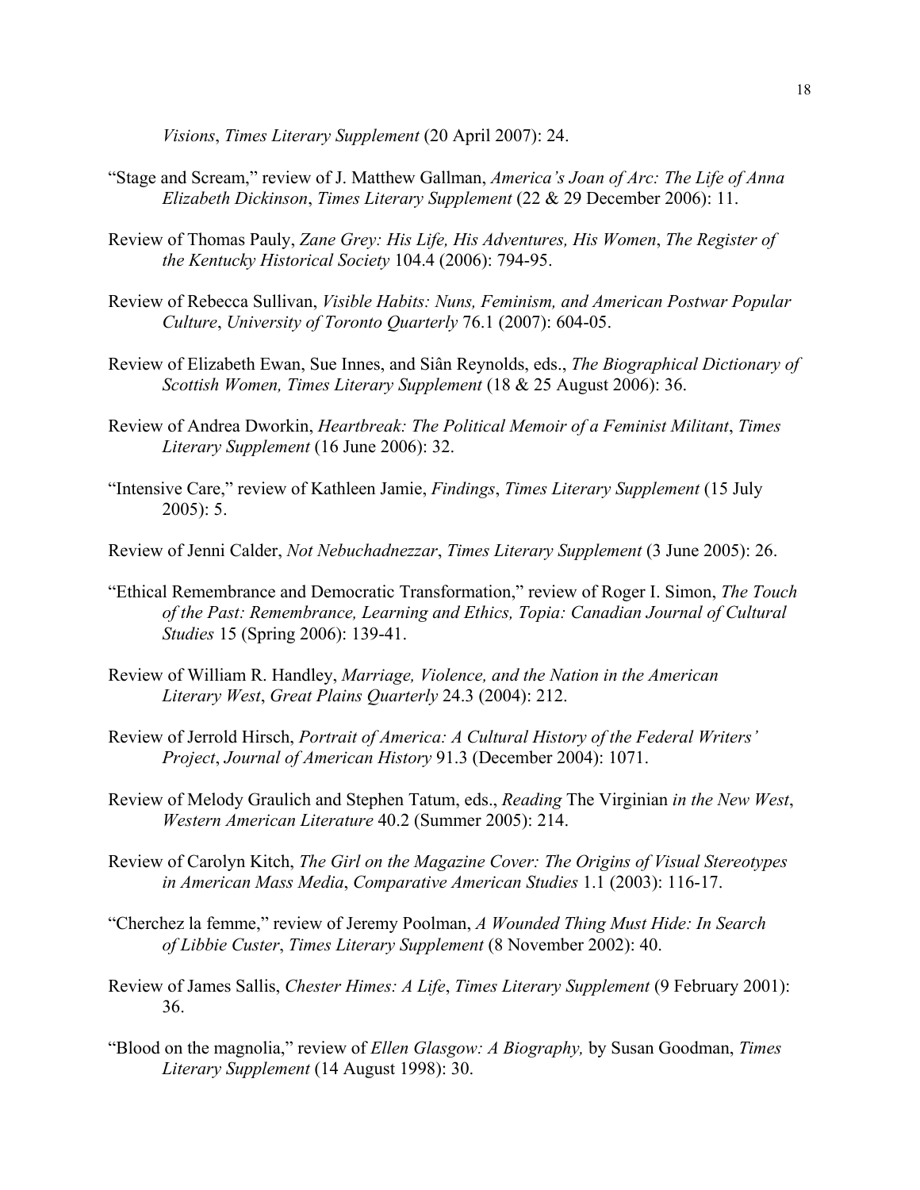*Visions*, *Times Literary Supplement* (20 April 2007): 24.

"Stage and Scream," review of J. Matthew Gallman, *America's Joan of Arc: The Life of Anna Elizabeth Dickinson*, *Times Literary Supplement* (22 & 29 December 2006): 11.

Review of Thomas Pauly, *Zane Grey: His Life, His Adventures, His Women*, *The Register of the Kentucky Historical Society* 104.4 (2006): 794-95.

Review of Rebecca Sullivan, *Visible Habits: Nuns, Feminism, and American Postwar Popular Culture*, *University of Toronto Quarterly* 76.1 (2007): 604-05.

Review of Elizabeth Ewan, Sue Innes, and Siân Reynolds, eds., *The Biographical Dictionary of Scottish Women, Times Literary Supplement* (18 & 25 August 2006): 36.

Review of Andrea Dworkin, *Heartbreak: The Political Memoir of a Feminist Militant*, *Times Literary Supplement* (16 June 2006): 32.

"Intensive Care," review of Kathleen Jamie, *Findings*, *Times Literary Supplement* (15 July 2005): 5.

Review of Jenni Calder, *Not Nebuchadnezzar*, *Times Literary Supplement* (3 June 2005): 26.

"Ethical Remembrance and Democratic Transformation," review of Roger I. Simon, *The Touch of the Past: Remembrance, Learning and Ethics, Topia: Canadian Journal of Cultural Studies* 15 (Spring 2006): 139-41.

Review of William R. Handley, *Marriage, Violence, and the Nation in the American Literary West*, *Great Plains Quarterly* 24.3 (2004): 212.

Review of Jerrold Hirsch, *Portrait of America: A Cultural History of the Federal Writers' Project*, *Journal of American History* 91.3 (December 2004): 1071.

Review of Melody Graulich and Stephen Tatum, eds., *Reading* The Virginian *in the New West*, *Western American Literature* 40.2 (Summer 2005): 214.

Review of Carolyn Kitch, *The Girl on the Magazine Cover: The Origins of Visual Stereotypes in American Mass Media*, *Comparative American Studies* 1.1 (2003): 116-17.

"Cherchez la femme," review of Jeremy Poolman, *A Wounded Thing Must Hide: In Search of Libbie Custer*, *Times Literary Supplement* (8 November 2002): 40.

Review of James Sallis, *Chester Himes: A Life*, *Times Literary Supplement* (9 February 2001): 36.

"Blood on the magnolia," review of *Ellen Glasgow: A Biography,* by Susan Goodman, *Times Literary Supplement* (14 August 1998): 30.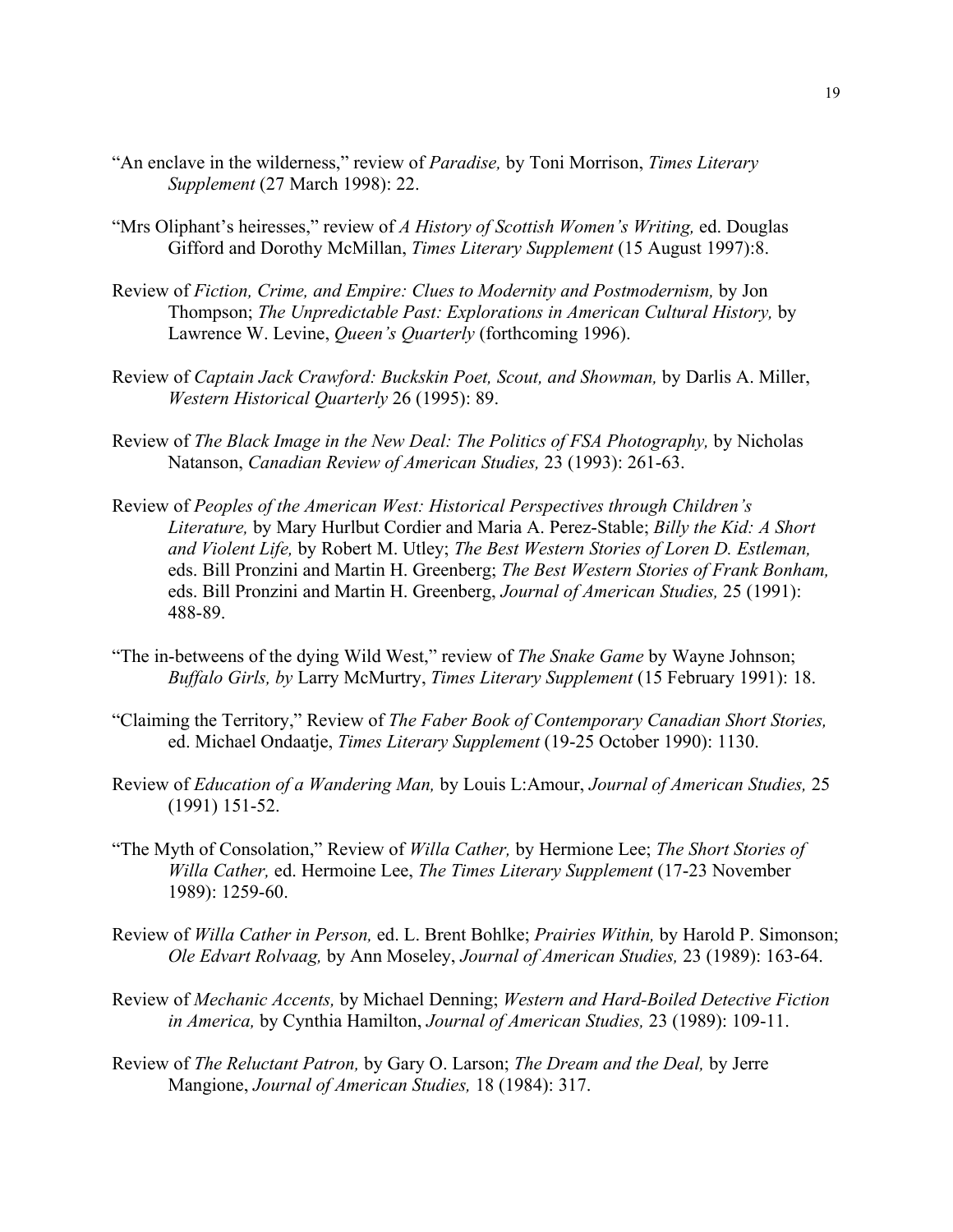“An enclave in the wilderness,” review of *Paradise,* by Toni Morrison, *Times Literary Supplement* (27 March 1998): 22.

“Mrs Oliphant’s heiresses,” review of *A History of Scottish Women’s Writing,* ed. Douglas Gifford and Dorothy McMillan, *Times Literary Supplement* (15 August 1997):8.

Review of *Fiction, Crime, and Empire: Clues to Modernity and Postmodernism,* by Jon Thompson; *The Unpredictable Past: Explorations in American Cultural History,* by Lawrence W. Levine, *Queen’s Quarterly* (forthcoming 1996).

Review of *Captain Jack Crawford: Buckskin Poet, Scout, and Showman,* by Darlis A. Miller, *Western Historical Quarterly* 26 (1995): 89.

Review of *The Black Image in the New Deal: The Politics of FSA Photography,* by Nicholas Natanson, *Canadian Review of American Studies,* 23 (1993): 261-63.

Review of *Peoples of the American West: Historical Perspectives through Children’s Literature,* by Mary Hurlbut Cordier and Maria A. Perez-Stable; *Billy the Kid: A Short and Violent Life,* by Robert M. Utley; *The Best Western Stories of Loren D. Estleman,* eds. Bill Pronzini and Martin H. Greenberg; *The Best Western Stories of Frank Bonham,* eds. Bill Pronzini and Martin H. Greenberg, *Journal of American Studies,* 25 (1991): 488-89.

“The in-betweens of the dying Wild West,” review of *The Snake Game* by Wayne Johnson; *Buffalo Girls, by* Larry McMurtry, *Times Literary Supplement* (15 February 1991): 18.

“Claiming the Territory,” Review of *The Faber Book of Contemporary Canadian Short Stories,* ed. Michael Ondaatje, *Times Literary Supplement* (19-25 October 1990): 1130.

Review of *Education of a Wandering Man,* by Louis L:Amour, *Journal of American Studies,* 25 (1991) 151-52.

“The Myth of Consolation,” Review of *Willa Cather,* by Hermione Lee; *The Short Stories of Willa Cather,* ed. Hermoine Lee, *The Times Literary Supplement* (17-23 November 1989): 1259-60.

Review of *Willa Cather in Person,* ed. L. Brent Bohlke; *Prairies Within,* by Harold P. Simonson; *Ole Edvart Rolvaag,* by Ann Moseley, *Journal of American Studies,* 23 (1989): 163-64.

Review of *Mechanic Accents,* by Michael Denning; *Western and Hard-Boiled Detective Fiction in America,* by Cynthia Hamilton, *Journal of American Studies,* 23 (1989): 109-11.

Review of *The Reluctant Patron,* by Gary O. Larson; *The Dream and the Deal,* by Jerre Mangione, *Journal of American Studies,* 18 (1984): 317.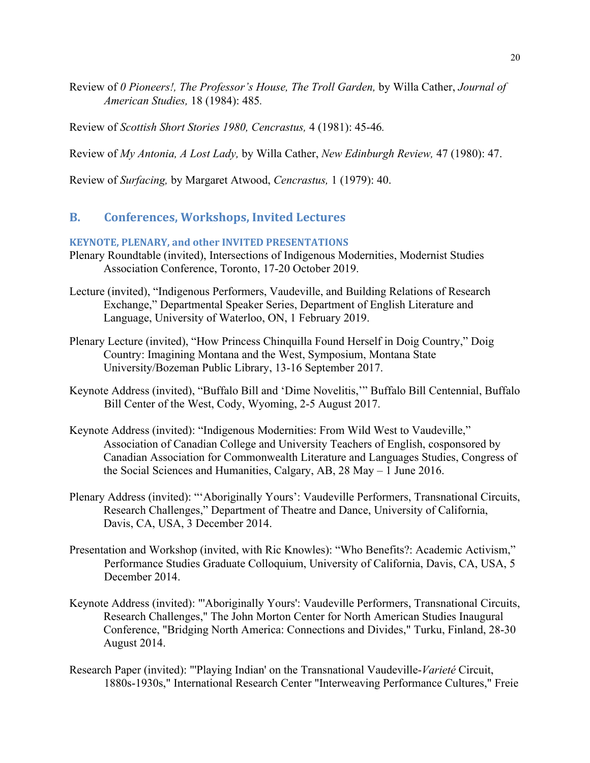Review of *0 Pioneers!, The Professor's House, The Troll Garden,* by Willa Cather, *Journal of American Studies,* 18 (1984): 485.

Review of *Scottish Short Stories 1980, Cencrastus,* 4 (1981): 45-46.

Review of *My Antonia, A Lost Lady,* by Willa Cather, *New Edinburgh Review,* 47 (1980): 47.

Review of *Surfacing,* by Margaret Atwood, *Cencrastus,* 1 (1979): 40.

## B. Conferences, Workshops, Invited Lectures

#### KEYNOTE, PLENARY, and other INVITED PRESENTATIONS

Plenary Roundtable (invited), Intersections of Indigenous Modernities, Modernist Studies Association Conference, Toronto, 17-20 October 2019.

Lecture (invited), "Indigenous Performers, Vaudeville, and Building Relations of Research Exchange," Departmental Speaker Series, Department of English Literature and Language, University of Waterloo, ON, 1 February 2019.

Plenary Lecture (invited), "How Princess Chinquilla Found Herself in Doig Country," Doig Country: Imagining Montana and the West, Symposium, Montana State University/Bozeman Public Library, 13-16 September 2017.

Keynote Address (invited), "Buffalo Bill and 'Dime Novelitis,'" Buffalo Bill Centennial, Buffalo Bill Center of the West, Cody, Wyoming, 2-5 August 2017.

Keynote Address (invited): "Indigenous Modernities: From Wild West to Vaudeville," Association of Canadian College and University Teachers of English, cosponsored by Canadian Association for Commonwealth Literature and Languages Studies, Congress of the Social Sciences and Humanities, Calgary, AB, 28 May – 1 June 2016.

Plenary Address (invited): "'Aboriginally Yours': Vaudeville Performers, Transnational Circuits, Research Challenges," Department of Theatre and Dance, University of California, Davis, CA, USA, 3 December 2014.

Presentation and Workshop (invited, with Ric Knowles): "Who Benefits?: Academic Activism," Performance Studies Graduate Colloquium, University of California, Davis, CA, USA, 5 December 2014.

Keynote Address (invited): "'Aboriginally Yours': Vaudeville Performers, Transnational Circuits, Research Challenges," The John Morton Center for North American Studies Inaugural Conference, "Bridging North America: Connections and Divides," Turku, Finland, 28-30 August 2014.

Research Paper (invited): "'Playing Indian' on the Transnational Vaudeville-*Varieté* Circuit, 1880s-1930s," International Research Center "Interweaving Performance Cultures," Freie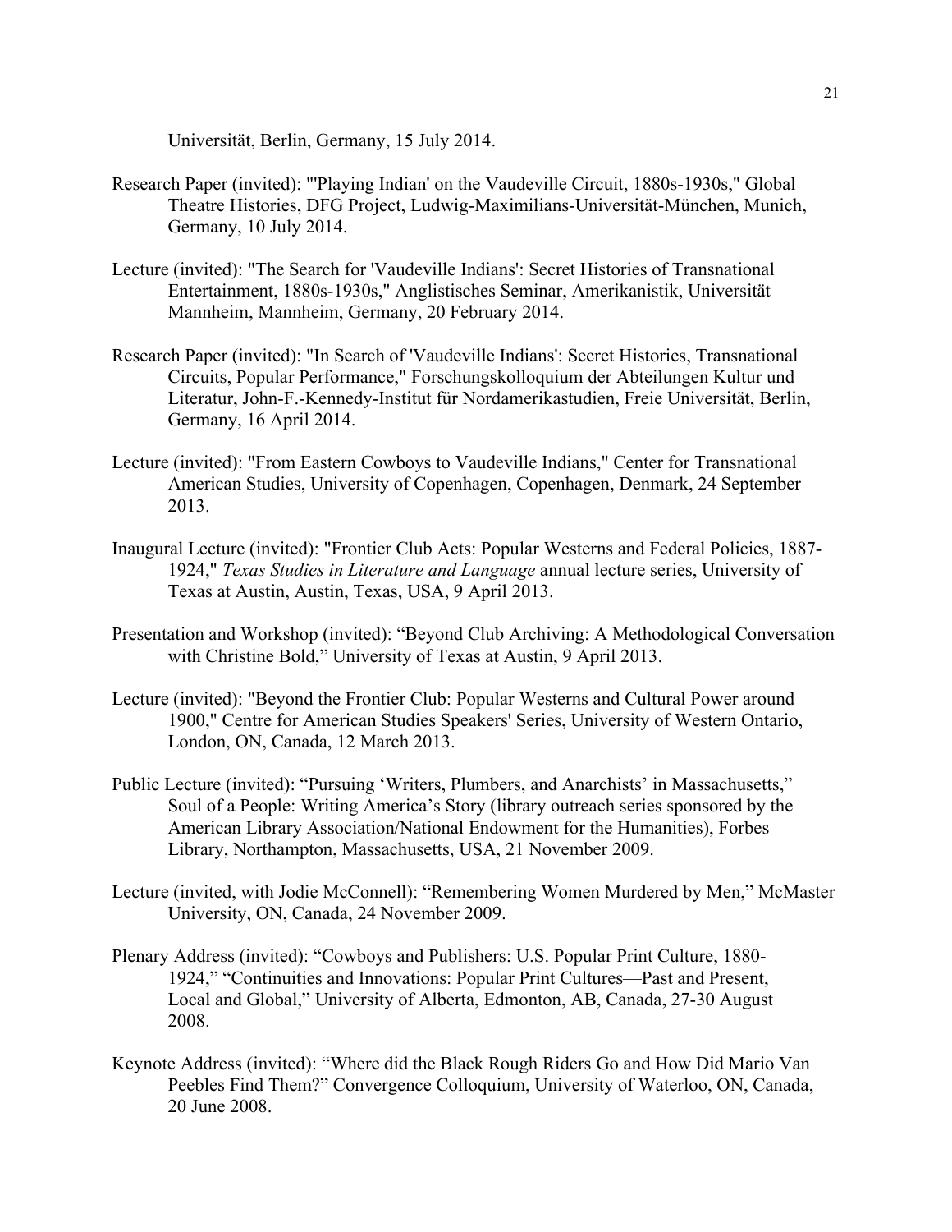Universität, Berlin, Germany, 15 July 2014.

Research Paper (invited): "'Playing Indian' on the Vaudeville Circuit, 1880s-1930s," Global Theatre Histories, DFG Project, Ludwig-Maximilians-Universität-München, Munich, Germany, 10 July 2014.

Lecture (invited): "The Search for 'Vaudeville Indians': Secret Histories of Transnational Entertainment, 1880s-1930s," Anglistisches Seminar, Amerikanistik, Universität Mannheim, Mannheim, Germany, 20 February 2014.

Research Paper (invited): "In Search of 'Vaudeville Indians': Secret Histories, Transnational Circuits, Popular Performance," Forschungskolloquium der Abteilungen Kultur und Literatur, John-F.-Kennedy-Institut für Nordamerikastudien, Freie Universität, Berlin, Germany, 16 April 2014.

Lecture (invited): "From Eastern Cowboys to Vaudeville Indians," Center for Transnational American Studies, University of Copenhagen, Copenhagen, Denmark, 24 September 2013.

Inaugural Lecture (invited): "Frontier Club Acts: Popular Westerns and Federal Policies, 1887-1924," *Texas Studies in Literature and Language* annual lecture series, University of Texas at Austin, Austin, Texas, USA, 9 April 2013.

Presentation and Workshop (invited): "Beyond Club Archiving: A Methodological Conversation with Christine Bold," University of Texas at Austin, 9 April 2013.

Lecture (invited): "Beyond the Frontier Club: Popular Westerns and Cultural Power around 1900," Centre for American Studies Speakers' Series, University of Western Ontario, London, ON, Canada, 12 March 2013.

Public Lecture (invited): "Pursuing 'Writers, Plumbers, and Anarchists' in Massachusetts," Soul of a People: Writing America's Story (library outreach series sponsored by the American Library Association/National Endowment for the Humanities), Forbes Library, Northampton, Massachusetts, USA, 21 November 2009.

Lecture (invited, with Jodie McConnell): "Remembering Women Murdered by Men," McMaster University, ON, Canada, 24 November 2009.

Plenary Address (invited): "Cowboys and Publishers: U.S. Popular Print Culture, 1880-1924," "Continuities and Innovations: Popular Print Cultures—Past and Present, Local and Global," University of Alberta, Edmonton, AB, Canada, 27-30 August 2008.

Keynote Address (invited): "Where did the Black Rough Riders Go and How Did Mario Van Peebles Find Them?" Convergence Colloquium, University of Waterloo, ON, Canada, 20 June 2008.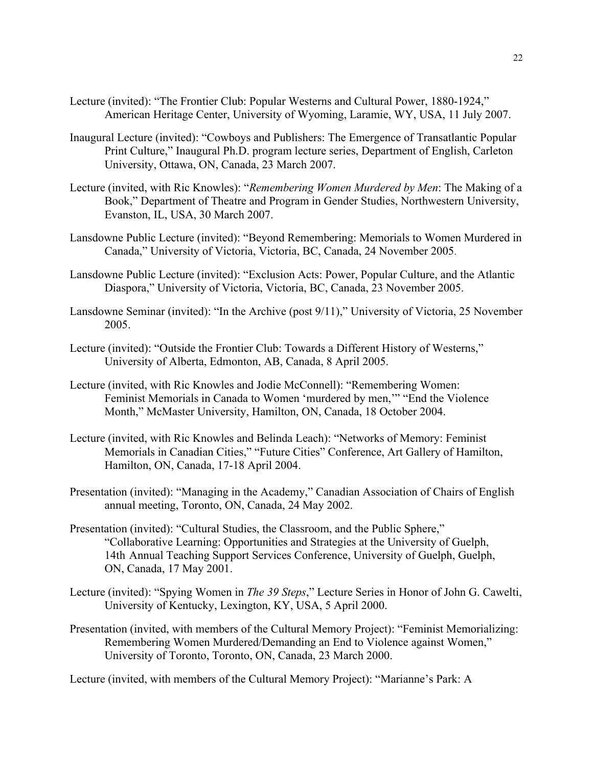Lecture (invited): "The Frontier Club: Popular Westerns and Cultural Power, 1880-1924," American Heritage Center, University of Wyoming, Laramie, WY, USA, 11 July 2007.

Inaugural Lecture (invited): "Cowboys and Publishers: The Emergence of Transatlantic Popular Print Culture," Inaugural Ph.D. program lecture series, Department of English, Carleton University, Ottawa, ON, Canada, 23 March 2007.

Lecture (invited, with Ric Knowles): "*Remembering Women Murdered by Men*: The Making of a Book," Department of Theatre and Program in Gender Studies, Northwestern University, Evanston, IL, USA, 30 March 2007.

Lansdowne Public Lecture (invited): "Beyond Remembering: Memorials to Women Murdered in Canada," University of Victoria, Victoria, BC, Canada, 24 November 2005.

Lansdowne Public Lecture (invited): "Exclusion Acts: Power, Popular Culture, and the Atlantic Diaspora," University of Victoria, Victoria, BC, Canada, 23 November 2005.

Lansdowne Seminar (invited): "In the Archive (post 9/11)," University of Victoria, 25 November 2005.

Lecture (invited): "Outside the Frontier Club: Towards a Different History of Westerns," University of Alberta, Edmonton, AB, Canada, 8 April 2005.

Lecture (invited, with Ric Knowles and Jodie McConnell): "Remembering Women: Feminist Memorials in Canada to Women 'murdered by men,'" "End the Violence Month," McMaster University, Hamilton, ON, Canada, 18 October 2004.

Lecture (invited, with Ric Knowles and Belinda Leach): "Networks of Memory: Feminist Memorials in Canadian Cities," "Future Cities" Conference, Art Gallery of Hamilton, Hamilton, ON, Canada, 17-18 April 2004.

Presentation (invited): "Managing in the Academy," Canadian Association of Chairs of English annual meeting, Toronto, ON, Canada, 24 May 2002.

Presentation (invited): "Cultural Studies, the Classroom, and the Public Sphere," "Collaborative Learning: Opportunities and Strategies at the University of Guelph, 14th Annual Teaching Support Services Conference, University of Guelph, Guelph, ON, Canada, 17 May 2001.

Lecture (invited): "Spying Women in *The 39 Steps*," Lecture Series in Honor of John G. Cawelti, University of Kentucky, Lexington, KY, USA, 5 April 2000.

Presentation (invited, with members of the Cultural Memory Project): "Feminist Memorializing: Remembering Women Murdered/Demanding an End to Violence against Women," University of Toronto, Toronto, ON, Canada, 23 March 2000.

Lecture (invited, with members of the Cultural Memory Project): "Marianne's Park: A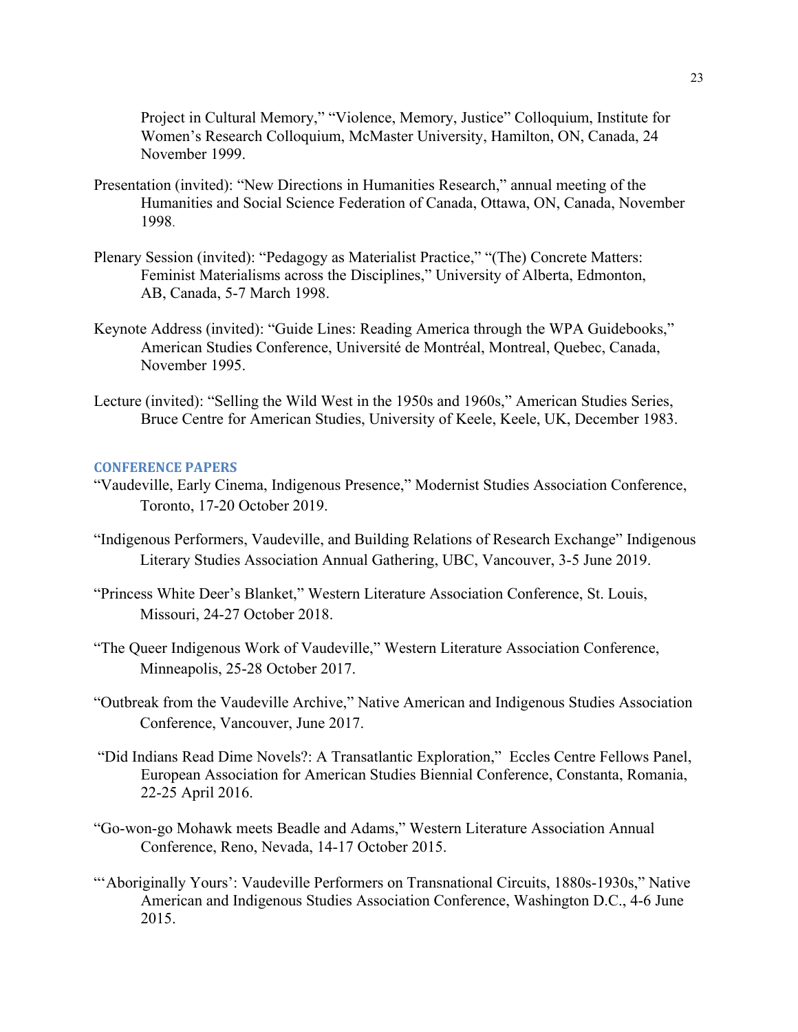Project in Cultural Memory," "Violence, Memory, Justice" Colloquium, Institute for Women's Research Colloquium, McMaster University, Hamilton, ON, Canada, 24 November 1999.

Presentation (invited): "New Directions in Humanities Research," annual meeting of the Humanities and Social Science Federation of Canada, Ottawa, ON, Canada, November 1998.

Plenary Session (invited): "Pedagogy as Materialist Practice," "(The) Concrete Matters: Feminist Materialisms across the Disciplines," University of Alberta, Edmonton, AB, Canada, 5-7 March 1998.

Keynote Address (invited): "Guide Lines: Reading America through the WPA Guidebooks," American Studies Conference, Université de Montréal, Montreal, Quebec, Canada, November 1995.

Lecture (invited): "Selling the Wild West in the 1950s and 1960s," American Studies Series, Bruce Centre for American Studies, University of Keele, Keele, UK, December 1983.

### CONFERENCE PAPERS

"Vaudeville, Early Cinema, Indigenous Presence," Modernist Studies Association Conference, Toronto, 17-20 October 2019.

"Indigenous Performers, Vaudeville, and Building Relations of Research Exchange" Indigenous Literary Studies Association Annual Gathering, UBC, Vancouver, 3-5 June 2019.

"Princess White Deer's Blanket," Western Literature Association Conference, St. Louis, Missouri, 24-27 October 2018.

"The Queer Indigenous Work of Vaudeville," Western Literature Association Conference, Minneapolis, 25-28 October 2017.

"Outbreak from the Vaudeville Archive," Native American and Indigenous Studies Association Conference, Vancouver, June 2017.

"Did Indians Read Dime Novels?: A Transatlantic Exploration," Eccles Centre Fellows Panel, European Association for American Studies Biennial Conference, Constanta, Romania, 22-25 April 2016.

"Go-won-go Mohawk meets Beadle and Adams," Western Literature Association Annual Conference, Reno, Nevada, 14-17 October 2015.

"'Aboriginally Yours': Vaudeville Performers on Transnational Circuits, 1880s-1930s," Native American and Indigenous Studies Association Conference, Washington D.C., 4-6 June 2015.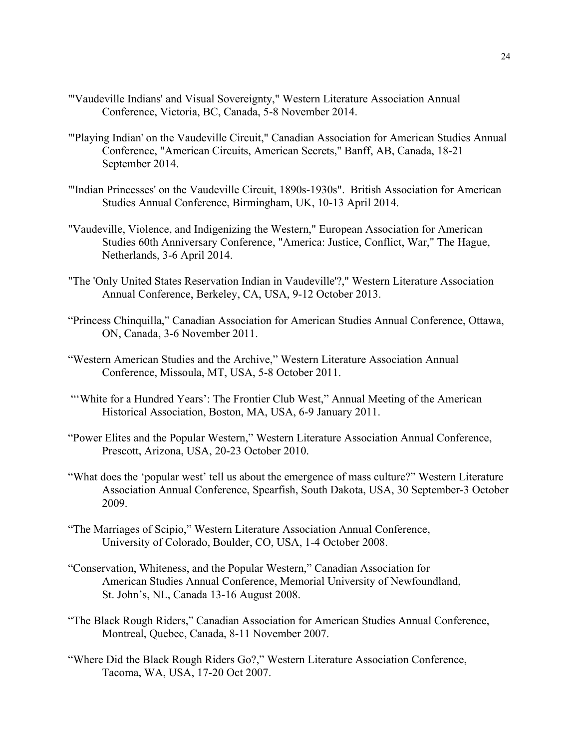"'Vaudeville Indians' and Visual Sovereignty," Western Literature Association Annual Conference, Victoria, BC, Canada, 5-8 November 2014.

"'Playing Indian' on the Vaudeville Circuit," Canadian Association for American Studies Annual Conference, "American Circuits, American Secrets," Banff, AB, Canada, 18-21 September 2014.

"'Indian Princesses' on the Vaudeville Circuit, 1890s-1930s". British Association for American Studies Annual Conference, Birmingham, UK, 10-13 April 2014.

"Vaudeville, Violence, and Indigenizing the Western," European Association for American Studies 60th Anniversary Conference, "America: Justice, Conflict, War," The Hague, Netherlands, 3-6 April 2014.

"The 'Only United States Reservation Indian in Vaudeville'?," Western Literature Association Annual Conference, Berkeley, CA, USA, 9-12 October 2013.

"Princess Chinquilla," Canadian Association for American Studies Annual Conference, Ottawa, ON, Canada, 3-6 November 2011.

"Western American Studies and the Archive," Western Literature Association Annual Conference, Missoula, MT, USA, 5-8 October 2011.

"'White for a Hundred Years': The Frontier Club West," Annual Meeting of the American Historical Association, Boston, MA, USA, 6-9 January 2011.

"Power Elites and the Popular Western," Western Literature Association Annual Conference, Prescott, Arizona, USA, 20-23 October 2010.

"What does the 'popular west' tell us about the emergence of mass culture?" Western Literature Association Annual Conference, Spearfish, South Dakota, USA, 30 September-3 October 2009.

"The Marriages of Scipio," Western Literature Association Annual Conference, University of Colorado, Boulder, CO, USA, 1-4 October 2008.

"Conservation, Whiteness, and the Popular Western," Canadian Association for American Studies Annual Conference, Memorial University of Newfoundland, St. John's, NL, Canada 13-16 August 2008.

"The Black Rough Riders," Canadian Association for American Studies Annual Conference, Montreal, Quebec, Canada, 8-11 November 2007.

"Where Did the Black Rough Riders Go?," Western Literature Association Conference, Tacoma, WA, USA, 17-20 Oct 2007.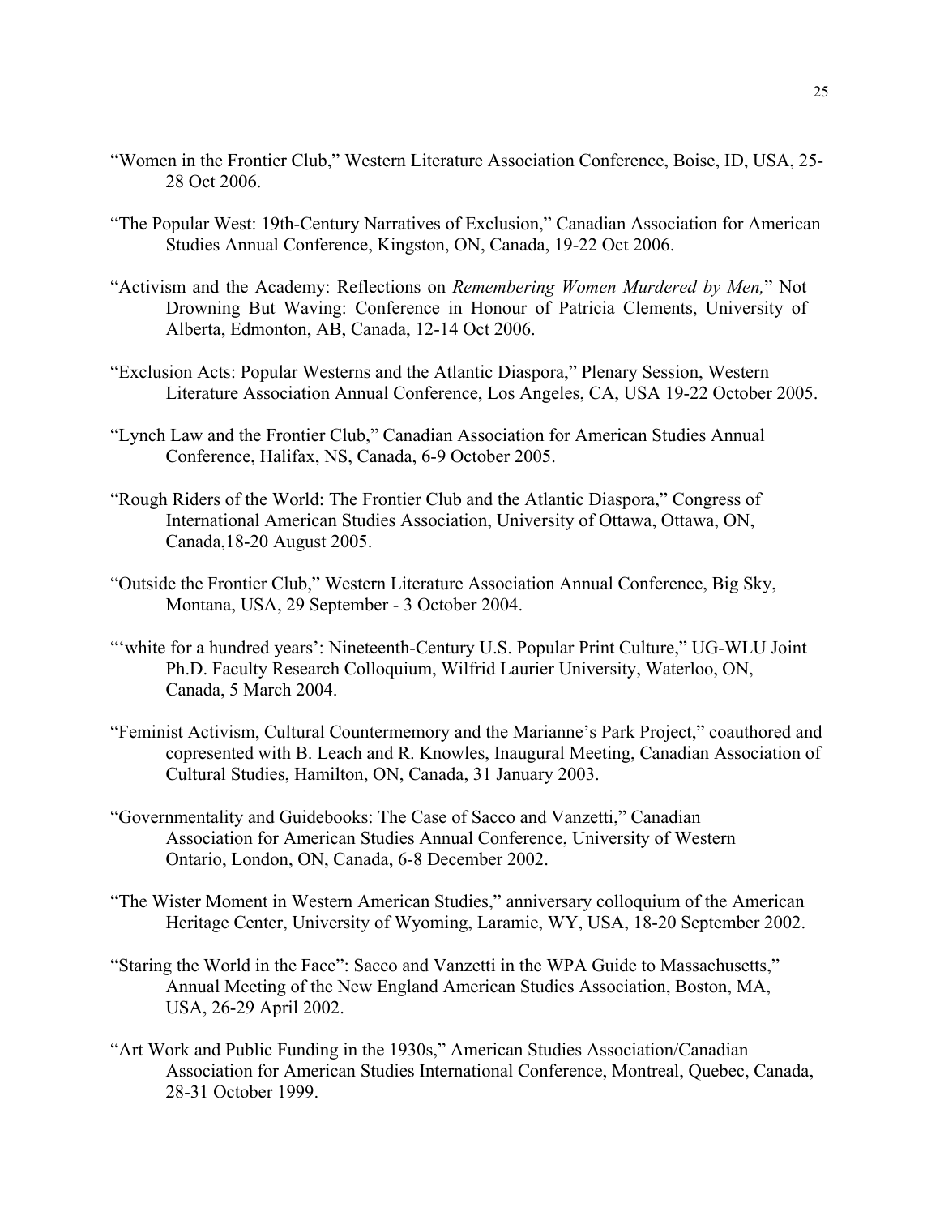"Women in the Frontier Club," Western Literature Association Conference, Boise, ID, USA, 25-28 Oct 2006.

"The Popular West: 19th-Century Narratives of Exclusion," Canadian Association for American Studies Annual Conference, Kingston, ON, Canada, 19-22 Oct 2006.

"Activism and the Academy: Reflections on *Remembering Women Murdered by Men,*" Not Drowning But Waving: Conference in Honour of Patricia Clements, University of Alberta, Edmonton, AB, Canada, 12-14 Oct 2006.

"Exclusion Acts: Popular Westerns and the Atlantic Diaspora," Plenary Session, Western Literature Association Annual Conference, Los Angeles, CA, USA 19-22 October 2005.

"Lynch Law and the Frontier Club," Canadian Association for American Studies Annual Conference, Halifax, NS, Canada, 6-9 October 2005.

"Rough Riders of the World: The Frontier Club and the Atlantic Diaspora," Congress of International American Studies Association, University of Ottawa, Ottawa, ON, Canada,18-20 August 2005.

"Outside the Frontier Club," Western Literature Association Annual Conference, Big Sky, Montana, USA, 29 September - 3 October 2004.

"'white for a hundred years': Nineteenth-Century U.S. Popular Print Culture," UG-WLU Joint Ph.D. Faculty Research Colloquium, Wilfrid Laurier University, Waterloo, ON, Canada, 5 March 2004.

"Feminist Activism, Cultural Countermemory and the Marianne's Park Project," coauthored and copresented with B. Leach and R. Knowles, Inaugural Meeting, Canadian Association of Cultural Studies, Hamilton, ON, Canada, 31 January 2003.

"Governmentality and Guidebooks: The Case of Sacco and Vanzetti," Canadian Association for American Studies Annual Conference, University of Western Ontario, London, ON, Canada, 6-8 December 2002.

"The Wister Moment in Western American Studies," anniversary colloquium of the American Heritage Center, University of Wyoming, Laramie, WY, USA, 18-20 September 2002.

"Staring the World in the Face": Sacco and Vanzetti in the WPA Guide to Massachusetts," Annual Meeting of the New England American Studies Association, Boston, MA, USA, 26-29 April 2002.

"Art Work and Public Funding in the 1930s," American Studies Association/Canadian Association for American Studies International Conference, Montreal, Quebec, Canada, 28-31 October 1999.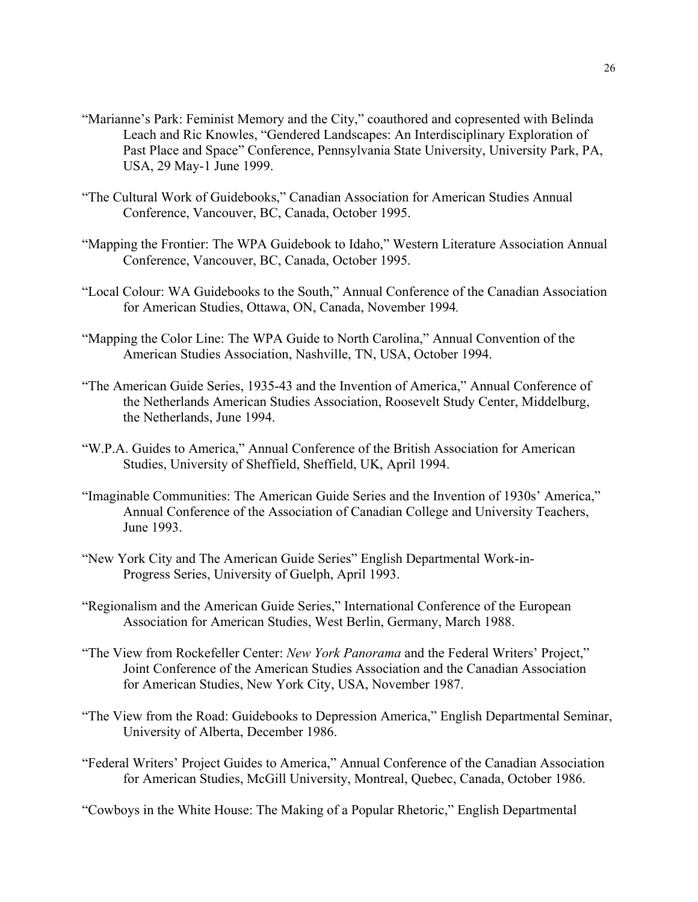"Marianne's Park: Feminist Memory and the City," coauthored and copresented with Belinda Leach and Ric Knowles, "Gendered Landscapes: An Interdisciplinary Exploration of Past Place and Space" Conference, Pennsylvania State University, University Park, PA, USA, 29 May-1 June 1999.

"The Cultural Work of Guidebooks," Canadian Association for American Studies Annual Conference, Vancouver, BC, Canada, October 1995.

"Mapping the Frontier: The WPA Guidebook to Idaho," Western Literature Association Annual Conference, Vancouver, BC, Canada, October 1995.

"Local Colour: WA Guidebooks to the South," Annual Conference of the Canadian Association for American Studies, Ottawa, ON, Canada, November 1994.

"Mapping the Color Line: The WPA Guide to North Carolina," Annual Convention of the American Studies Association, Nashville, TN, USA, October 1994.

"The American Guide Series, 1935-43 and the Invention of America," Annual Conference of the Netherlands American Studies Association, Roosevelt Study Center, Middelburg, the Netherlands, June 1994.

"W.P.A. Guides to America," Annual Conference of the British Association for American Studies, University of Sheffield, Sheffield, UK, April 1994.

"Imaginable Communities: The American Guide Series and the Invention of 1930s' America," Annual Conference of the Association of Canadian College and University Teachers, June 1993.

"New York City and The American Guide Series" English Departmental Work-in-Progress Series, University of Guelph, April 1993.

"Regionalism and the American Guide Series," International Conference of the European Association for American Studies, West Berlin, Germany, March 1988.

"The View from Rockefeller Center: *New York Panorama* and the Federal Writers' Project," Joint Conference of the American Studies Association and the Canadian Association for American Studies, New York City, USA, November 1987.

"The View from the Road: Guidebooks to Depression America," English Departmental Seminar, University of Alberta, December 1986.

"Federal Writers' Project Guides to America," Annual Conference of the Canadian Association for American Studies, McGill University, Montreal, Quebec, Canada, October 1986.

"Cowboys in the White House: The Making of a Popular Rhetoric," English Departmental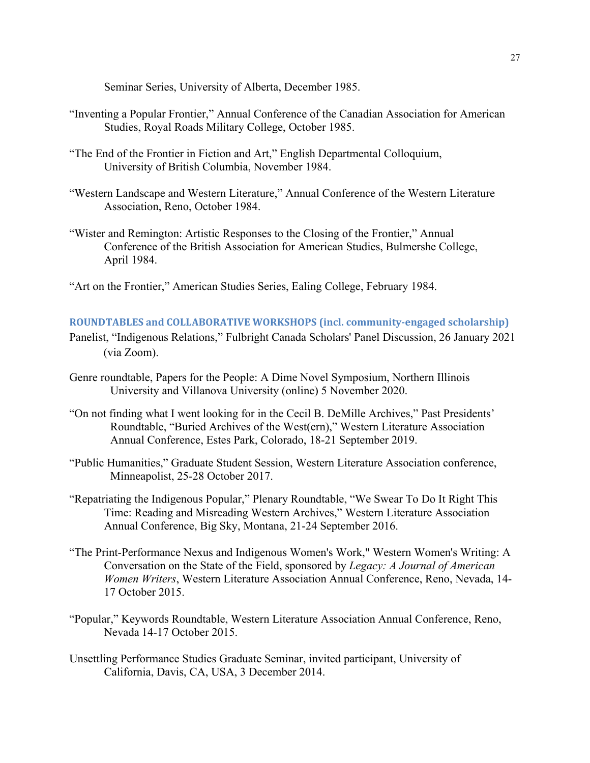Seminar Series, University of Alberta, December 1985.

"Inventing a Popular Frontier," Annual Conference of the Canadian Association for American Studies, Royal Roads Military College, October 1985.

"The End of the Frontier in Fiction and Art," English Departmental Colloquium, University of British Columbia, November 1984.

"Western Landscape and Western Literature," Annual Conference of the Western Literature Association, Reno, October 1984.

"Wister and Remington: Artistic Responses to the Closing of the Frontier," Annual Conference of the British Association for American Studies, Bulmershe College, April 1984.

"Art on the Frontier," American Studies Series, Ealing College, February 1984.

## ROUNDTABLES and COLLABORATIVE WORKSHOPS (incl. community-engaged scholarship)

Panelist, "Indigenous Relations," Fulbright Canada Scholars' Panel Discussion, 26 January 2021 (via Zoom).

Genre roundtable, Papers for the People: A Dime Novel Symposium, Northern Illinois University and Villanova University (online) 5 November 2020.

"On not finding what I went looking for in the Cecil B. DeMille Archives," Past Presidents' Roundtable, "Buried Archives of the West(ern)," Western Literature Association Annual Conference, Estes Park, Colorado, 18-21 September 2019.

"Public Humanities," Graduate Student Session, Western Literature Association conference, Minneapolist, 25-28 October 2017.

"Repatriating the Indigenous Popular," Plenary Roundtable, "We Swear To Do It Right This Time: Reading and Misreading Western Archives," Western Literature Association Annual Conference, Big Sky, Montana, 21-24 September 2016.

"The Print-Performance Nexus and Indigenous Women's Work," Western Women's Writing: A Conversation on the State of the Field, sponsored by *Legacy: A Journal of American Women Writers*, Western Literature Association Annual Conference, Reno, Nevada, 14-17 October 2015.

"Popular," Keywords Roundtable, Western Literature Association Annual Conference, Reno, Nevada 14-17 October 2015.

Unsettling Performance Studies Graduate Seminar, invited participant, University of California, Davis, CA, USA, 3 December 2014.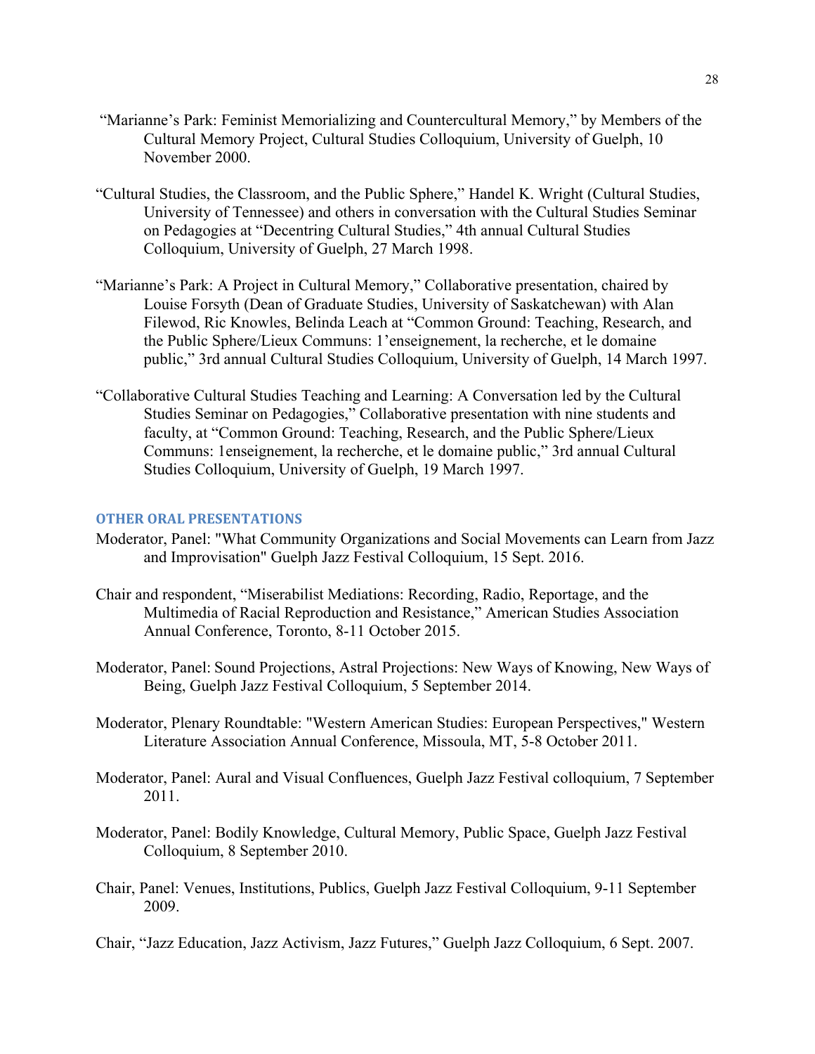"Marianne's Park: Feminist Memorializing and Countercultural Memory," by Members of the Cultural Memory Project, Cultural Studies Colloquium, University of Guelph, 10 November 2000.

"Cultural Studies, the Classroom, and the Public Sphere," Handel K. Wright (Cultural Studies, University of Tennessee) and others in conversation with the Cultural Studies Seminar on Pedagogies at "Decentring Cultural Studies," 4th annual Cultural Studies Colloquium, University of Guelph, 27 March 1998.

"Marianne's Park: A Project in Cultural Memory," Collaborative presentation, chaired by Louise Forsyth (Dean of Graduate Studies, University of Saskatchewan) with Alan Filewod, Ric Knowles, Belinda Leach at "Common Ground: Teaching, Research, and the Public Sphere/Lieux Communs: 1'enseignement, la recherche, et le domaine public," 3rd annual Cultural Studies Colloquium, University of Guelph, 14 March 1997.

"Collaborative Cultural Studies Teaching and Learning: A Conversation led by the Cultural Studies Seminar on Pedagogies," Collaborative presentation with nine students and faculty, at "Common Ground: Teaching, Research, and the Public Sphere/Lieux Communs: 1enseignement, la recherche, et le domaine public," 3rd annual Cultural Studies Colloquium, University of Guelph, 19 March 1997.

## OTHER ORAL PRESENTATIONS

Moderator, Panel: "What Community Organizations and Social Movements can Learn from Jazz and Improvisation" Guelph Jazz Festival Colloquium, 15 Sept. 2016.

Chair and respondent, "Miserabilist Mediations: Recording, Radio, Reportage, and the Multimedia of Racial Reproduction and Resistance," American Studies Association Annual Conference, Toronto, 8-11 October 2015.

Moderator, Panel: Sound Projections, Astral Projections: New Ways of Knowing, New Ways of Being, Guelph Jazz Festival Colloquium, 5 September 2014.

Moderator, Plenary Roundtable: "Western American Studies: European Perspectives," Western Literature Association Annual Conference, Missoula, MT, 5-8 October 2011.

Moderator, Panel: Aural and Visual Confluences, Guelph Jazz Festival colloquium, 7 September 2011.

Moderator, Panel: Bodily Knowledge, Cultural Memory, Public Space, Guelph Jazz Festival Colloquium, 8 September 2010.

Chair, Panel: Venues, Institutions, Publics, Guelph Jazz Festival Colloquium, 9-11 September 2009.

Chair, "Jazz Education, Jazz Activism, Jazz Futures," Guelph Jazz Colloquium, 6 Sept. 2007.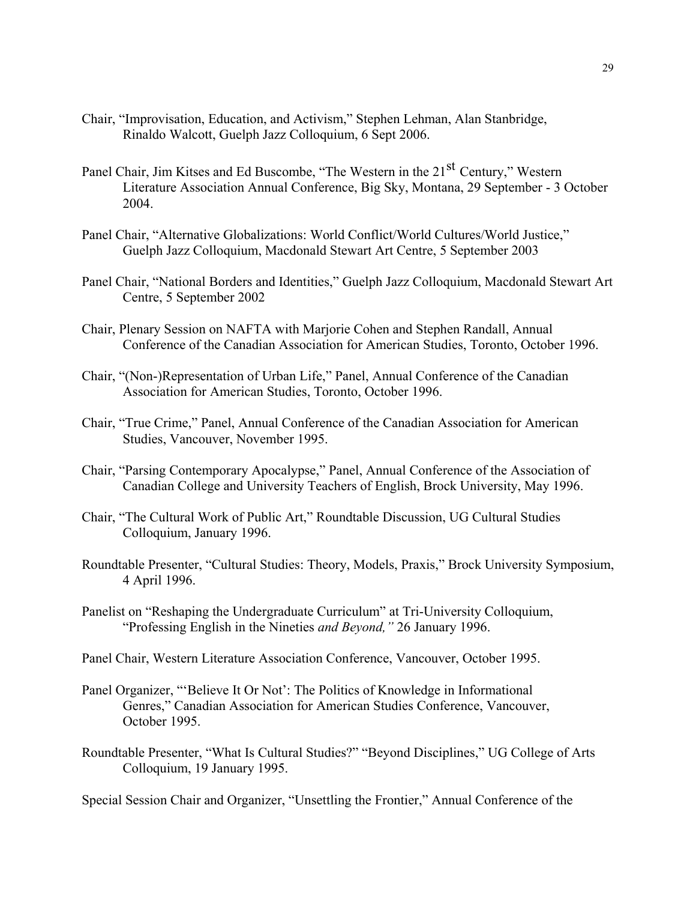Chair, "Improvisation, Education, and Activism," Stephen Lehman, Alan Stanbridge, Rinaldo Walcott, Guelph Jazz Colloquium, 6 Sept 2006.

Panel Chair, Jim Kitses and Ed Buscombe, "The Western in the 21st Century," Western Literature Association Annual Conference, Big Sky, Montana, 29 September - 3 October 2004.

Panel Chair, "Alternative Globalizations: World Conflict/World Cultures/World Justice," Guelph Jazz Colloquium, Macdonald Stewart Art Centre, 5 September 2003

Panel Chair, "National Borders and Identities," Guelph Jazz Colloquium, Macdonald Stewart Art Centre, 5 September 2002

Chair, Plenary Session on NAFTA with Marjorie Cohen and Stephen Randall, Annual Conference of the Canadian Association for American Studies, Toronto, October 1996.

Chair, "(Non-)Representation of Urban Life," Panel, Annual Conference of the Canadian Association for American Studies, Toronto, October 1996.

Chair, "True Crime," Panel, Annual Conference of the Canadian Association for American Studies, Vancouver, November 1995.

Chair, "Parsing Contemporary Apocalypse," Panel, Annual Conference of the Association of Canadian College and University Teachers of English, Brock University, May 1996.

Chair, "The Cultural Work of Public Art," Roundtable Discussion, UG Cultural Studies Colloquium, January 1996.

Roundtable Presenter, "Cultural Studies: Theory, Models, Praxis," Brock University Symposium, 4 April 1996.

Panelist on "Reshaping the Undergraduate Curriculum" at Tri-University Colloquium, "Professing English in the Nineties *and Beyond,"* 26 January 1996.

Panel Chair, Western Literature Association Conference, Vancouver, October 1995.

Panel Organizer, "'Believe It Or Not': The Politics of Knowledge in Informational Genres," Canadian Association for American Studies Conference, Vancouver, October 1995.

Roundtable Presenter, "What Is Cultural Studies?" "Beyond Disciplines," UG College of Arts Colloquium, 19 January 1995.

Special Session Chair and Organizer, "Unsettling the Frontier," Annual Conference of the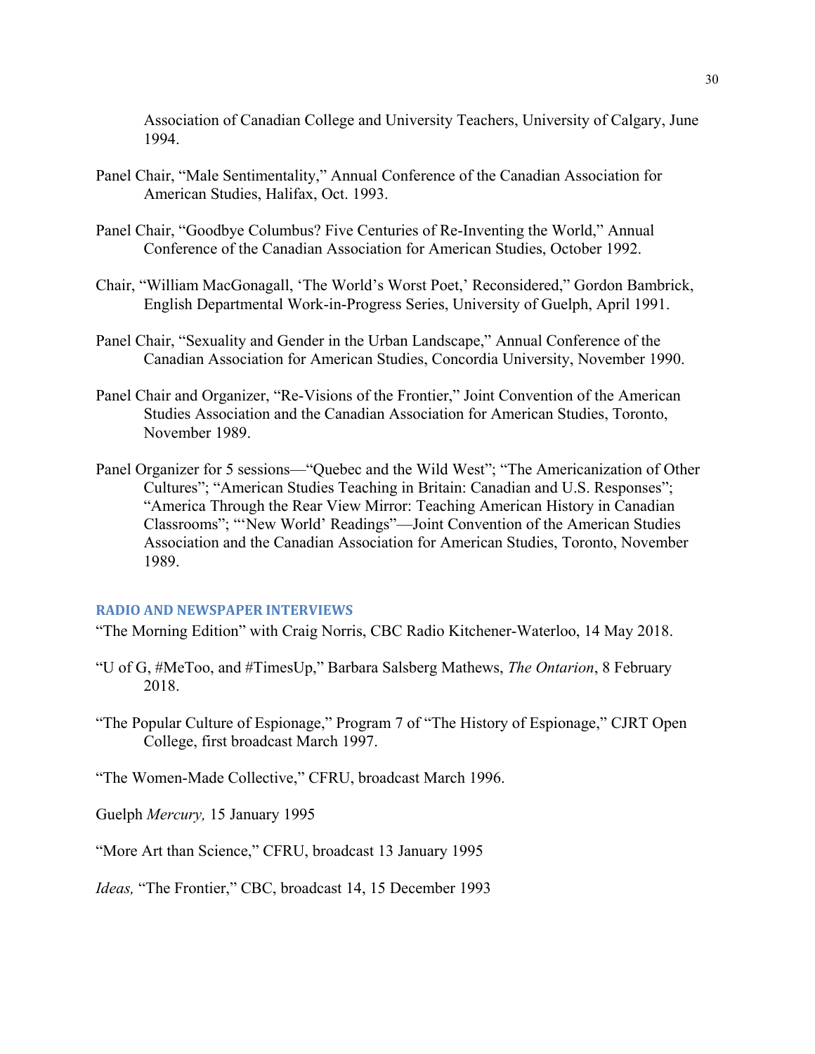Association of Canadian College and University Teachers, University of Calgary, June 1994.

Panel Chair, "Male Sentimentality," Annual Conference of the Canadian Association for American Studies, Halifax, Oct. 1993.

Panel Chair, "Goodbye Columbus? Five Centuries of Re-Inventing the World," Annual Conference of the Canadian Association for American Studies, October 1992.

Chair, "William MacGonagall, 'The World's Worst Poet,' Reconsidered," Gordon Bambrick, English Departmental Work-in-Progress Series, University of Guelph, April 1991.

Panel Chair, "Sexuality and Gender in the Urban Landscape," Annual Conference of the Canadian Association for American Studies, Concordia University, November 1990.

Panel Chair and Organizer, "Re-Visions of the Frontier," Joint Convention of the American Studies Association and the Canadian Association for American Studies, Toronto, November 1989.

Panel Organizer for 5 sessions—"Quebec and the Wild West"; "The Americanization of Other Cultures"; "American Studies Teaching in Britain: Canadian and U.S. Responses"; "America Through the Rear View Mirror: Teaching American History in Canadian Classrooms"; "'New World' Readings"—Joint Convention of the American Studies Association and the Canadian Association for American Studies, Toronto, November 1989.

## RADIO AND NEWSPAPER INTERVIEWS

"The Morning Edition" with Craig Norris, CBC Radio Kitchener-Waterloo, 14 May 2018.

"U of G, #MeToo, and #TimesUp," Barbara Salsberg Mathews, *The Ontarion*, 8 February 2018.

"The Popular Culture of Espionage," Program 7 of "The History of Espionage," CJRT Open College, first broadcast March 1997.

"The Women-Made Collective," CFRU, broadcast March 1996.

Guelph *Mercury,* 15 January 1995

"More Art than Science," CFRU, broadcast 13 January 1995

*Ideas,* "The Frontier," CBC, broadcast 14, 15 December 1993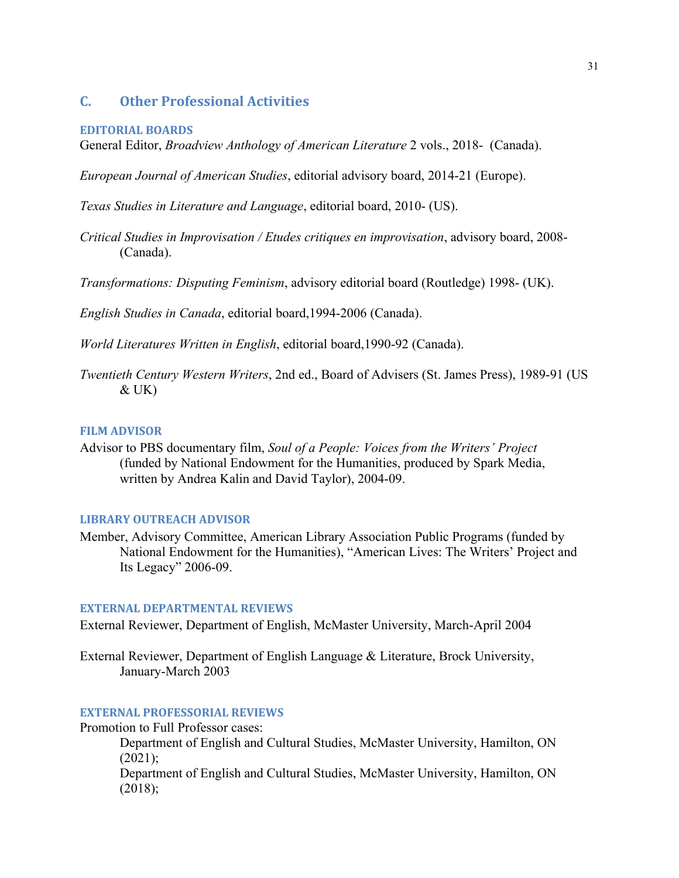## C. Other Professional Activities

### EDITORIAL BOARDS

General Editor, *Broadview Anthology of American Literature* 2 vols., 2018- (Canada).

*European Journal of American Studies*, editorial advisory board, 2014-21 (Europe).

*Texas Studies in Literature and Language*, editorial board, 2010- (US).

*Critical Studies in Improvisation / Etudes critiques en improvisation*, advisory board, 2008- (Canada).

*Transformations: Disputing Feminism*, advisory editorial board (Routledge) 1998- (UK).

*English Studies in Canada*, editorial board,1994-2006 (Canada).

*World Literatures Written in English*, editorial board,1990-92 (Canada).

*Twentieth Century Western Writers*, 2nd ed., Board of Advisers (St. James Press), 1989-91 (US & UK)

### FILM ADVISOR

Advisor to PBS documentary film, *Soul of a People: Voices from the Writers' Project* (funded by National Endowment for the Humanities, produced by Spark Media, written by Andrea Kalin and David Taylor), 2004-09.

### LIBRARY OUTREACH ADVISOR

Member, Advisory Committee, American Library Association Public Programs (funded by National Endowment for the Humanities), "American Lives: The Writers' Project and Its Legacy" 2006-09.

### EXTERNAL DEPARTMENTAL REVIEWS

External Reviewer, Department of English, McMaster University, March-April 2004

External Reviewer, Department of English Language & Literature, Brock University, January-March 2003

### EXTERNAL PROFESSORIAL REVIEWS

Promotion to Full Professor cases:

Department of English and Cultural Studies, McMaster University, Hamilton, ON (2021);
Department of English and Cultural Studies, McMaster University, Hamilton, ON (2018);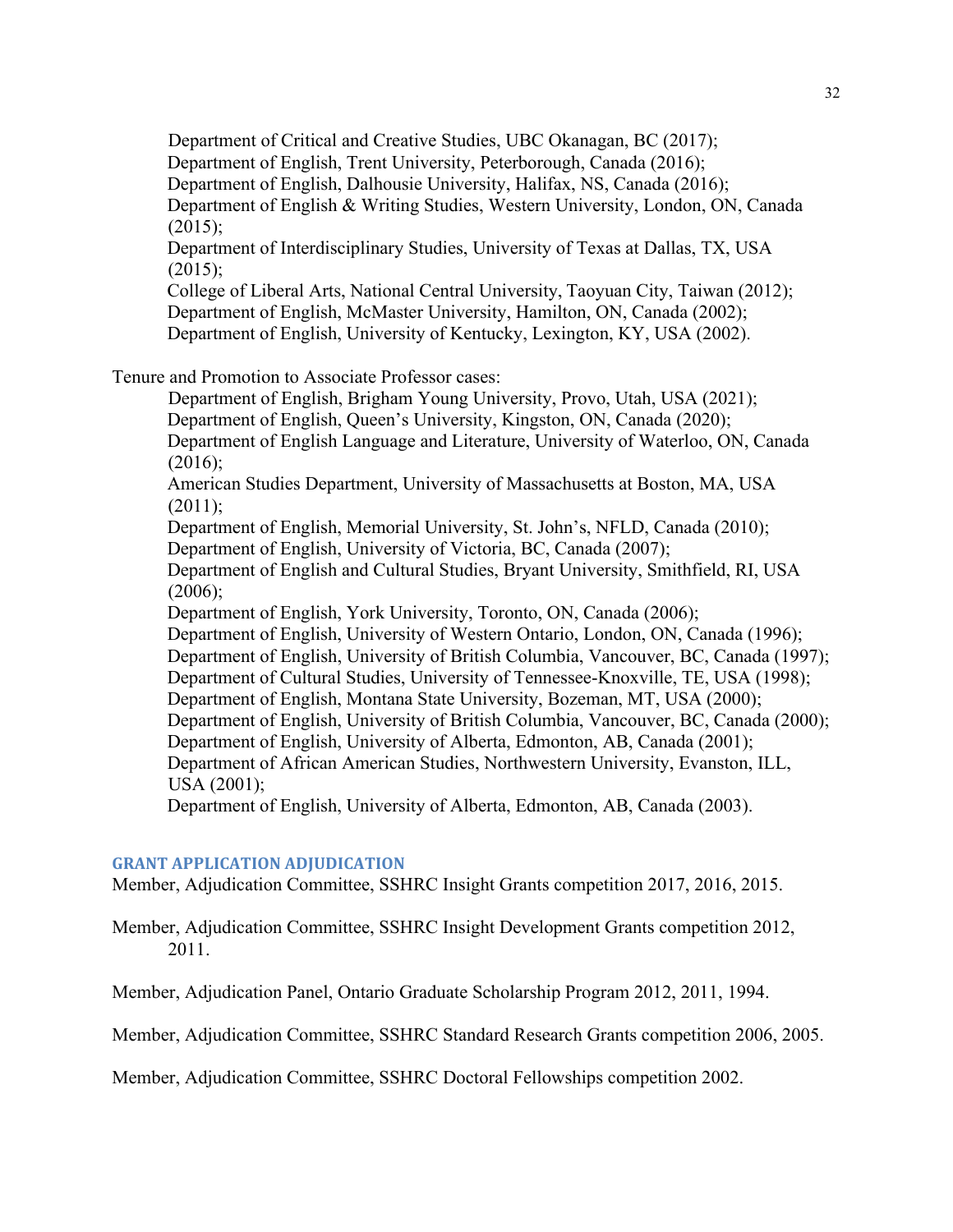Department of Critical and Creative Studies, UBC Okanagan, BC (2017);
Department of English, Trent University, Peterborough, Canada (2016);
Department of English, Dalhousie University, Halifax, NS, Canada (2016);
Department of English & Writing Studies, Western University, London, ON, Canada (2015);
Department of Interdisciplinary Studies, University of Texas at Dallas, TX, USA (2015);
College of Liberal Arts, National Central University, Taoyuan City, Taiwan (2012);
Department of English, McMaster University, Hamilton, ON, Canada (2002);
Department of English, University of Kentucky, Lexington, KY, USA (2002).

Tenure and Promotion to Associate Professor cases:

Department of English, Brigham Young University, Provo, Utah, USA (2021);
Department of English, Queen's University, Kingston, ON, Canada (2020);
Department of English Language and Literature, University of Waterloo, ON, Canada (2016);
American Studies Department, University of Massachusetts at Boston, MA, USA (2011);
Department of English, Memorial University, St. John's, NFLD, Canada (2010);
Department of English, University of Victoria, BC, Canada (2007);
Department of English and Cultural Studies, Bryant University, Smithfield, RI, USA (2006);
Department of English, York University, Toronto, ON, Canada (2006);
Department of English, University of Western Ontario, London, ON, Canada (1996);
Department of English, University of British Columbia, Vancouver, BC, Canada (1997);
Department of Cultural Studies, University of Tennessee-Knoxville, TE, USA (1998);
Department of English, Montana State University, Bozeman, MT, USA (2000);
Department of English, University of British Columbia, Vancouver, BC, Canada (2000);
Department of English, University of Alberta, Edmonton, AB, Canada (2001);
Department of African American Studies, Northwestern University, Evanston, ILL, USA (2001);
Department of English, University of Alberta, Edmonton, AB, Canada (2003).

## GRANT APPLICATION ADJUDICATION

Member, Adjudication Committee, SSHRC Insight Grants competition 2017, 2016, 2015.

Member, Adjudication Committee, SSHRC Insight Development Grants competition 2012, 2011.

Member, Adjudication Panel, Ontario Graduate Scholarship Program 2012, 2011, 1994.

Member, Adjudication Committee, SSHRC Standard Research Grants competition 2006, 2005.

Member, Adjudication Committee, SSHRC Doctoral Fellowships competition 2002.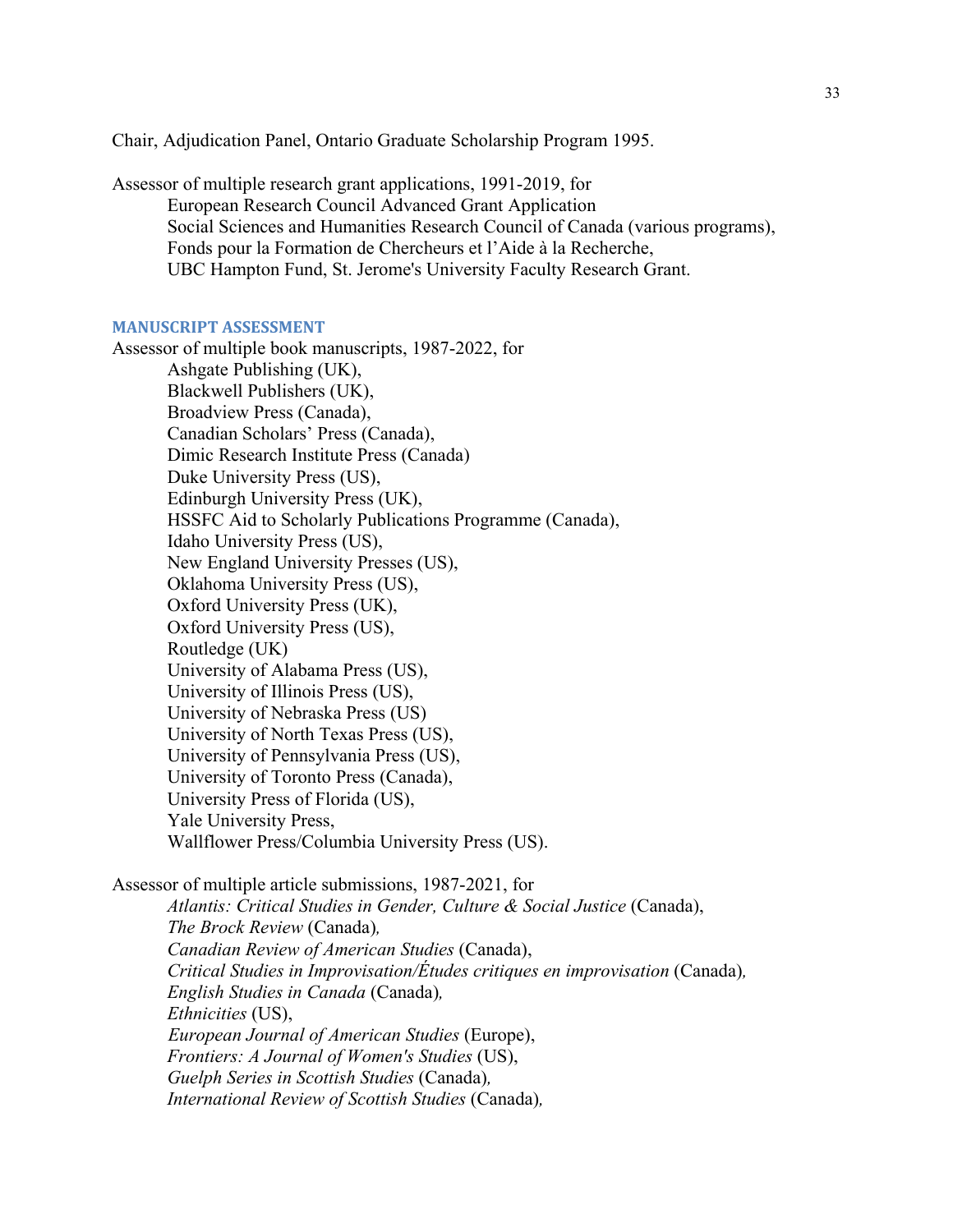Chair, Adjudication Panel, Ontario Graduate Scholarship Program 1995.

Assessor of multiple research grant applications, 1991-2019, for
European Research Council Advanced Grant Application
Social Sciences and Humanities Research Council of Canada (various programs),
Fonds pour la Formation de Chercheurs et l'Aide à la Recherche,
UBC Hampton Fund, St. Jerome's University Faculty Research Grant.

## MANUSCRIPT ASSESSMENT

Assessor of multiple book manuscripts, 1987-2022, for
Ashgate Publishing (UK),
Blackwell Publishers (UK),
Broadview Press (Canada),
Canadian Scholars' Press (Canada),
Dimic Research Institute Press (Canada)
Duke University Press (US),
Edinburgh University Press (UK),
HSSFC Aid to Scholarly Publications Programme (Canada),
Idaho University Press (US),
New England University Presses (US),
Oklahoma University Press (US),
Oxford University Press (UK),
Oxford University Press (US),
Routledge (UK)
University of Alabama Press (US),
University of Illinois Press (US),
University of Nebraska Press (US)
University of North Texas Press (US),
University of Pennsylvania Press (US),
University of Toronto Press (Canada),
University Press of Florida (US),
Yale University Press,
Wallflower Press/Columbia University Press (US).

Assessor of multiple article submissions, 1987-2021, for
*Atlantis: Critical Studies in Gender, Culture & Social Justice* (Canada),
*The Brock Review* (Canada),
*Canadian Review of American Studies* (Canada),
*Critical Studies in Improvisation/Études critiques en improvisation* (Canada),
*English Studies in Canada* (Canada),
*Ethnicities* (US),
*European Journal of American Studies* (Europe),
*Frontiers: A Journal of Women's Studies* (US),
*Guelph Series in Scottish Studies* (Canada),
*International Review of Scottish Studies* (Canada),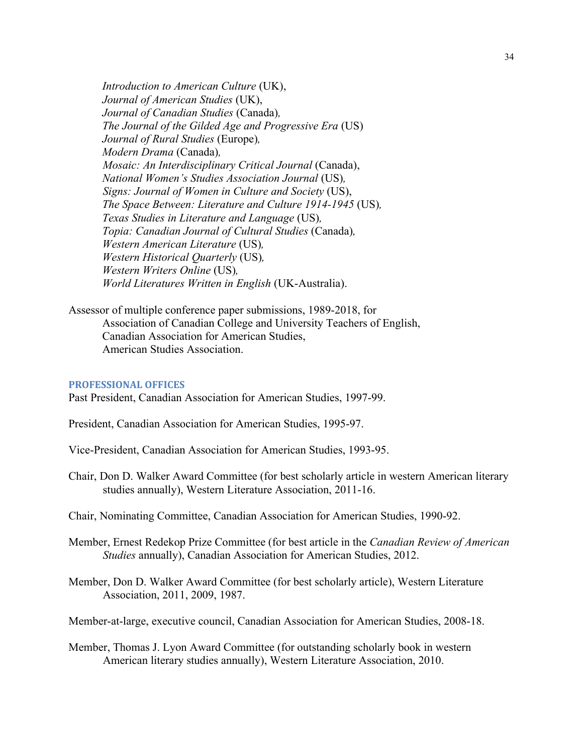*Introduction to American Culture* (UK),
*Journal of American Studies* (UK),
*Journal of Canadian Studies* (Canada),
*The Journal of the Gilded Age and Progressive Era* (US)
*Journal of Rural Studies* (Europe),
*Modern Drama* (Canada),
*Mosaic: An Interdisciplinary Critical Journal* (Canada),
*National Women's Studies Association Journal* (US),
*Signs: Journal of Women in Culture and Society* (US),
*The Space Between: Literature and Culture 1914-1945* (US),
*Texas Studies in Literature and Language* (US),
*Topia: Canadian Journal of Cultural Studies* (Canada),
*Western American Literature* (US),
*Western Historical Quarterly* (US),
*Western Writers Online* (US),
*World Literatures Written in English* (UK-Australia).

Assessor of multiple conference paper submissions, 1989-2018, for
Association of Canadian College and University Teachers of English,
Canadian Association for American Studies,
American Studies Association.

## PROFESSIONAL OFFICES

Past President, Canadian Association for American Studies, 1997-99.

President, Canadian Association for American Studies, 1995-97.

Vice-President, Canadian Association for American Studies, 1993-95.

Chair, Don D. Walker Award Committee (for best scholarly article in western American literary studies annually), Western Literature Association, 2011-16.

Chair, Nominating Committee, Canadian Association for American Studies, 1990-92.

Member, Ernest Redekop Prize Committee (for best article in the *Canadian Review of American Studies* annually), Canadian Association for American Studies, 2012.

Member, Don D. Walker Award Committee (for best scholarly article), Western Literature Association, 2011, 2009, 1987.

Member-at-large, executive council, Canadian Association for American Studies, 2008-18.

Member, Thomas J. Lyon Award Committee (for outstanding scholarly book in western American literary studies annually), Western Literature Association, 2010.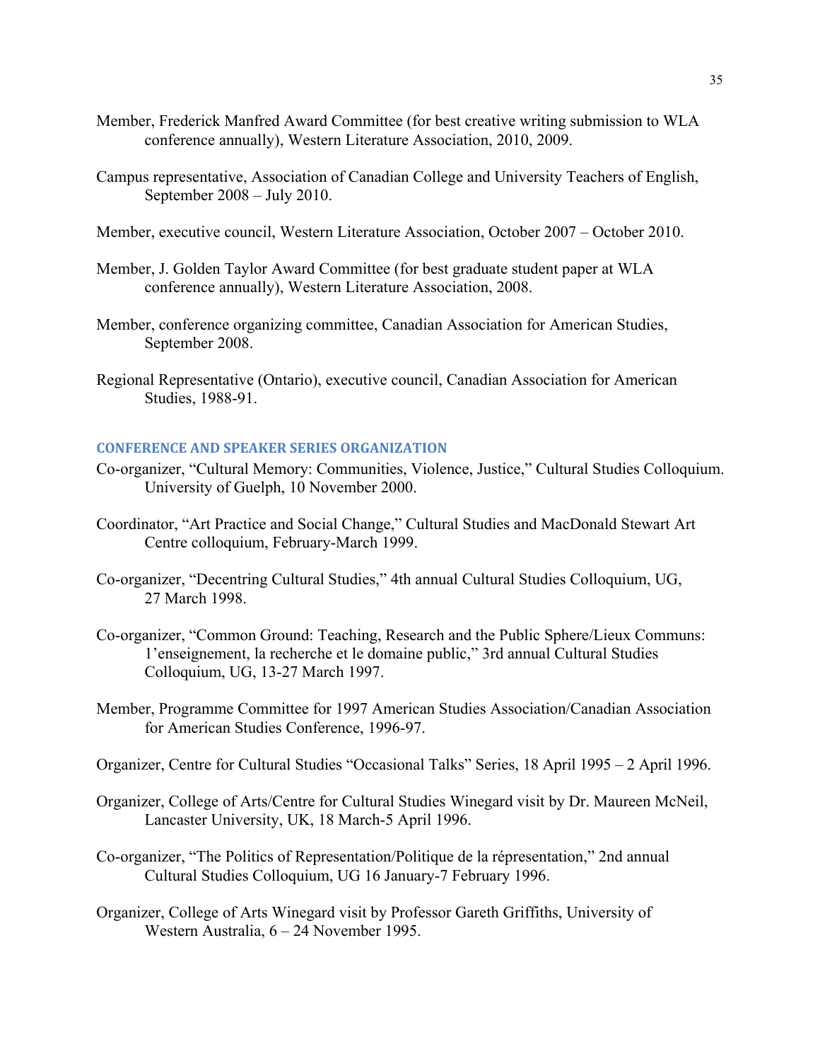Member, Frederick Manfred Award Committee (for best creative writing submission to WLA conference annually), Western Literature Association, 2010, 2009.

Campus representative, Association of Canadian College and University Teachers of English, September 2008 – July 2010.

Member, executive council, Western Literature Association, October 2007 – October 2010.

Member, J. Golden Taylor Award Committee (for best graduate student paper at WLA conference annually), Western Literature Association, 2008.

Member, conference organizing committee, Canadian Association for American Studies, September 2008.

Regional Representative (Ontario), executive council, Canadian Association for American Studies, 1988-91.

## CONFERENCE AND SPEAKER SERIES ORGANIZATION

Co-organizer, "Cultural Memory: Communities, Violence, Justice," Cultural Studies Colloquium. University of Guelph, 10 November 2000.

Coordinator, "Art Practice and Social Change," Cultural Studies and MacDonald Stewart Art Centre colloquium, February-March 1999.

Co-organizer, "Decentring Cultural Studies," 4th annual Cultural Studies Colloquium, UG, 27 March 1998.

Co-organizer, "Common Ground: Teaching, Research and the Public Sphere/Lieux Communs: 1'enseignement, la recherche et le domaine public," 3rd annual Cultural Studies Colloquium, UG, 13-27 March 1997.

Member, Programme Committee for 1997 American Studies Association/Canadian Association for American Studies Conference, 1996-97.

Organizer, Centre for Cultural Studies "Occasional Talks" Series, 18 April 1995 – 2 April 1996.

Organizer, College of Arts/Centre for Cultural Studies Winegard visit by Dr. Maureen McNeil, Lancaster University, UK, 18 March-5 April 1996.

Co-organizer, "The Politics of Representation/Politique de la répresentation," 2nd annual Cultural Studies Colloquium, UG 16 January-7 February 1996.

Organizer, College of Arts Winegard visit by Professor Gareth Griffiths, University of Western Australia, 6 – 24 November 1995.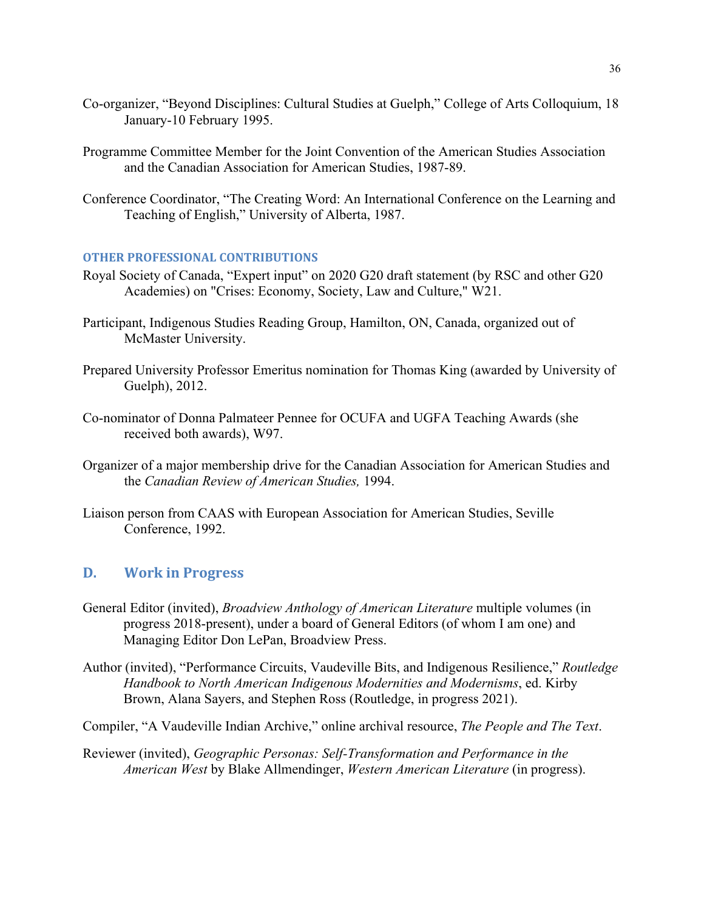Co-organizer, "Beyond Disciplines: Cultural Studies at Guelph," College of Arts Colloquium, 18 January-10 February 1995.

Programme Committee Member for the Joint Convention of the American Studies Association and the Canadian Association for American Studies, 1987-89.

Conference Coordinator, "The Creating Word: An International Conference on the Learning and Teaching of English," University of Alberta, 1987.

### OTHER PROFESSIONAL CONTRIBUTIONS

Royal Society of Canada, "Expert input" on 2020 G20 draft statement (by RSC and other G20 Academies) on "Crises: Economy, Society, Law and Culture," W21.

Participant, Indigenous Studies Reading Group, Hamilton, ON, Canada, organized out of McMaster University.

Prepared University Professor Emeritus nomination for Thomas King (awarded by University of Guelph), 2012.

Co-nominator of Donna Palmateer Pennee for OCUFA and UGFA Teaching Awards (she received both awards), W97.

Organizer of a major membership drive for the Canadian Association for American Studies and the *Canadian Review of American Studies,* 1994.

Liaison person from CAAS with European Association for American Studies, Seville Conference, 1992.

## D. Work in Progress

General Editor (invited), *Broadview Anthology of American Literature* multiple volumes (in progress 2018-present), under a board of General Editors (of whom I am one) and Managing Editor Don LePan, Broadview Press.

Author (invited), "Performance Circuits, Vaudeville Bits, and Indigenous Resilience," *Routledge Handbook to North American Indigenous Modernities and Modernisms*, ed. Kirby Brown, Alana Sayers, and Stephen Ross (Routledge, in progress 2021).

Compiler, "A Vaudeville Indian Archive," online archival resource, *The People and The Text*.

Reviewer (invited), *Geographic Personas: Self-Transformation and Performance in the American West* by Blake Allmendinger, *Western American Literature* (in progress).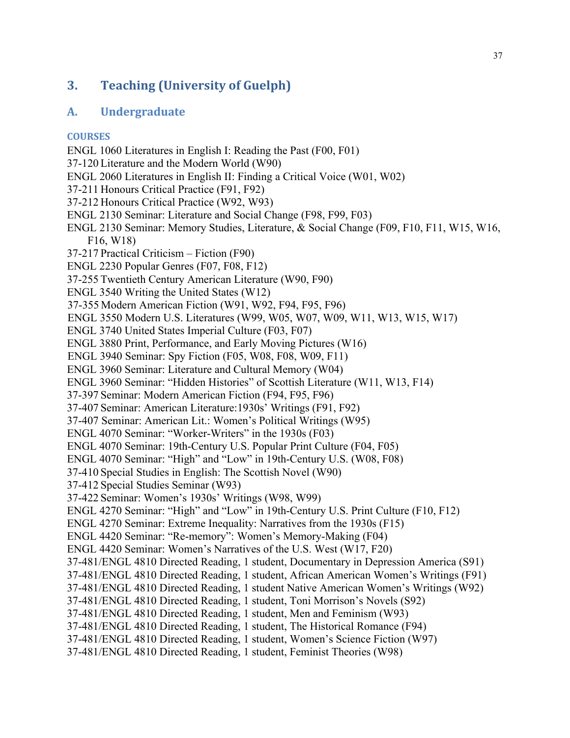## 3. Teaching (University of Guelph)

### A. Undergraduate

#### COURSES

ENGL 1060 Literatures in English I: Reading the Past (F00, F01)
37-120 Literature and the Modern World (W90)
ENGL 2060 Literatures in English II: Finding a Critical Voice (W01, W02)
37-211 Honours Critical Practice (F91, F92)
37-212 Honours Critical Practice (W92, W93)
ENGL 2130 Seminar: Literature and Social Change (F98, F99, F03)
ENGL 2130 Seminar: Memory Studies, Literature, & Social Change (F09, F10, F11, W15, W16, F16, W18)
37-217 Practical Criticism – Fiction (F90)
ENGL 2230 Popular Genres (F07, F08, F12)
37-255 Twentieth Century American Literature (W90, F90)
ENGL 3540 Writing the United States (W12)
37-355 Modern American Fiction (W91, W92, F94, F95, F96)
ENGL 3550 Modern U.S. Literatures (W99, W05, W07, W09, W11, W13, W15, W17)
ENGL 3740 United States Imperial Culture (F03, F07)
ENGL 3880 Print, Performance, and Early Moving Pictures (W16)
ENGL 3940 Seminar: Spy Fiction (F05, W08, F08, W09, F11)
ENGL 3960 Seminar: Literature and Cultural Memory (W04)
ENGL 3960 Seminar: "Hidden Histories" of Scottish Literature (W11, W13, F14)
37-397 Seminar: Modern American Fiction (F94, F95, F96)
37-407 Seminar: American Literature:1930s' Writings (F91, F92)
37-407 Seminar: American Lit.: Women's Political Writings (W95)
ENGL 4070 Seminar: "Worker-Writers" in the 1930s (F03)
ENGL 4070 Seminar: 19th-Century U.S. Popular Print Culture (F04, F05)
ENGL 4070 Seminar: "High" and "Low" in 19th-Century U.S. (W08, F08)
37-410 Special Studies in English: The Scottish Novel (W90)
37-412 Special Studies Seminar (W93)
37-422 Seminar: Women's 1930s' Writings (W98, W99)
ENGL 4270 Seminar: "High" and "Low" in 19th-Century U.S. Print Culture (F10, F12)
ENGL 4270 Seminar: Extreme Inequality: Narratives from the 1930s (F15)
ENGL 4420 Seminar: "Re-memory": Women's Memory-Making (F04)
ENGL 4420 Seminar: Women's Narratives of the U.S. West (W17, F20)
37-481/ENGL 4810 Directed Reading, 1 student, Documentary in Depression America (S91)
37-481/ENGL 4810 Directed Reading, 1 student, African American Women's Writings (F91)
37-481/ENGL 4810 Directed Reading, 1 student Native American Women's Writings (W92)
37-481/ENGL 4810 Directed Reading, 1 student, Toni Morrison's Novels (S92)
37-481/ENGL 4810 Directed Reading, 1 student, Men and Feminism (W93)
37-481/ENGL 4810 Directed Reading, 1 student, The Historical Romance (F94)
37-481/ENGL 4810 Directed Reading, 1 student, Women's Science Fiction (W97)
37-481/ENGL 4810 Directed Reading, 1 student, Feminist Theories (W98)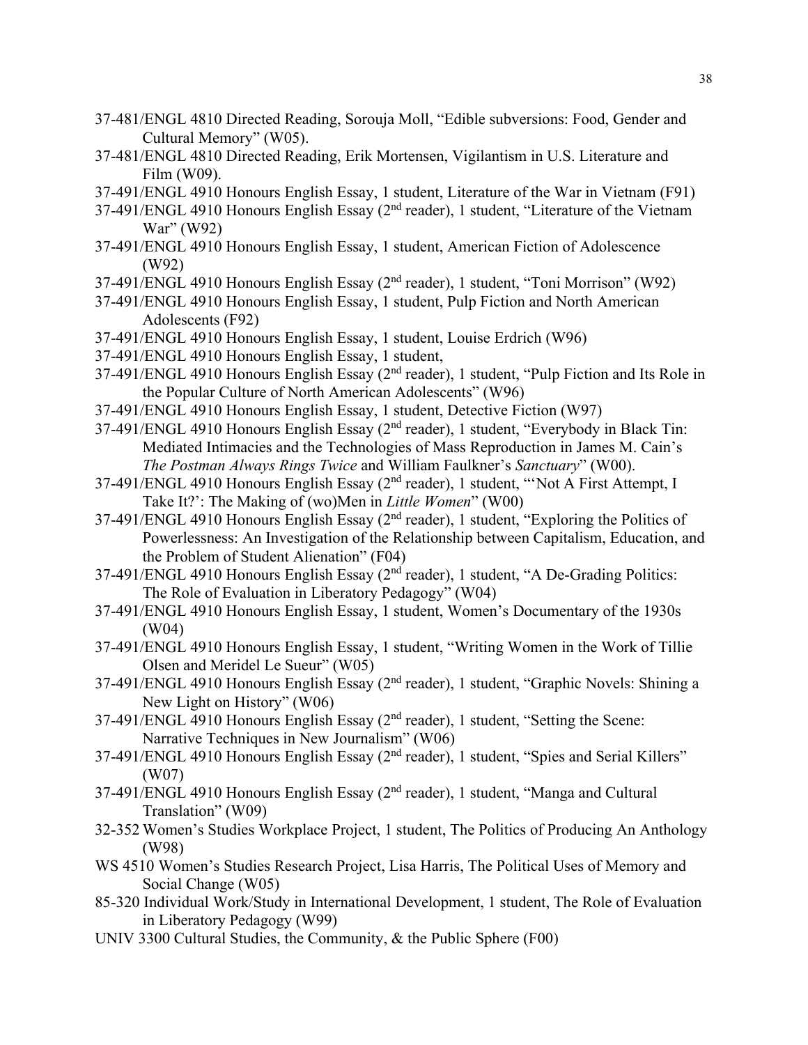37-481/ENGL 4810 Directed Reading, Sorouja Moll, "Edible subversions: Food, Gender and Cultural Memory" (W05).

37-481/ENGL 4810 Directed Reading, Erik Mortensen, Vigilantism in U.S. Literature and Film (W09).

37-491/ENGL 4910 Honours English Essay, 1 student, Literature of the War in Vietnam (F91)

37-491/ENGL 4910 Honours English Essay (2nd reader), 1 student, "Literature of the Vietnam War" (W92)

37-491/ENGL 4910 Honours English Essay, 1 student, American Fiction of Adolescence (W92)

37-491/ENGL 4910 Honours English Essay (2nd reader), 1 student, "Toni Morrison" (W92)

37-491/ENGL 4910 Honours English Essay, 1 student, Pulp Fiction and North American Adolescents (F92)

37-491/ENGL 4910 Honours English Essay, 1 student, Louise Erdrich (W96)

37-491/ENGL 4910 Honours English Essay, 1 student,

37-491/ENGL 4910 Honours English Essay (2nd reader), 1 student, "Pulp Fiction and Its Role in the Popular Culture of North American Adolescents" (W96)

37-491/ENGL 4910 Honours English Essay, 1 student, Detective Fiction (W97)

37-491/ENGL 4910 Honours English Essay (2nd reader), 1 student, "Everybody in Black Tin: Mediated Intimacies and the Technologies of Mass Reproduction in James M. Cain's *The Postman Always Rings Twice* and William Faulkner's *Sanctuary*" (W00).

37-491/ENGL 4910 Honours English Essay (2nd reader), 1 student, "'Not A First Attempt, I Take It?': The Making of (wo)Men in *Little Women*" (W00)

37-491/ENGL 4910 Honours English Essay (2nd reader), 1 student, "Exploring the Politics of Powerlessness: An Investigation of the Relationship between Capitalism, Education, and the Problem of Student Alienation" (F04)

37-491/ENGL 4910 Honours English Essay (2nd reader), 1 student, "A De-Grading Politics: The Role of Evaluation in Liberatory Pedagogy" (W04)

37-491/ENGL 4910 Honours English Essay, 1 student, Women's Documentary of the 1930s (W04)

37-491/ENGL 4910 Honours English Essay, 1 student, "Writing Women in the Work of Tillie Olsen and Meridel Le Sueur" (W05)

37-491/ENGL 4910 Honours English Essay (2nd reader), 1 student, "Graphic Novels: Shining a New Light on History" (W06)

37-491/ENGL 4910 Honours English Essay (2nd reader), 1 student, "Setting the Scene: Narrative Techniques in New Journalism" (W06)

37-491/ENGL 4910 Honours English Essay (2nd reader), 1 student, "Spies and Serial Killers" (W07)

37-491/ENGL 4910 Honours English Essay (2nd reader), 1 student, "Manga and Cultural Translation" (W09)

32-352 Women's Studies Workplace Project, 1 student, The Politics of Producing An Anthology (W98)

WS 4510 Women's Studies Research Project, Lisa Harris, The Political Uses of Memory and Social Change (W05)

85-320 Individual Work/Study in International Development, 1 student, The Role of Evaluation in Liberatory Pedagogy (W99)

UNIV 3300 Cultural Studies, the Community, & the Public Sphere (F00)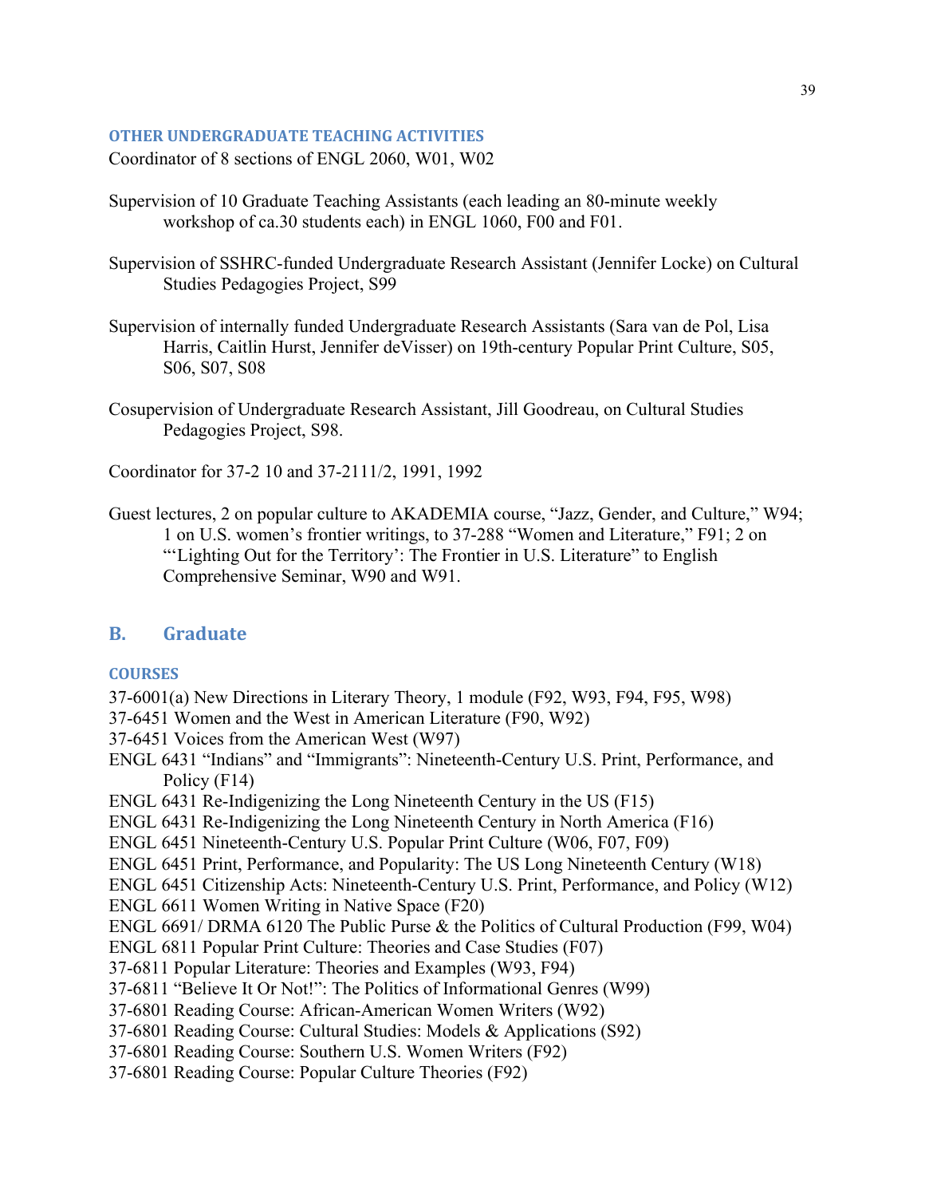#### OTHER UNDERGRADUATE TEACHING ACTIVITIES

Coordinator of 8 sections of ENGL 2060, W01, W02

Supervision of 10 Graduate Teaching Assistants (each leading an 80-minute weekly workshop of ca.30 students each) in ENGL 1060, F00 and F01.

Supervision of SSHRC-funded Undergraduate Research Assistant (Jennifer Locke) on Cultural Studies Pedagogies Project, S99

Supervision of internally funded Undergraduate Research Assistants (Sara van de Pol, Lisa Harris, Caitlin Hurst, Jennifer deVisser) on 19th-century Popular Print Culture, S05, S06, S07, S08

Cosupervision of Undergraduate Research Assistant, Jill Goodreau, on Cultural Studies Pedagogies Project, S98.

Coordinator for 37-2 10 and 37-2111/2, 1991, 1992

Guest lectures, 2 on popular culture to AKADEMIA course, "Jazz, Gender, and Culture," W94; 1 on U.S. women's frontier writings, to 37-288 "Women and Literature," F91; 2 on "'Lighting Out for the Territory': The Frontier in U.S. Literature" to English Comprehensive Seminar, W90 and W91.

## B. Graduate

#### COURSES

37-6001(a) New Directions in Literary Theory, 1 module (F92, W93, F94, F95, W98)
37-6451 Women and the West in American Literature (F90, W92)
37-6451 Voices from the American West (W97)
ENGL 6431 "Indians" and "Immigrants": Nineteenth-Century U.S. Print, Performance, and Policy (F14)
ENGL 6431 Re-Indigenizing the Long Nineteenth Century in the US (F15)
ENGL 6431 Re-Indigenizing the Long Nineteenth Century in North America (F16)
ENGL 6451 Nineteenth-Century U.S. Popular Print Culture (W06, F07, F09)
ENGL 6451 Print, Performance, and Popularity: The US Long Nineteenth Century (W18)
ENGL 6451 Citizenship Acts: Nineteenth-Century U.S. Print, Performance, and Policy (W12)
ENGL 6611 Women Writing in Native Space (F20)
ENGL 6691/ DRMA 6120 The Public Purse & the Politics of Cultural Production (F99, W04)
ENGL 6811 Popular Print Culture: Theories and Case Studies (F07)
37-6811 Popular Literature: Theories and Examples (W93, F94)
37-6811 "Believe It Or Not!": The Politics of Informational Genres (W99)
37-6801 Reading Course: African-American Women Writers (W92)
37-6801 Reading Course: Cultural Studies: Models & Applications (S92)
37-6801 Reading Course: Southern U.S. Women Writers (F92)
37-6801 Reading Course: Popular Culture Theories (F92)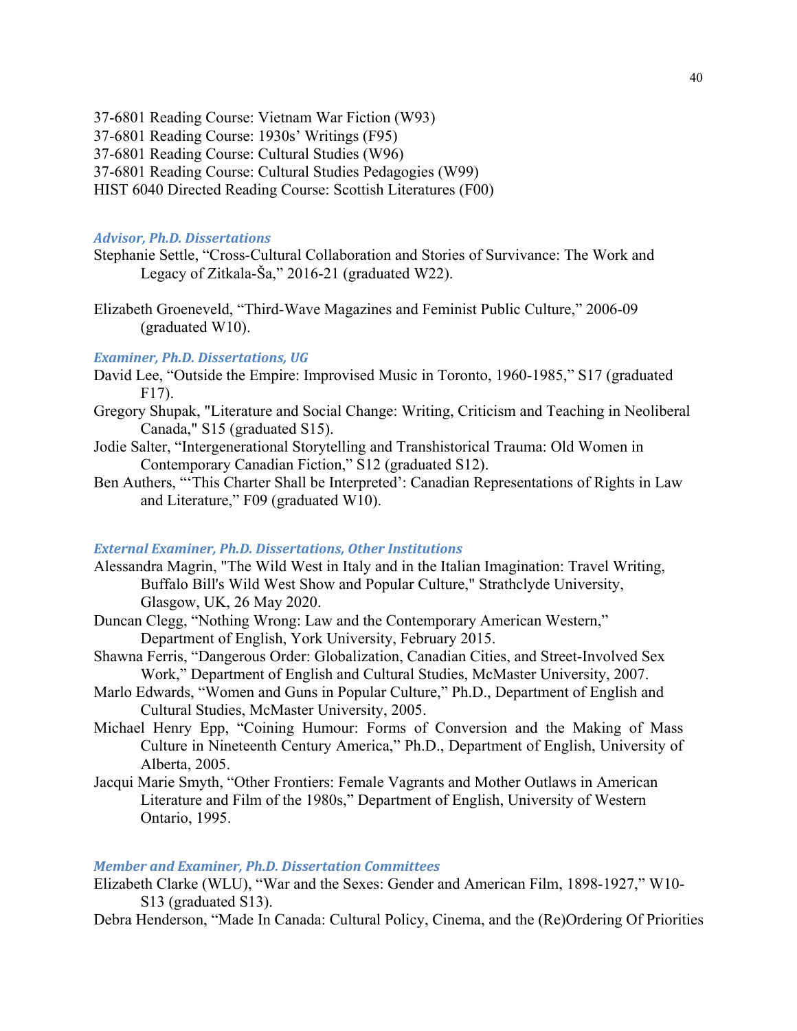37-6801 Reading Course: Vietnam War Fiction (W93)
37-6801 Reading Course: 1930s' Writings (F95)
37-6801 Reading Course: Cultural Studies (W96)
37-6801 Reading Course: Cultural Studies Pedagogies (W99)
HIST 6040 Directed Reading Course: Scottish Literatures (F00)

### *Advisor, Ph.D. Dissertations*

Stephanie Settle, "Cross-Cultural Collaboration and Stories of Survivance: The Work and Legacy of Zitkala-Ša," 2016-21 (graduated W22).

Elizabeth Groeneveld, "Third-Wave Magazines and Feminist Public Culture," 2006-09 (graduated W10).

### *Examiner, Ph.D. Dissertations, UG*

David Lee, "Outside the Empire: Improvised Music in Toronto, 1960-1985," S17 (graduated F17).

Gregory Shupak, "Literature and Social Change: Writing, Criticism and Teaching in Neoliberal Canada," S15 (graduated S15).

Jodie Salter, "Intergenerational Storytelling and Transhistorical Trauma: Old Women in Contemporary Canadian Fiction," S12 (graduated S12).

Ben Authers, "'This Charter Shall be Interpreted': Canadian Representations of Rights in Law and Literature," F09 (graduated W10).

### *External Examiner, Ph.D. Dissertations, Other Institutions*

Alessandra Magrin, "The Wild West in Italy and in the Italian Imagination: Travel Writing, Buffalo Bill's Wild West Show and Popular Culture," Strathclyde University, Glasgow, UK, 26 May 2020.

Duncan Clegg, "Nothing Wrong: Law and the Contemporary American Western," Department of English, York University, February 2015.

Shawna Ferris, "Dangerous Order: Globalization, Canadian Cities, and Street-Involved Sex Work," Department of English and Cultural Studies, McMaster University, 2007.

Marlo Edwards, "Women and Guns in Popular Culture," Ph.D., Department of English and Cultural Studies, McMaster University, 2005.

Michael Henry Epp, "Coining Humour: Forms of Conversion and the Making of Mass Culture in Nineteenth Century America," Ph.D., Department of English, University of Alberta, 2005.

Jacqui Marie Smyth, "Other Frontiers: Female Vagrants and Mother Outlaws in American Literature and Film of the 1980s," Department of English, University of Western Ontario, 1995.

### *Member and Examiner, Ph.D. Dissertation Committees*

Elizabeth Clarke (WLU), "War and the Sexes: Gender and American Film, 1898-1927," W10-S13 (graduated S13).

Debra Henderson, "Made In Canada: Cultural Policy, Cinema, and the (Re)Ordering Of Priorities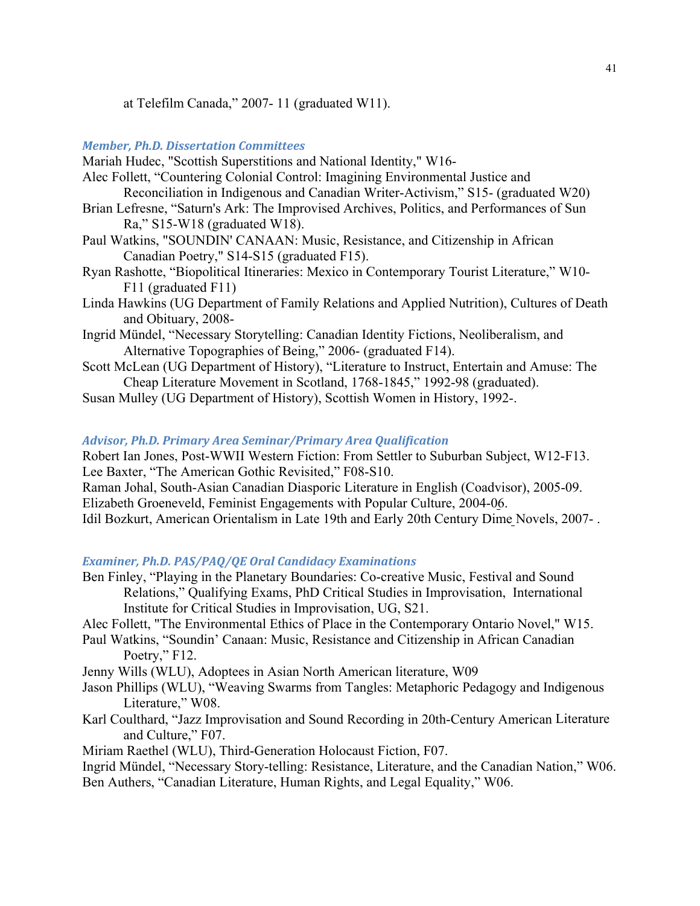at Telefilm Canada," 2007- 11 (graduated W11).

### *Member, Ph.D. Dissertation Committees*

Mariah Hudec, "Scottish Superstitions and National Identity," W16-

Alec Follett, "Countering Colonial Control: Imagining Environmental Justice and Reconciliation in Indigenous and Canadian Writer-Activism," S15- (graduated W20)

Brian Lefresne, "Saturn's Ark: The Improvised Archives, Politics, and Performances of Sun Ra," S15-W18 (graduated W18).

Paul Watkins, "SOUNDIN' CANAAN: Music, Resistance, and Citizenship in African Canadian Poetry," S14-S15 (graduated F15).

Ryan Rashotte, "Biopolitical Itineraries: Mexico in Contemporary Tourist Literature," W10-F11 (graduated F11)

Linda Hawkins (UG Department of Family Relations and Applied Nutrition), Cultures of Death and Obituary, 2008-

Ingrid Mündel, "Necessary Storytelling: Canadian Identity Fictions, Neoliberalism, and Alternative Topographies of Being," 2006- (graduated F14).

Scott McLean (UG Department of History), "Literature to Instruct, Entertain and Amuse: The Cheap Literature Movement in Scotland, 1768-1845," 1992-98 (graduated).

Susan Mulley (UG Department of History), Scottish Women in History, 1992-.

### *Advisor, Ph.D. Primary Area Seminar/Primary Area Qualification*

Robert Ian Jones, Post-WWII Western Fiction: From Settler to Suburban Subject, W12-F13.

Lee Baxter, "The American Gothic Revisited," F08-S10.

Raman Johal, South-Asian Canadian Diasporic Literature in English (Coadvisor), 2005-09.

Elizabeth Groeneveld, Feminist Engagements with Popular Culture, 2004-06.

Idil Bozkurt, American Orientalism in Late 19th and Early 20th Century Dime Novels, 2007- .

### *Examiner, Ph.D. PAS/PAQ/QE Oral Candidacy Examinations*

Ben Finley, "Playing in the Planetary Boundaries: Co-creative Music, Festival and Sound Relations," Qualifying Exams, PhD Critical Studies in Improvisation, International Institute for Critical Studies in Improvisation, UG, S21.

Alec Follett, "The Environmental Ethics of Place in the Contemporary Ontario Novel," W15.

Paul Watkins, "Soundin' Canaan: Music, Resistance and Citizenship in African Canadian Poetry," F12.

Jenny Wills (WLU), Adoptees in Asian North American literature, W09

Jason Phillips (WLU), "Weaving Swarms from Tangles: Metaphoric Pedagogy and Indigenous Literature," W08.

Karl Coulthard, "Jazz Improvisation and Sound Recording in 20th-Century American Literature and Culture," F07.

Miriam Raethel (WLU), Third-Generation Holocaust Fiction, F07.

Ingrid Mündel, "Necessary Story-telling: Resistance, Literature, and the Canadian Nation," W06.

Ben Authers, "Canadian Literature, Human Rights, and Legal Equality," W06.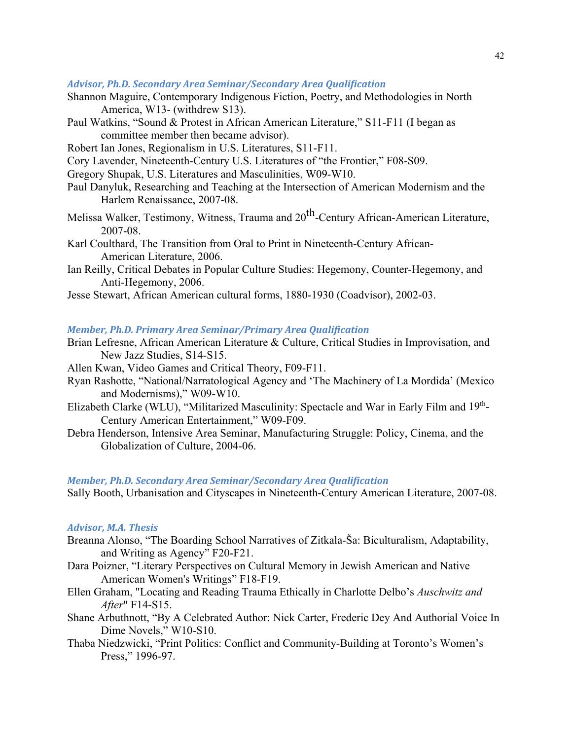### *Advisor, Ph.D. Secondary Area Seminar/Secondary Area Qualification*

Shannon Maguire, Contemporary Indigenous Fiction, Poetry, and Methodologies in North America, W13- (withdrew S13).

Paul Watkins, "Sound & Protest in African American Literature," S11-F11 (I began as committee member then became advisor).

Robert Ian Jones, Regionalism in U.S. Literatures, S11-F11.

Cory Lavender, Nineteenth-Century U.S. Literatures of "the Frontier," F08-S09.

Gregory Shupak, U.S. Literatures and Masculinities, W09-W10.

Paul Danyluk, Researching and Teaching at the Intersection of American Modernism and the Harlem Renaissance, 2007-08.

Melissa Walker, Testimony, Witness, Trauma and 20th-Century African-American Literature, 2007-08.

Karl Coulthard, The Transition from Oral to Print in Nineteenth-Century African-American Literature, 2006.

Ian Reilly, Critical Debates in Popular Culture Studies: Hegemony, Counter-Hegemony, and Anti-Hegemony, 2006.

Jesse Stewart, African American cultural forms, 1880-1930 (Coadvisor), 2002-03.

### *Member, Ph.D. Primary Area Seminar/Primary Area Qualification*

Brian Lefresne, African American Literature & Culture, Critical Studies in Improvisation, and New Jazz Studies, S14-S15.

Allen Kwan, Video Games and Critical Theory, F09-F11.

Ryan Rashotte, "National/Narratological Agency and 'The Machinery of La Mordida' (Mexico and Modernisms)," W09-W10.

Elizabeth Clarke (WLU), "Militarized Masculinity: Spectacle and War in Early Film and 19th-Century American Entertainment," W09-F09.

Debra Henderson, Intensive Area Seminar, Manufacturing Struggle: Policy, Cinema, and the Globalization of Culture, 2004-06.

### *Member, Ph.D. Secondary Area Seminar/Secondary Area Qualification*

Sally Booth, Urbanisation and Cityscapes in Nineteenth-Century American Literature, 2007-08.

### *Advisor, M.A. Thesis*

Breanna Alonso, "The Boarding School Narratives of Zitkala-Ša: Biculturalism, Adaptability, and Writing as Agency" F20-F21.

Dara Poizner, "Literary Perspectives on Cultural Memory in Jewish American and Native American Women's Writings" F18-F19.

Ellen Graham, "Locating and Reading Trauma Ethically in Charlotte Delbo's *Auschwitz and After*" F14-S15.

Shane Arbuthnott, "By A Celebrated Author: Nick Carter, Frederic Dey And Authorial Voice In Dime Novels," W10-S10.

Thaba Niedzwicki, "Print Politics: Conflict and Community-Building at Toronto's Women's Press," 1996-97.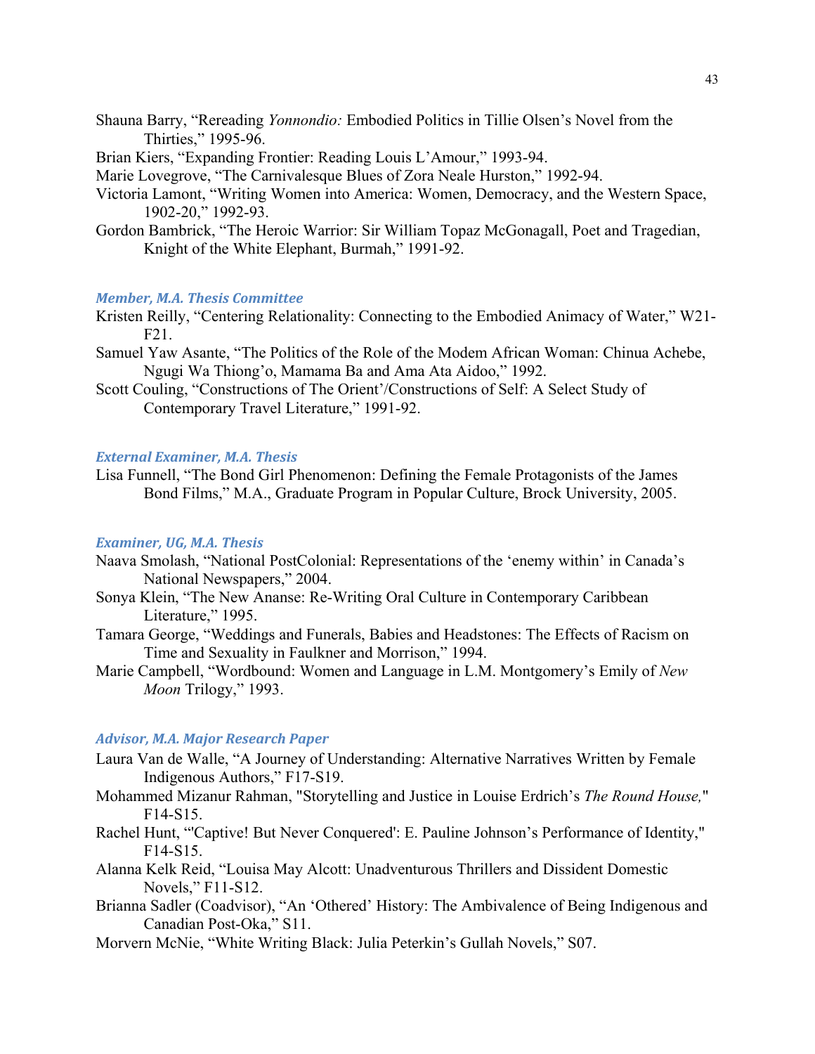Shauna Barry, "Rereading *Yonnondio:* Embodied Politics in Tillie Olsen's Novel from the Thirties," 1995-96.

Brian Kiers, "Expanding Frontier: Reading Louis L'Amour," 1993-94.

Marie Lovegrove, "The Carnivalesque Blues of Zora Neale Hurston," 1992-94.

Victoria Lamont, "Writing Women into America: Women, Democracy, and the Western Space, 1902-20," 1992-93.

Gordon Bambrick, "The Heroic Warrior: Sir William Topaz McGonagall, Poet and Tragedian, Knight of the White Elephant, Burmah," 1991-92.

### *Member, M.A. Thesis Committee*

Kristen Reilly, "Centering Relationality: Connecting to the Embodied Animacy of Water," W21-F21.

Samuel Yaw Asante, "The Politics of the Role of the Modem African Woman: Chinua Achebe, Ngugi Wa Thiong'o, Mamama Ba and Ama Ata Aidoo," 1992.

Scott Couling, "Constructions of The Orient'/Constructions of Self: A Select Study of Contemporary Travel Literature," 1991-92.

### *External Examiner, M.A. Thesis*

Lisa Funnell, "The Bond Girl Phenomenon: Defining the Female Protagonists of the James Bond Films," M.A., Graduate Program in Popular Culture, Brock University, 2005.

### *Examiner, UG, M.A. Thesis*

Naava Smolash, "National PostColonial: Representations of the 'enemy within' in Canada's National Newspapers," 2004.

Sonya Klein, "The New Ananse: Re-Writing Oral Culture in Contemporary Caribbean Literature," 1995.

Tamara George, "Weddings and Funerals, Babies and Headstones: The Effects of Racism on Time and Sexuality in Faulkner and Morrison," 1994.

Marie Campbell, "Wordbound: Women and Language in L.M. Montgomery's Emily of *New Moon* Trilogy," 1993.

### *Advisor, M.A. Major Research Paper*

Laura Van de Walle, "A Journey of Understanding: Alternative Narratives Written by Female Indigenous Authors," F17-S19.

Mohammed Mizanur Rahman, "Storytelling and Justice in Louise Erdrich's *The Round House,*" F14-S15.

Rachel Hunt, "'Captive! But Never Conquered': E. Pauline Johnson's Performance of Identity," F14-S15.

Alanna Kelk Reid, "Louisa May Alcott: Unadventurous Thrillers and Dissident Domestic Novels," F11-S12.

Brianna Sadler (Coadvisor), "An 'Othered' History: The Ambivalence of Being Indigenous and Canadian Post-Oka," S11.

Morvern McNie, "White Writing Black: Julia Peterkin's Gullah Novels," S07.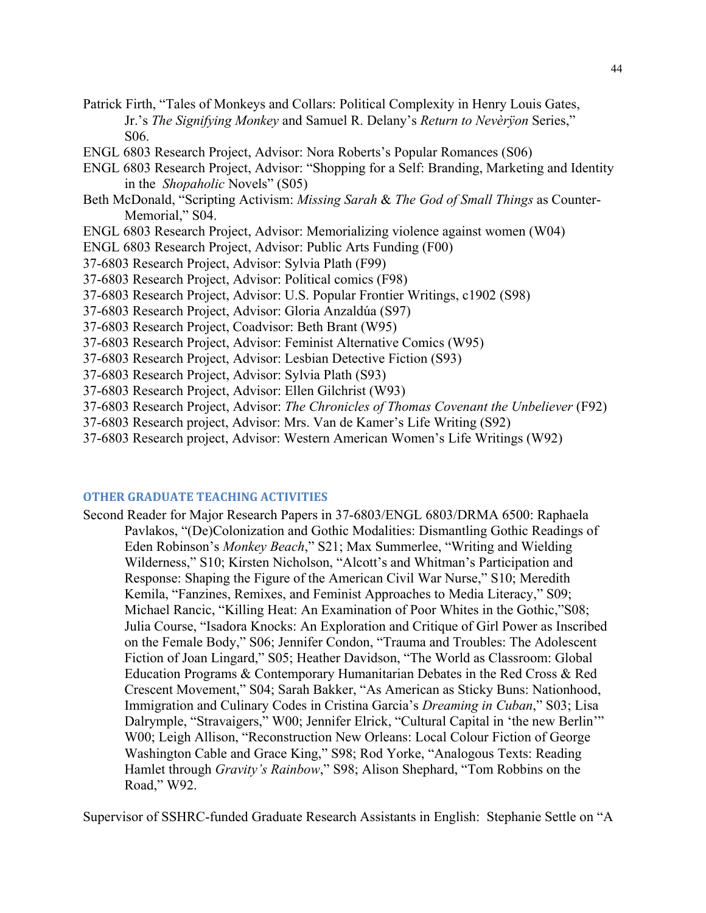Patrick Firth, "Tales of Monkeys and Collars: Political Complexity in Henry Louis Gates, Jr.'s *The Signifying Monkey* and Samuel R. Delany's *Return to Nevèrÿon* Series," S06.

ENGL 6803 Research Project, Advisor: Nora Roberts's Popular Romances (S06)

ENGL 6803 Research Project, Advisor: "Shopping for a Self: Branding, Marketing and Identity in the *Shopaholic* Novels" (S05)

Beth McDonald, "Scripting Activism: *Missing Sarah* & *The God of Small Things* as Counter-Memorial," S04.

ENGL 6803 Research Project, Advisor: Memorializing violence against women (W04)

ENGL 6803 Research Project, Advisor: Public Arts Funding (F00)

37-6803 Research Project, Advisor: Sylvia Plath (F99)

37-6803 Research Project, Advisor: Political comics (F98)

37-6803 Research Project, Advisor: U.S. Popular Frontier Writings, c1902 (S98)

37-6803 Research Project, Advisor: Gloria Anzaldúa (S97)

37-6803 Research Project, Coadvisor: Beth Brant (W95)

37-6803 Research Project, Advisor: Feminist Alternative Comics (W95)

37-6803 Research Project, Advisor: Lesbian Detective Fiction (S93)

37-6803 Research Project, Advisor: Sylvia Plath (S93)

37-6803 Research Project, Advisor: Ellen Gilchrist (W93)

37-6803 Research Project, Advisor: *The Chronicles of Thomas Covenant the Unbeliever* (F92)

37-6803 Research project, Advisor: Mrs. Van de Kamer's Life Writing (S92)

37-6803 Research project, Advisor: Western American Women's Life Writings (W92)

## OTHER GRADUATE TEACHING ACTIVITIES

Second Reader for Major Research Papers in 37-6803/ENGL 6803/DRMA 6500: Raphaela Pavlakos, "(De)Colonization and Gothic Modalities: Dismantling Gothic Readings of Eden Robinson's *Monkey Beach*," S21; Max Summerlee, "Writing and Wielding Wilderness," S10; Kirsten Nicholson, "Alcott's and Whitman's Participation and Response: Shaping the Figure of the American Civil War Nurse," S10; Meredith Kemila, "Fanzines, Remixes, and Feminist Approaches to Media Literacy," S09; Michael Rancic, "Killing Heat: An Examination of Poor Whites in the Gothic,"S08; Julia Course, "Isadora Knocks: An Exploration and Critique of Girl Power as Inscribed on the Female Body," S06; Jennifer Condon, "Trauma and Troubles: The Adolescent Fiction of Joan Lingard," S05; Heather Davidson, "The World as Classroom: Global Education Programs & Contemporary Humanitarian Debates in the Red Cross & Red Crescent Movement," S04; Sarah Bakker, "As American as Sticky Buns: Nationhood, Immigration and Culinary Codes in Cristina Garcia's *Dreaming in Cuban*," S03; Lisa Dalrymple, "Stravaigers," W00; Jennifer Elrick, "Cultural Capital in 'the new Berlin'" W00; Leigh Allison, "Reconstruction New Orleans: Local Colour Fiction of George Washington Cable and Grace King," S98; Rod Yorke, "Analogous Texts: Reading Hamlet through *Gravity's Rainbow*," S98; Alison Shephard, "Tom Robbins on the Road," W92.

Supervisor of SSHRC-funded Graduate Research Assistants in English: Stephanie Settle on "A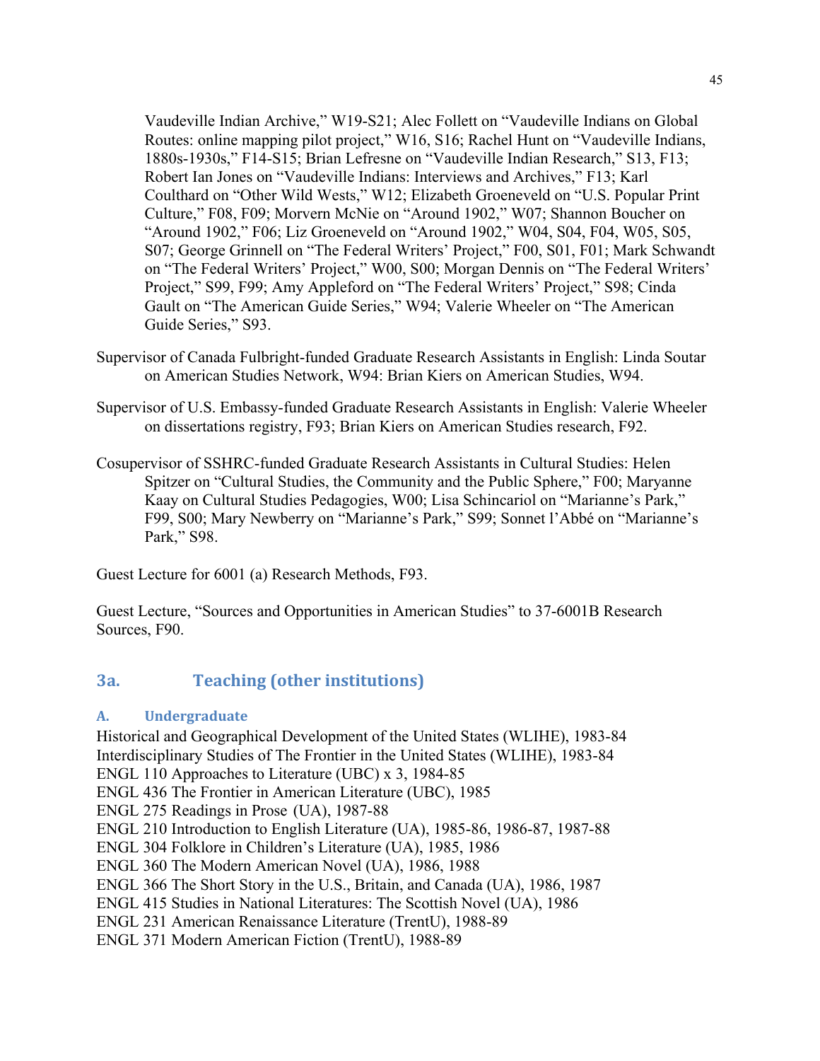Vaudeville Indian Archive," W19-S21; Alec Follett on "Vaudeville Indians on Global Routes: online mapping pilot project," W16, S16; Rachel Hunt on "Vaudeville Indians, 1880s-1930s," F14-S15; Brian Lefresne on "Vaudeville Indian Research," S13, F13; Robert Ian Jones on "Vaudeville Indians: Interviews and Archives," F13; Karl Coulthard on "Other Wild Wests," W12; Elizabeth Groeneveld on "U.S. Popular Print Culture," F08, F09; Morvern McNie on "Around 1902," W07; Shannon Boucher on "Around 1902," F06; Liz Groeneveld on "Around 1902," W04, S04, F04, W05, S05, S07; George Grinnell on "The Federal Writers' Project," F00, S01, F01; Mark Schwandt on "The Federal Writers' Project," W00, S00; Morgan Dennis on "The Federal Writers' Project," S99, F99; Amy Appleford on "The Federal Writers' Project," S98; Cinda Gault on "The American Guide Series," W94; Valerie Wheeler on "The American Guide Series," S93.

Supervisor of Canada Fulbright-funded Graduate Research Assistants in English: Linda Soutar on American Studies Network, W94: Brian Kiers on American Studies, W94.

Supervisor of U.S. Embassy-funded Graduate Research Assistants in English: Valerie Wheeler on dissertations registry, F93; Brian Kiers on American Studies research, F92.

Cosupervisor of SSHRC-funded Graduate Research Assistants in Cultural Studies: Helen Spitzer on "Cultural Studies, the Community and the Public Sphere," F00; Maryanne Kaay on Cultural Studies Pedagogies, W00; Lisa Schincariol on "Marianne's Park," F99, S00; Mary Newberry on "Marianne's Park," S99; Sonnet l'Abbé on "Marianne's Park," S98.

Guest Lecture for 6001 (a) Research Methods, F93.

Guest Lecture, "Sources and Opportunities in American Studies" to 37-6001B Research Sources, F90.

## 3a. Teaching (other institutions)

### A. Undergraduate

Historical and Geographical Development of the United States (WLIHE), 1983-84
Interdisciplinary Studies of The Frontier in the United States (WLIHE), 1983-84
ENGL 110 Approaches to Literature (UBC) x 3, 1984-85
ENGL 436 The Frontier in American Literature (UBC), 1985
ENGL 275 Readings in Prose (UA), 1987-88
ENGL 210 Introduction to English Literature (UA), 1985-86, 1986-87, 1987-88
ENGL 304 Folklore in Children's Literature (UA), 1985, 1986
ENGL 360 The Modern American Novel (UA), 1986, 1988
ENGL 366 The Short Story in the U.S., Britain, and Canada (UA), 1986, 1987
ENGL 415 Studies in National Literatures: The Scottish Novel (UA), 1986
ENGL 231 American Renaissance Literature (TrentU), 1988-89
ENGL 371 Modern American Fiction (TrentU), 1988-89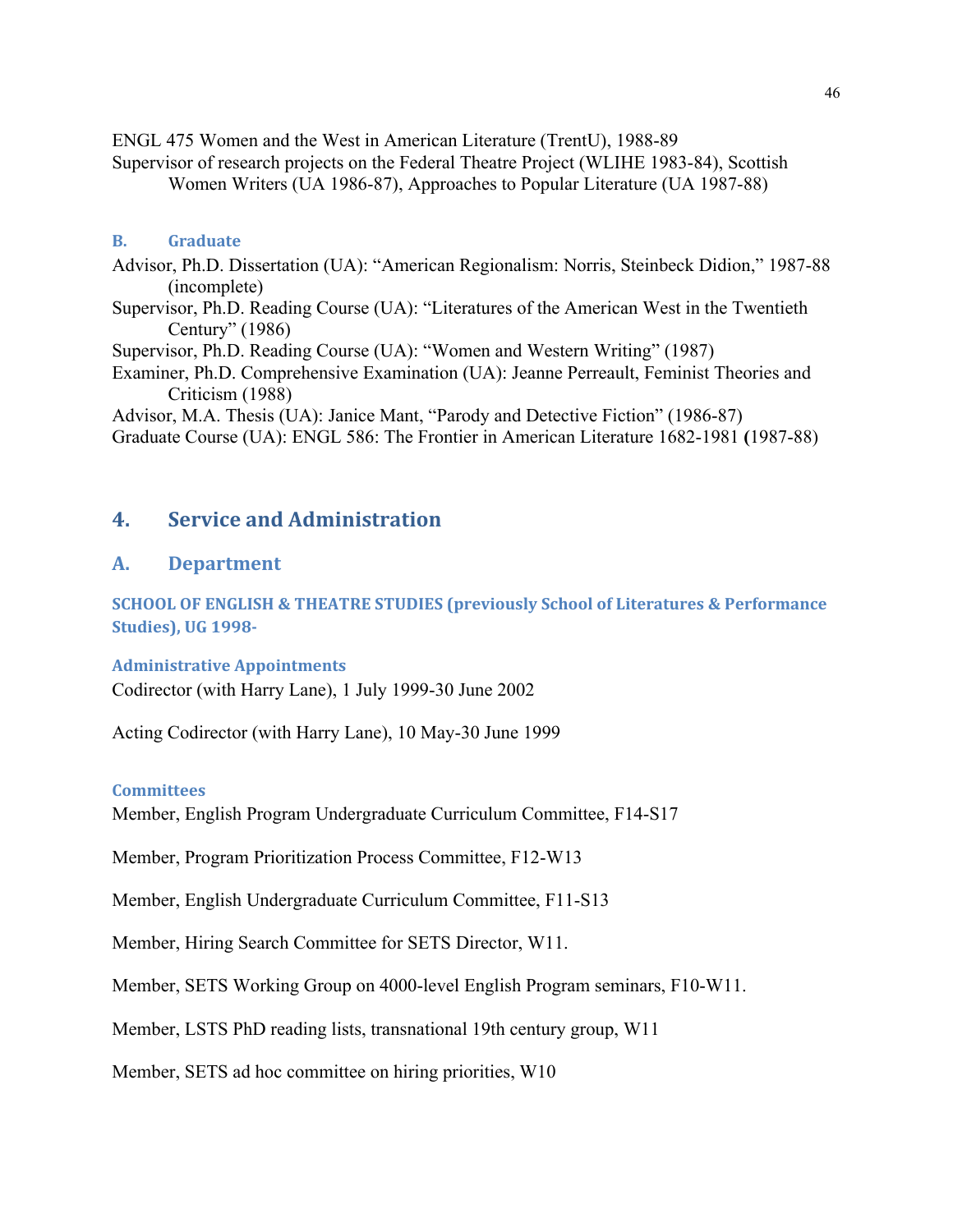ENGL 475 Women and the West in American Literature (TrentU), 1988-89

Supervisor of research projects on the Federal Theatre Project (WLIHE 1983-84), Scottish Women Writers (UA 1986-87), Approaches to Popular Literature (UA 1987-88)

### B. Graduate

Advisor, Ph.D. Dissertation (UA): "American Regionalism: Norris, Steinbeck Didion," 1987-88 (incomplete)

Supervisor, Ph.D. Reading Course (UA): "Literatures of the American West in the Twentieth Century" (1986)

Supervisor, Ph.D. Reading Course (UA): "Women and Western Writing" (1987)

Examiner, Ph.D. Comprehensive Examination (UA): Jeanne Perreault, Feminist Theories and Criticism (1988)

Advisor, M.A. Thesis (UA): Janice Mant, "Parody and Detective Fiction" (1986-87)

Graduate Course (UA): ENGL 586: The Frontier in American Literature 1682-1981 **(**1987-88)

## 4. Service and Administration

## A. Department

#### SCHOOL OF ENGLISH & THEATRE STUDIES (previously School of Literatures & Performance Studies), UG 1998-

#### Administrative Appointments

Codirector (with Harry Lane), 1 July 1999-30 June 2002

Acting Codirector (with Harry Lane), 10 May-30 June 1999

#### Committees

Member, English Program Undergraduate Curriculum Committee, F14-S17

Member, Program Prioritization Process Committee, F12-W13

Member, English Undergraduate Curriculum Committee, F11-S13

Member, Hiring Search Committee for SETS Director, W11.

Member, SETS Working Group on 4000-level English Program seminars, F10-W11.

Member, LSTS PhD reading lists, transnational 19th century group, W11

Member, SETS ad hoc committee on hiring priorities, W10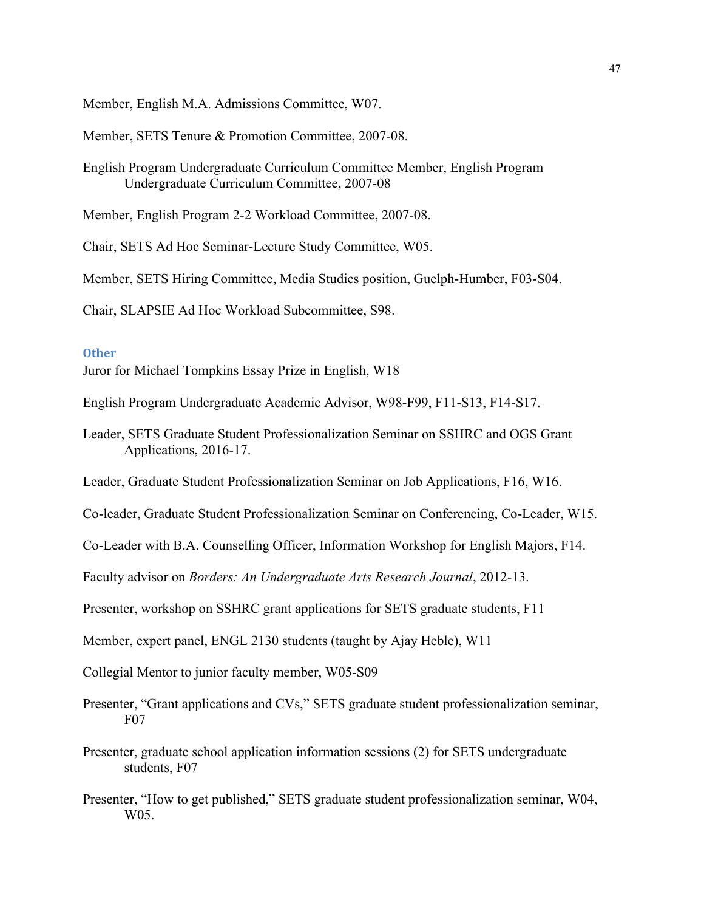Member, English M.A. Admissions Committee, W07.

Member, SETS Tenure & Promotion Committee, 2007-08.

English Program Undergraduate Curriculum Committee Member, English Program Undergraduate Curriculum Committee, 2007-08

Member, English Program 2-2 Workload Committee, 2007-08.

Chair, SETS Ad Hoc Seminar-Lecture Study Committee, W05.

Member, SETS Hiring Committee, Media Studies position, Guelph-Humber, F03-S04.

Chair, SLAPSIE Ad Hoc Workload Subcommittee, S98.

### Other

Juror for Michael Tompkins Essay Prize in English, W18

English Program Undergraduate Academic Advisor, W98-F99, F11-S13, F14-S17.

Leader, SETS Graduate Student Professionalization Seminar on SSHRC and OGS Grant Applications, 2016-17.

Leader, Graduate Student Professionalization Seminar on Job Applications, F16, W16.

Co-leader, Graduate Student Professionalization Seminar on Conferencing, Co-Leader, W15.

Co-Leader with B.A. Counselling Officer, Information Workshop for English Majors, F14.

Faculty advisor on *Borders: An Undergraduate Arts Research Journal*, 2012-13.

Presenter, workshop on SSHRC grant applications for SETS graduate students, F11

Member, expert panel, ENGL 2130 students (taught by Ajay Heble), W11

Collegial Mentor to junior faculty member, W05-S09

Presenter, "Grant applications and CVs," SETS graduate student professionalization seminar, F07

Presenter, graduate school application information sessions (2) for SETS undergraduate students, F07

Presenter, "How to get published," SETS graduate student professionalization seminar, W04, W05.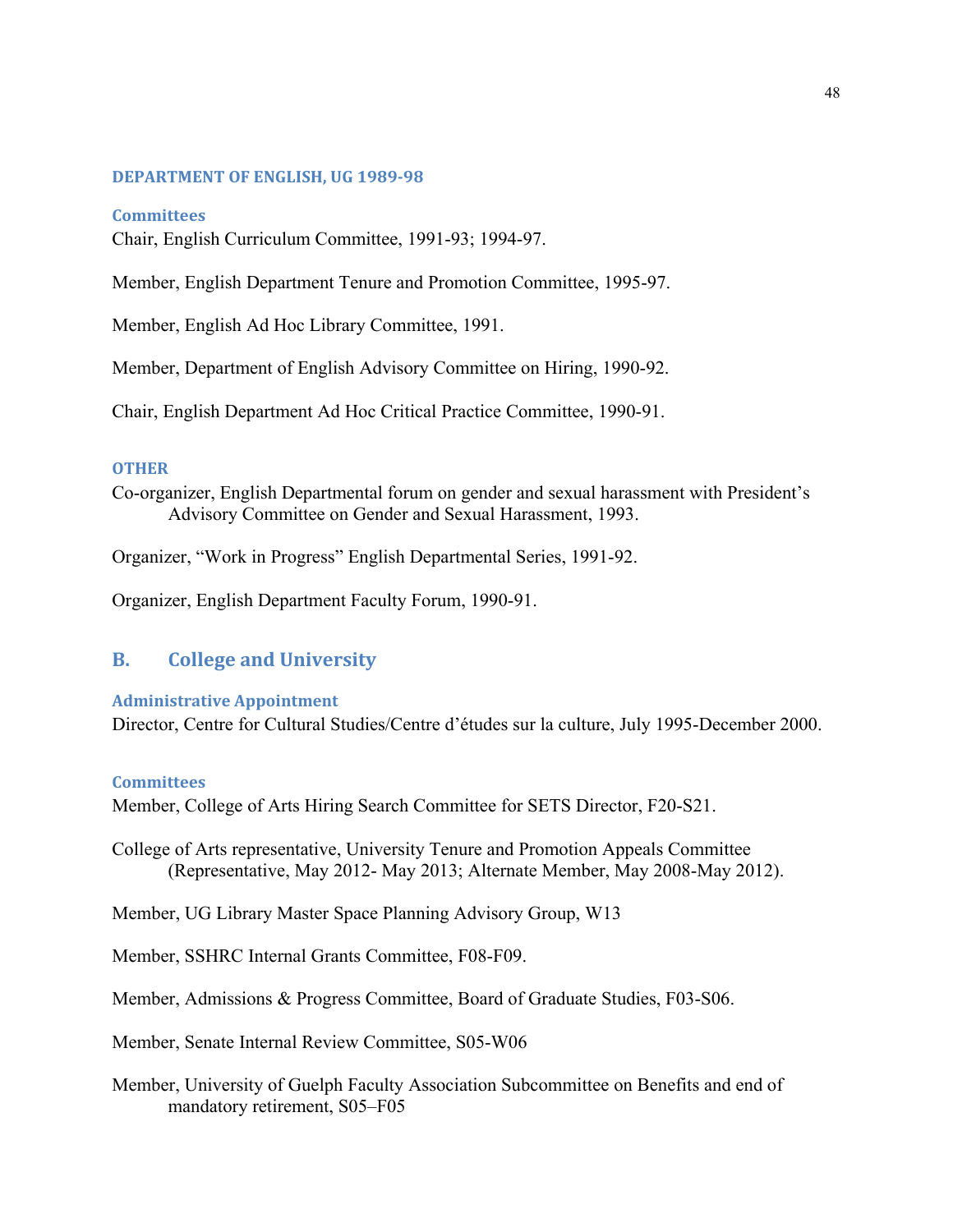### DEPARTMENT OF ENGLISH, UG 1989-98

#### Committees

Chair, English Curriculum Committee, 1991-93; 1994-97.

Member, English Department Tenure and Promotion Committee, 1995-97.

Member, English Ad Hoc Library Committee, 1991.

Member, Department of English Advisory Committee on Hiring, 1990-92.

Chair, English Department Ad Hoc Critical Practice Committee, 1990-91.

#### OTHER

Co-organizer, English Departmental forum on gender and sexual harassment with President's Advisory Committee on Gender and Sexual Harassment, 1993.

Organizer, "Work in Progress" English Departmental Series, 1991-92.

Organizer, English Department Faculty Forum, 1990-91.

## B. College and University

#### Administrative Appointment

Director, Centre for Cultural Studies/Centre d'études sur la culture, July 1995-December 2000.

#### Committees

Member, College of Arts Hiring Search Committee for SETS Director, F20-S21.

College of Arts representative, University Tenure and Promotion Appeals Committee (Representative, May 2012- May 2013; Alternate Member, May 2008-May 2012).

Member, UG Library Master Space Planning Advisory Group, W13

Member, SSHRC Internal Grants Committee, F08-F09.

Member, Admissions & Progress Committee, Board of Graduate Studies, F03-S06.

Member, Senate Internal Review Committee, S05-W06

Member, University of Guelph Faculty Association Subcommittee on Benefits and end of mandatory retirement, S05–F05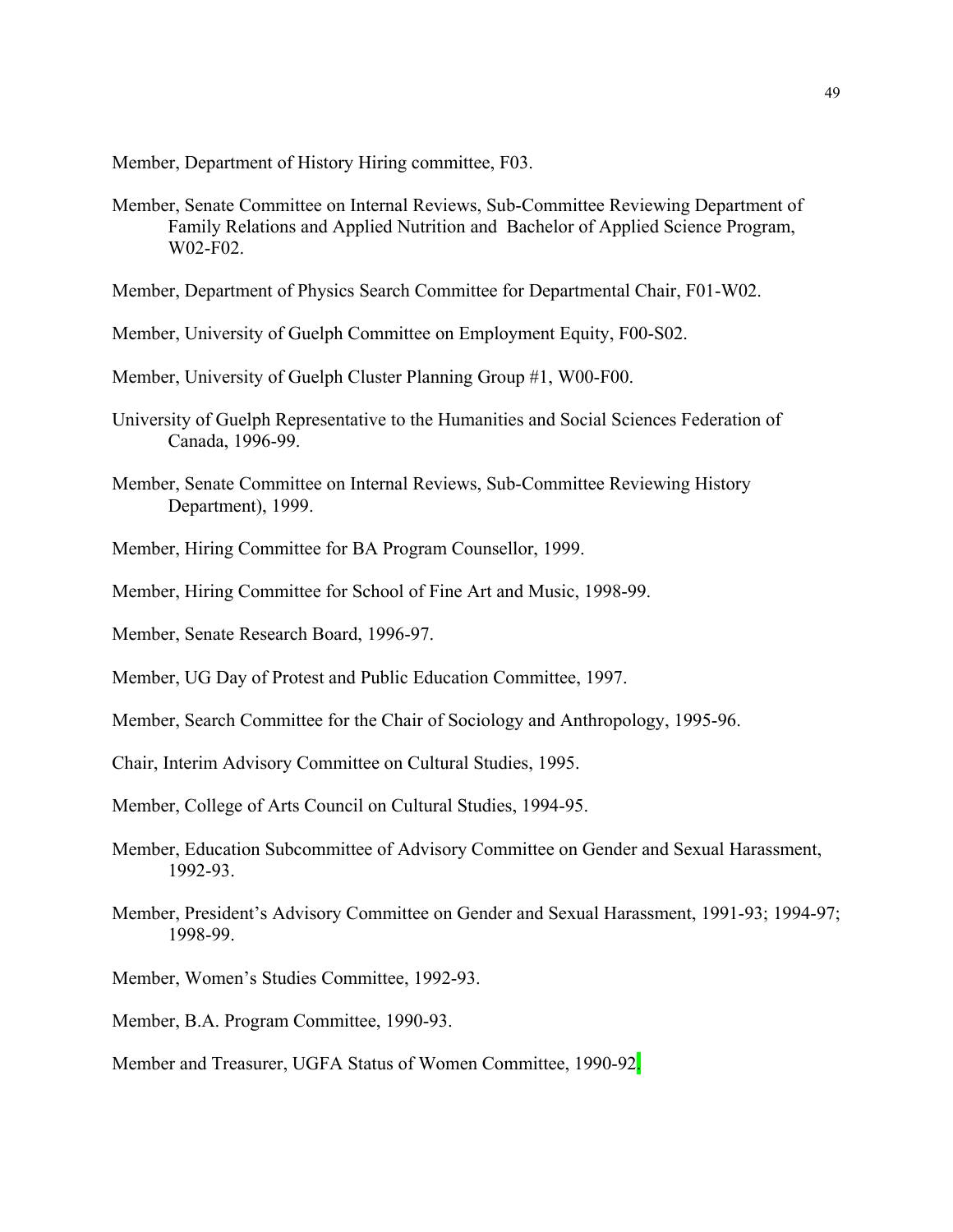Member, Department of History Hiring committee, F03.

Member, Senate Committee on Internal Reviews, Sub-Committee Reviewing Department of Family Relations and Applied Nutrition and Bachelor of Applied Science Program, W02-F02.

Member, Department of Physics Search Committee for Departmental Chair, F01-W02.

Member, University of Guelph Committee on Employment Equity, F00-S02.

Member, University of Guelph Cluster Planning Group #1, W00-F00.

University of Guelph Representative to the Humanities and Social Sciences Federation of Canada, 1996-99.

Member, Senate Committee on Internal Reviews, Sub-Committee Reviewing History Department), 1999.

Member, Hiring Committee for BA Program Counsellor, 1999.

Member, Hiring Committee for School of Fine Art and Music, 1998-99.

Member, Senate Research Board, 1996-97.

Member, UG Day of Protest and Public Education Committee, 1997.

Member, Search Committee for the Chair of Sociology and Anthropology, 1995-96.

Chair, Interim Advisory Committee on Cultural Studies, 1995.

Member, College of Arts Council on Cultural Studies, 1994-95.

Member, Education Subcommittee of Advisory Committee on Gender and Sexual Harassment, 1992-93.

Member, President's Advisory Committee on Gender and Sexual Harassment, 1991-93; 1994-97; 1998-99.

Member, Women's Studies Committee, 1992-93.

Member, B.A. Program Committee, 1990-93.

Member and Treasurer, UGFA Status of Women Committee, 1990-92.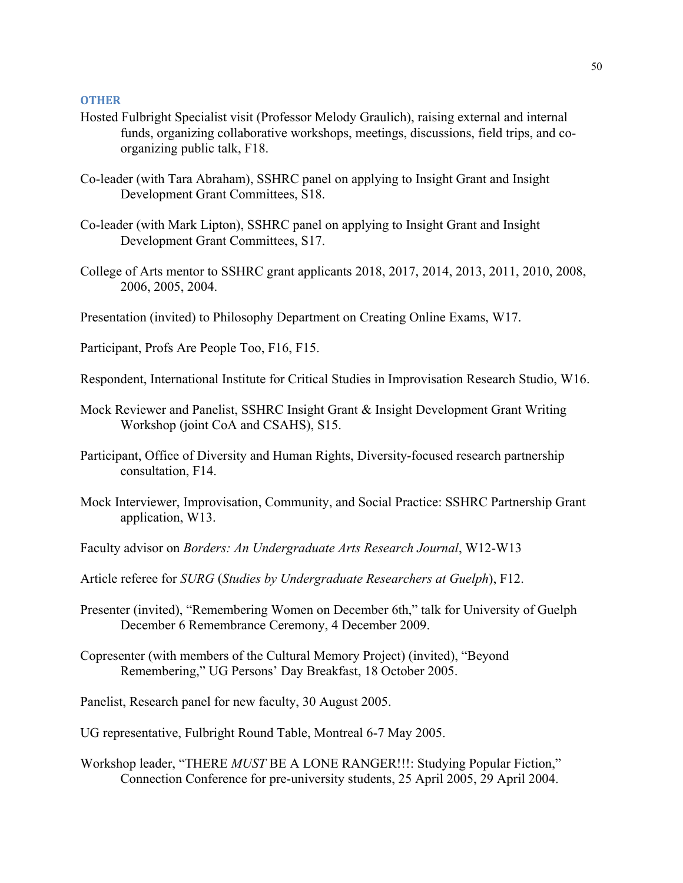### OTHER

Hosted Fulbright Specialist visit (Professor Melody Graulich), raising external and internal funds, organizing collaborative workshops, meetings, discussions, field trips, and co-organizing public talk, F18.

Co-leader (with Tara Abraham), SSHRC panel on applying to Insight Grant and Insight Development Grant Committees, S18.

Co-leader (with Mark Lipton), SSHRC panel on applying to Insight Grant and Insight Development Grant Committees, S17.

College of Arts mentor to SSHRC grant applicants 2018, 2017, 2014, 2013, 2011, 2010, 2008, 2006, 2005, 2004.

Presentation (invited) to Philosophy Department on Creating Online Exams, W17.

Participant, Profs Are People Too, F16, F15.

Respondent, International Institute for Critical Studies in Improvisation Research Studio, W16.

Mock Reviewer and Panelist, SSHRC Insight Grant & Insight Development Grant Writing Workshop (joint CoA and CSAHS), S15.

Participant, Office of Diversity and Human Rights, Diversity-focused research partnership consultation, F14.

Mock Interviewer, Improvisation, Community, and Social Practice: SSHRC Partnership Grant application, W13.

Faculty advisor on *Borders: An Undergraduate Arts Research Journal*, W12-W13

Article referee for *SURG* (*Studies by Undergraduate Researchers at Guelph*), F12.

Presenter (invited), "Remembering Women on December 6th," talk for University of Guelph December 6 Remembrance Ceremony, 4 December 2009.

Copresenter (with members of the Cultural Memory Project) (invited), "Beyond Remembering," UG Persons' Day Breakfast, 18 October 2005.

Panelist, Research panel for new faculty, 30 August 2005.

UG representative, Fulbright Round Table, Montreal 6-7 May 2005.

Workshop leader, "THERE *MUST* BE A LONE RANGER!!!: Studying Popular Fiction," Connection Conference for pre-university students, 25 April 2005, 29 April 2004.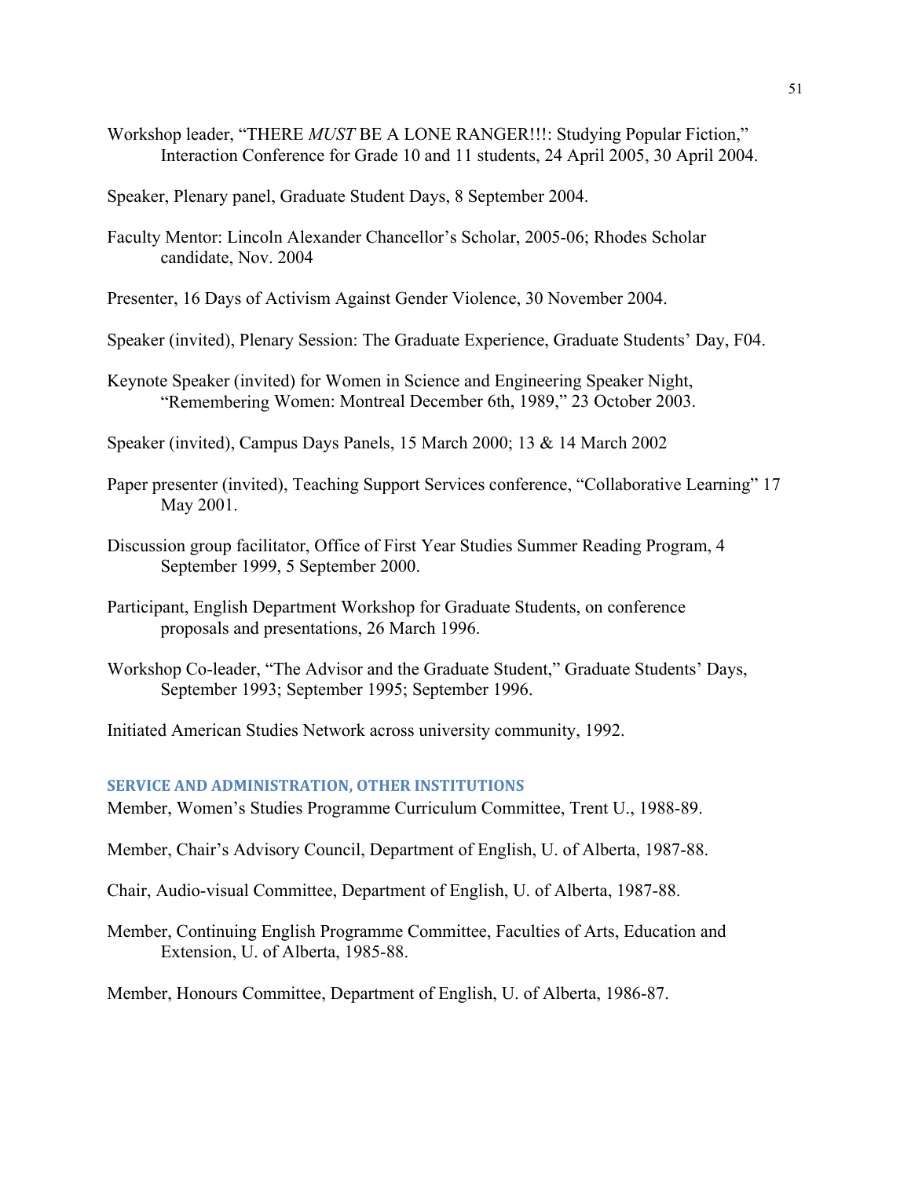Workshop leader, "THERE *MUST* BE A LONE RANGER!!!: Studying Popular Fiction," Interaction Conference for Grade 10 and 11 students, 24 April 2005, 30 April 2004.

Speaker, Plenary panel, Graduate Student Days, 8 September 2004.

Faculty Mentor: Lincoln Alexander Chancellor's Scholar, 2005-06; Rhodes Scholar candidate, Nov. 2004

Presenter, 16 Days of Activism Against Gender Violence, 30 November 2004.

Speaker (invited), Plenary Session: The Graduate Experience, Graduate Students' Day, F04.

Keynote Speaker (invited) for Women in Science and Engineering Speaker Night, "Remembering Women: Montreal December 6th, 1989," 23 October 2003.

Speaker (invited), Campus Days Panels, 15 March 2000; 13 & 14 March 2002

Paper presenter (invited), Teaching Support Services conference, "Collaborative Learning" 17 May 2001.

Discussion group facilitator, Office of First Year Studies Summer Reading Program, 4 September 1999, 5 September 2000.

Participant, English Department Workshop for Graduate Students, on conference proposals and presentations, 26 March 1996.

Workshop Co-leader, "The Advisor and the Graduate Student," Graduate Students' Days, September 1993; September 1995; September 1996.

Initiated American Studies Network across university community, 1992.

## SERVICE AND ADMINISTRATION, OTHER INSTITUTIONS

Member, Women's Studies Programme Curriculum Committee, Trent U., 1988-89.

Member, Chair's Advisory Council, Department of English, U. of Alberta, 1987-88.

Chair, Audio-visual Committee, Department of English, U. of Alberta, 1987-88.

Member, Continuing English Programme Committee, Faculties of Arts, Education and Extension, U. of Alberta, 1985-88.

Member, Honours Committee, Department of English, U. of Alberta, 1986-87.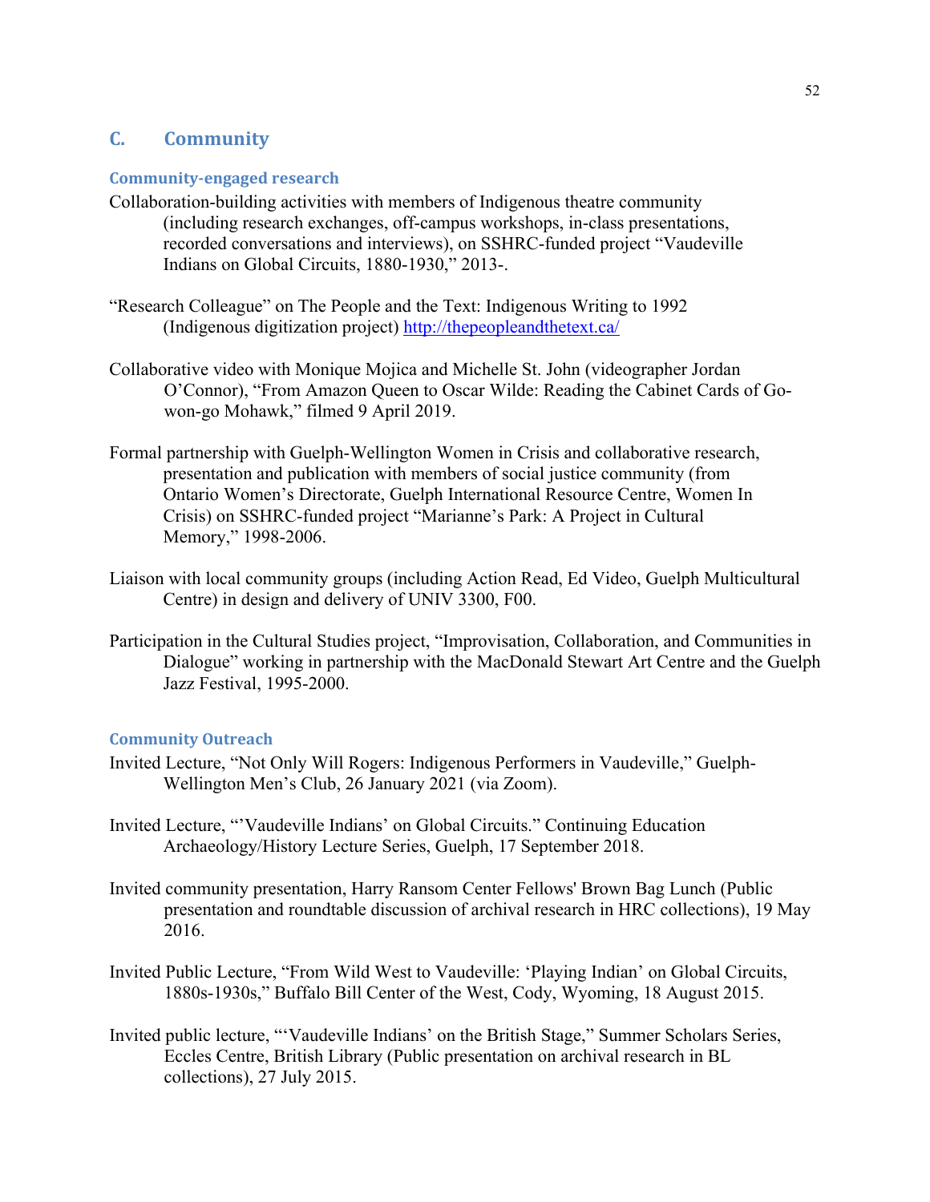## C. Community

### Community-engaged research

Collaboration-building activities with members of Indigenous theatre community (including research exchanges, off-campus workshops, in-class presentations, recorded conversations and interviews), on SSHRC-funded project "Vaudeville Indians on Global Circuits, 1880-1930," 2013-.

"Research Colleague" on The People and the Text: Indigenous Writing to 1992 (Indigenous digitization project) http://thepeopleandthetext.ca/

Collaborative video with Monique Mojica and Michelle St. John (videographer Jordan O'Connor), "From Amazon Queen to Oscar Wilde: Reading the Cabinet Cards of Go-won-go Mohawk," filmed 9 April 2019.

Formal partnership with Guelph-Wellington Women in Crisis and collaborative research, presentation and publication with members of social justice community (from Ontario Women's Directorate, Guelph International Resource Centre, Women In Crisis) on SSHRC-funded project "Marianne's Park: A Project in Cultural Memory," 1998-2006.

Liaison with local community groups (including Action Read, Ed Video, Guelph Multicultural Centre) in design and delivery of UNIV 3300, F00.

Participation in the Cultural Studies project, "Improvisation, Collaboration, and Communities in Dialogue" working in partnership with the MacDonald Stewart Art Centre and the Guelph Jazz Festival, 1995-2000.

### Community Outreach

Invited Lecture, "Not Only Will Rogers: Indigenous Performers in Vaudeville," Guelph-Wellington Men's Club, 26 January 2021 (via Zoom).

Invited Lecture, "'Vaudeville Indians' on Global Circuits." Continuing Education Archaeology/History Lecture Series, Guelph, 17 September 2018.

Invited community presentation, Harry Ransom Center Fellows' Brown Bag Lunch (Public presentation and roundtable discussion of archival research in HRC collections), 19 May 2016.

Invited Public Lecture, "From Wild West to Vaudeville: 'Playing Indian' on Global Circuits, 1880s-1930s," Buffalo Bill Center of the West, Cody, Wyoming, 18 August 2015.

Invited public lecture, "'Vaudeville Indians' on the British Stage," Summer Scholars Series, Eccles Centre, British Library (Public presentation on archival research in BL collections), 27 July 2015.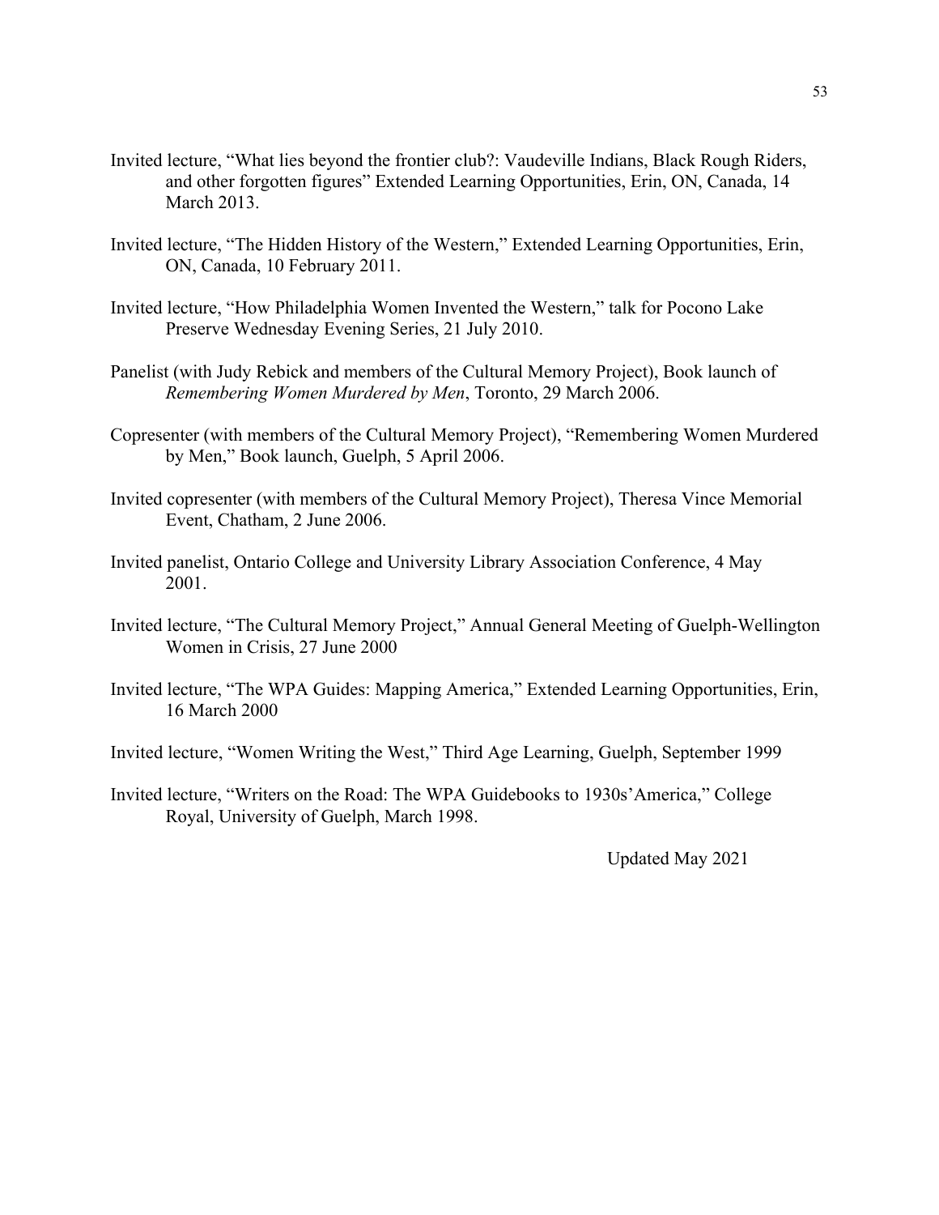Invited lecture, "What lies beyond the frontier club?: Vaudeville Indians, Black Rough Riders, and other forgotten figures" Extended Learning Opportunities, Erin, ON, Canada, 14 March 2013.

Invited lecture, "The Hidden History of the Western," Extended Learning Opportunities, Erin, ON, Canada, 10 February 2011.

Invited lecture, "How Philadelphia Women Invented the Western," talk for Pocono Lake Preserve Wednesday Evening Series, 21 July 2010.

Panelist (with Judy Rebick and members of the Cultural Memory Project), Book launch of *Remembering Women Murdered by Men*, Toronto, 29 March 2006.

Copresenter (with members of the Cultural Memory Project), "Remembering Women Murdered by Men," Book launch, Guelph, 5 April 2006.

Invited copresenter (with members of the Cultural Memory Project), Theresa Vince Memorial Event, Chatham, 2 June 2006.

Invited panelist, Ontario College and University Library Association Conference, 4 May 2001.

Invited lecture, "The Cultural Memory Project," Annual General Meeting of Guelph-Wellington Women in Crisis, 27 June 2000

Invited lecture, "The WPA Guides: Mapping America," Extended Learning Opportunities, Erin, 16 March 2000

Invited lecture, "Women Writing the West," Third Age Learning, Guelph, September 1999

Invited lecture, "Writers on the Road: The WPA Guidebooks to 1930s'America," College Royal, University of Guelph, March 1998.

Updated May 2021